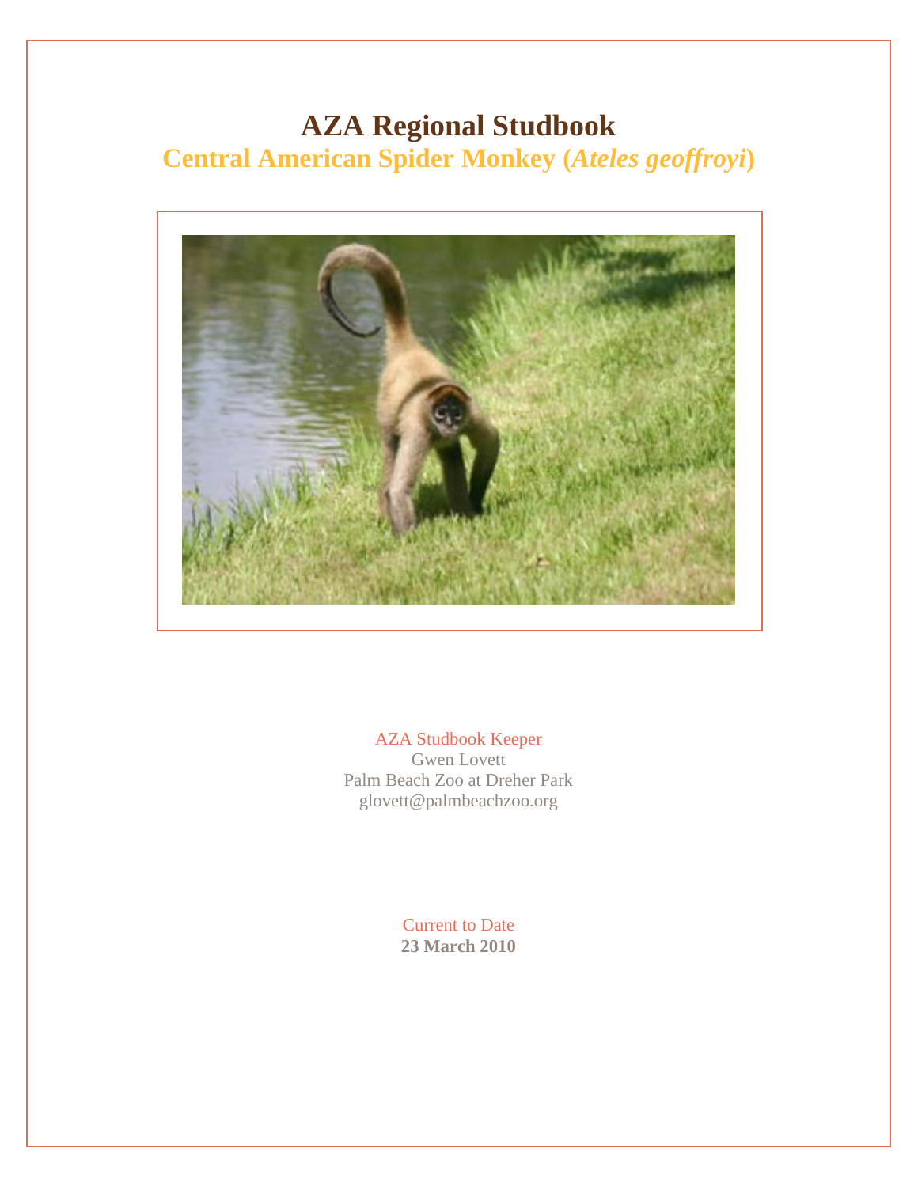# AZA Regional Studbook

## Central American Spider Monkey (*Ateles geoffroyi*)

AZA Studbook Keeper
Gwen Lovett
Palm Beach Zoo at Dreher Park
glovett@palmbeachzoo.org

Current to Date
**23 March 2010**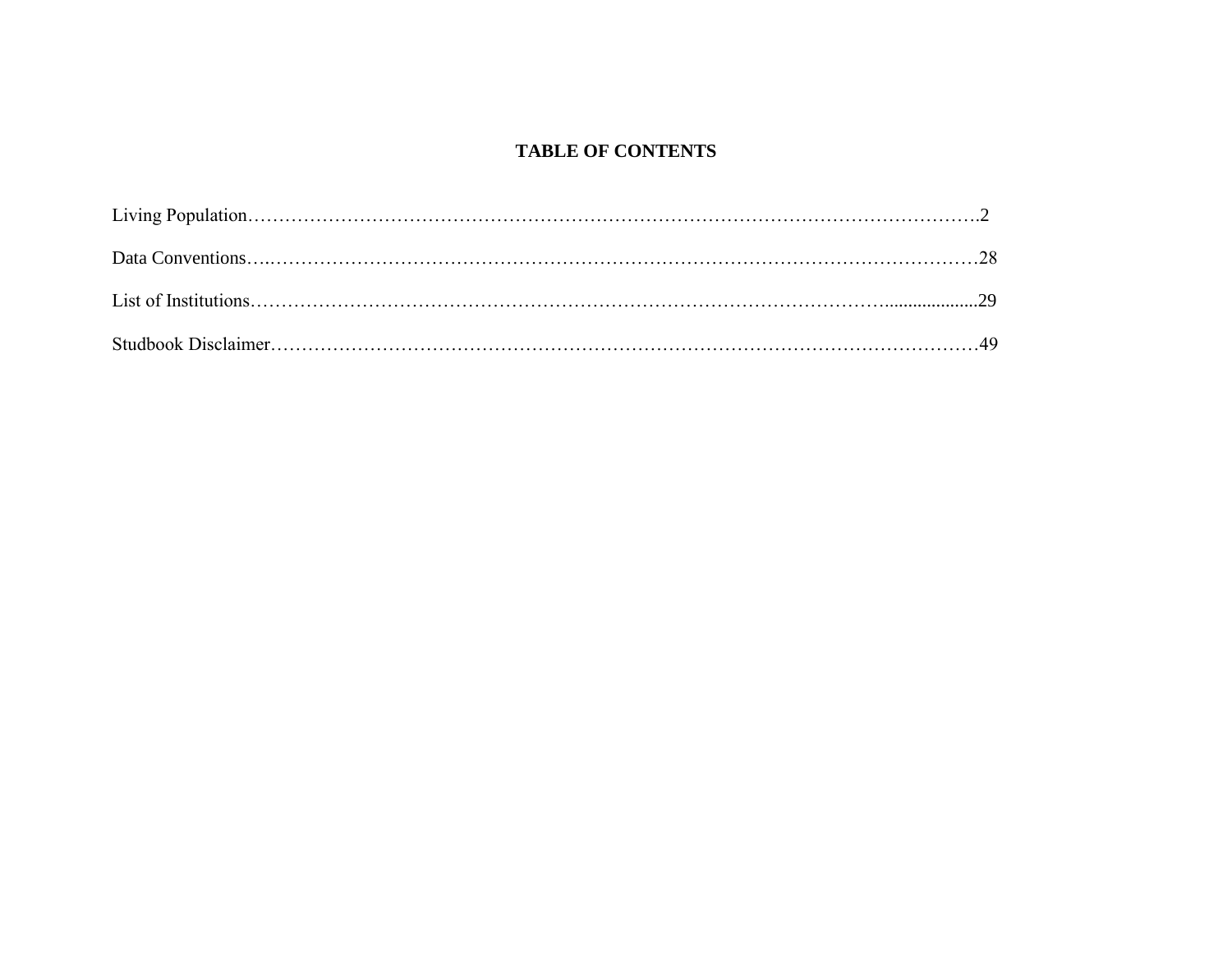# TABLE OF CONTENTS

Living Population……………………………………………………………………………………………….2

Data Conventions….……………………………………………………………………………………………28

List of Institutions……………………………………………………………………………………....................29

Studbook Disclaimer……………………………………………………………………………………………49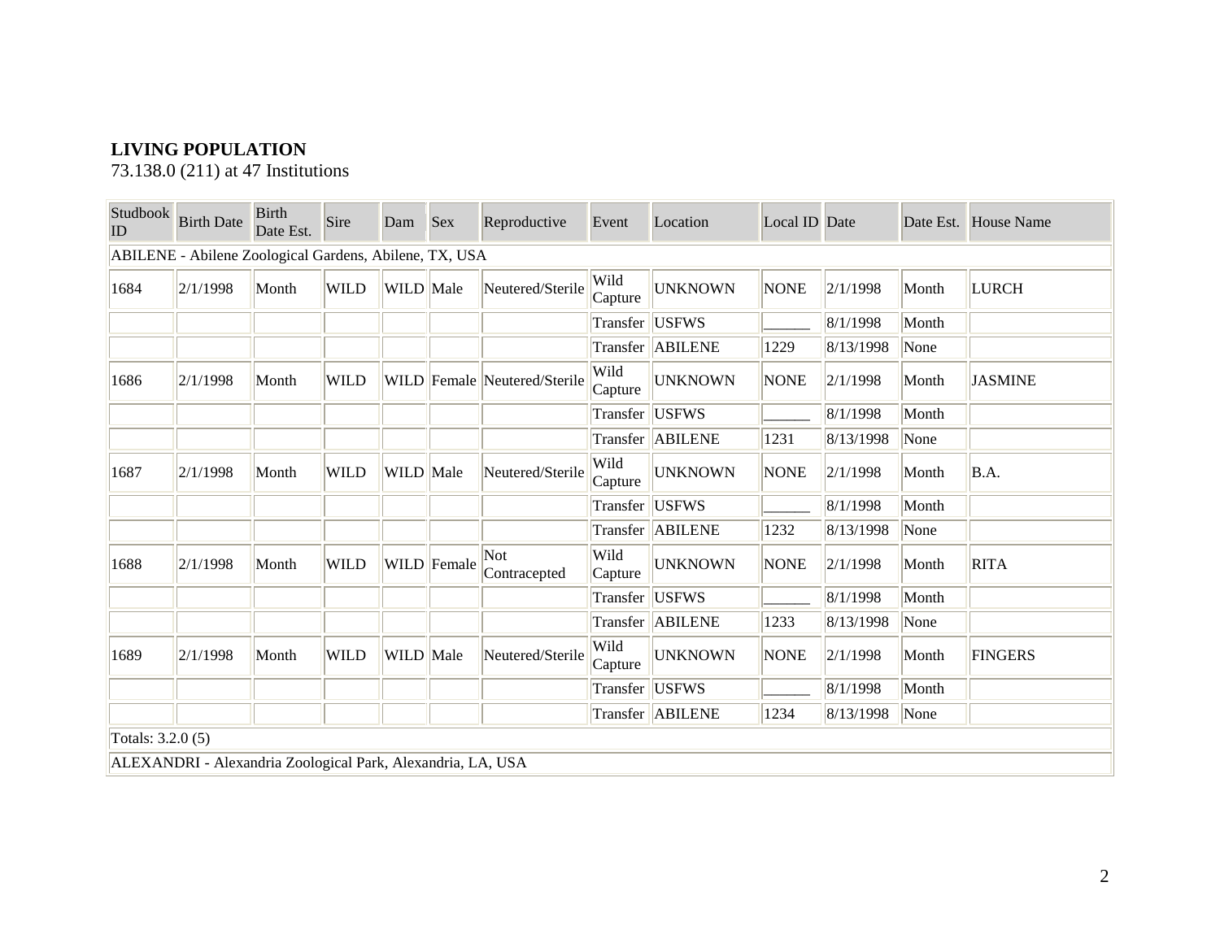**LIVING POPULATION**
73.138.0 (211) at 47 Institutions

| Studbook ID | Birth Date | Birth Date Est. | Sire | Dam | Sex | Reproductive | Event | Location | Local ID | Date | Date Est. | House Name |
|---|---|---|---|---|---|---|---|---|---|---|---|---|
| ABILENE - Abilene Zoological Gardens, Abilene, TX, USA | | | | | | | | | | | | |
| 1684 | 2/1/1998 | Month | WILD | WILD | Male | Neutered/Sterile | Wild Capture | UNKNOWN | NONE | 2/1/1998 | Month | LURCH |
| | | | | | | | Transfer | USFWS | ______ | 8/1/1998 | Month | |
| | | | | | | | Transfer | ABILENE | 1229 | 8/13/1998 | None | |
| 1686 | 2/1/1998 | Month | WILD | WILD | Female | Neutered/Sterile | Wild Capture | UNKNOWN | NONE | 2/1/1998 | Month | JASMINE |
| | | | | | | | Transfer | USFWS | ______ | 8/1/1998 | Month | |
| | | | | | | | Transfer | ABILENE | 1231 | 8/13/1998 | None | |
| 1687 | 2/1/1998 | Month | WILD | WILD | Male | Neutered/Sterile | Wild Capture | UNKNOWN | NONE | 2/1/1998 | Month | B.A. |
| | | | | | | | Transfer | USFWS | ______ | 8/1/1998 | Month | |
| | | | | | | | Transfer | ABILENE | 1232 | 8/13/1998 | None | |
| 1688 | 2/1/1998 | Month | WILD | WILD | Female | Not Contracepted | Wild Capture | UNKNOWN | NONE | 2/1/1998 | Month | RITA |
| | | | | | | | Transfer | USFWS | ______ | 8/1/1998 | Month | |
| | | | | | | | Transfer | ABILENE | 1233 | 8/13/1998 | None | |
| 1689 | 2/1/1998 | Month | WILD | WILD | Male | Neutered/Sterile | Wild Capture | UNKNOWN | NONE | 2/1/1998 | Month | FINGERS |
| | | | | | | | Transfer | USFWS | ______ | 8/1/1998 | Month | |
| | | | | | | | Transfer | ABILENE | 1234 | 8/13/1998 | None | |
| Totals: 3.2.0 (5) | | | | | | | | | | | | |
| ALEXANDRI - Alexandria Zoological Park, Alexandria, LA, USA | | | | | | | | | | | | |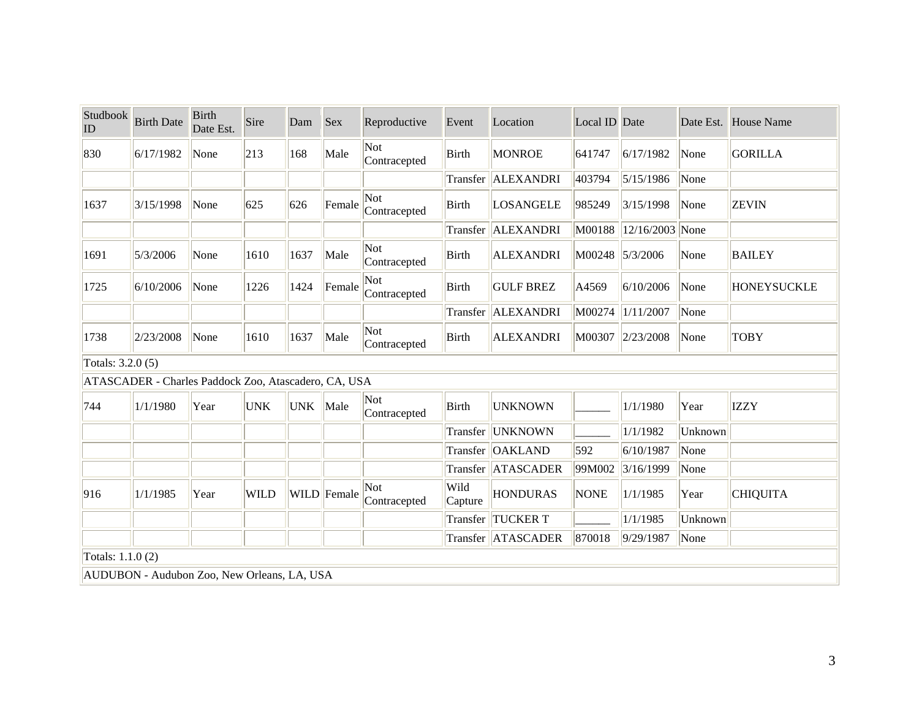| Studbook ID | Birth Date | Birth Date Est. | Sire | Dam | Sex | Reproductive | Event | Location | Local ID | Date | Date Est. | House Name |
|---|---|---|---|---|---|---|---|---|---|---|---|---|
| 830 | 6/17/1982 | None | 213 | 168 | Male | Not Contracepted | Birth | MONROE | 641747 | 6/17/1982 | None | GORILLA |
| | | | | | | | Transfer | ALEXANDRI | 403794 | 5/15/1986 | None | |
| 1637 | 3/15/1998 | None | 625 | 626 | Female | Not Contracepted | Birth | LOSANGELE | 985249 | 3/15/1998 | None | ZEVIN |
| | | | | | | | Transfer | ALEXANDRI | M00188 | 12/16/2003 | None | |
| 1691 | 5/3/2006 | None | 1610 | 1637 | Male | Not Contracepted | Birth | ALEXANDRI | M00248 | 5/3/2006 | None | BAILEY |
| 1725 | 6/10/2006 | None | 1226 | 1424 | Female | Not Contracepted | Birth | GULF BREZ | A4569 | 6/10/2006 | None | HONEYSUCKLE |
| | | | | | | | Transfer | ALEXANDRI | M00274 | 1/11/2007 | None | |
| 1738 | 2/23/2008 | None | 1610 | 1637 | Male | Not Contracepted | Birth | ALEXANDRI | M00307 | 2/23/2008 | None | TOBY |
| Totals: 3.2.0 (5) | | | | | | | | | | | | |
| ATASCADER - Charles Paddock Zoo, Atascadero, CA, USA | | | | | | | | | | | | |
| 744 | 1/1/1980 | Year | UNK | UNK | Male | Not Contracepted | Birth | UNKNOWN | ______ | 1/1/1980 | Year | IZZY |
| | | | | | | | Transfer | UNKNOWN | ______ | 1/1/1982 | Unknown | |
| | | | | | | | Transfer | OAKLAND | 592 | 6/10/1987 | None | |
| | | | | | | | Transfer | ATASCADER | 99M002 | 3/16/1999 | None | |
| 916 | 1/1/1985 | Year | WILD | WILD | Female | Not Contracepted | Wild Capture | HONDURAS | NONE | 1/1/1985 | Year | CHIQUITA |
| | | | | | | | Transfer | TUCKER T | ______ | 1/1/1985 | Unknown | |
| | | | | | | | Transfer | ATASCADER | 870018 | 9/29/1987 | None | |
| Totals: 1.1.0 (2) | | | | | | | | | | | | |
| AUDUBON - Audubon Zoo, New Orleans, LA, USA | | | | | | | | | | | | |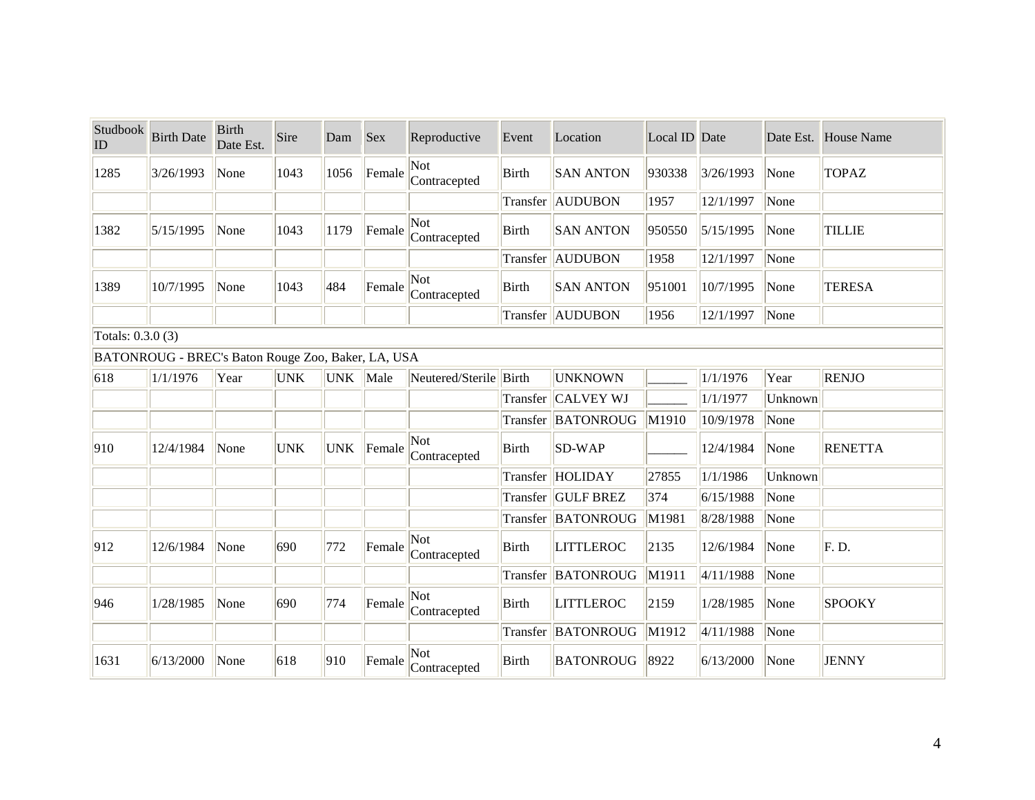| Studbook ID | Birth Date | Birth Date Est. | Sire | Dam | Sex | Reproductive | Event | Location | Local ID | Date | Date Est. | House Name |
|---|---|---|---|---|---|---|---|---|---|---|---|---|
| 1285 | 3/26/1993 | None | 1043 | 1056 | Female | Not Contracepted | Birth | SAN ANTON | 930338 | 3/26/1993 | None | TOPAZ |
| | | | | | | | Transfer | AUDUBON | 1957 | 12/1/1997 | None | |
| 1382 | 5/15/1995 | None | 1043 | 1179 | Female | Not Contracepted | Birth | SAN ANTON | 950550 | 5/15/1995 | None | TILLIE |
| | | | | | | | Transfer | AUDUBON | 1958 | 12/1/1997 | None | |
| 1389 | 10/7/1995 | None | 1043 | 484 | Female | Not Contracepted | Birth | SAN ANTON | 951001 | 10/7/1995 | None | TERESA |
| | | | | | | | Transfer | AUDUBON | 1956 | 12/1/1997 | None | |
| Totals: 0.3.0 (3) | | | | | | | | | | | | |
| BATONROUG - BREC's Baton Rouge Zoo, Baker, LA, USA | | | | | | | | | | | | |
| 618 | 1/1/1976 | Year | UNK | UNK | Male | Neutered/Sterile | Birth | UNKNOWN | ______ | 1/1/1976 | Year | RENJO |
| | | | | | | | Transfer | CALVEY WJ | ______ | 1/1/1977 | Unknown | |
| | | | | | | | Transfer | BATONROUG | M1910 | 10/9/1978 | None | |
| 910 | 12/4/1984 | None | UNK | UNK | Female | Not Contracepted | Birth | SD-WAP | ______ | 12/4/1984 | None | RENETTA |
| | | | | | | | Transfer | HOLIDAY | 27855 | 1/1/1986 | Unknown | |
| | | | | | | | Transfer | GULF BREZ | 374 | 6/15/1988 | None | |
| | | | | | | | Transfer | BATONROUG | M1981 | 8/28/1988 | None | |
| 912 | 12/6/1984 | None | 690 | 772 | Female | Not Contracepted | Birth | LITTLEROC | 2135 | 12/6/1984 | None | F. D. |
| | | | | | | | Transfer | BATONROUG | M1911 | 4/11/1988 | None | |
| 946 | 1/28/1985 | None | 690 | 774 | Female | Not Contracepted | Birth | LITTLEROC | 2159 | 1/28/1985 | None | SPOOKY |
| | | | | | | | Transfer | BATONROUG | M1912 | 4/11/1988 | None | |
| 1631 | 6/13/2000 | None | 618 | 910 | Female | Not Contracepted | Birth | BATONROUG | 8922 | 6/13/2000 | None | JENNY |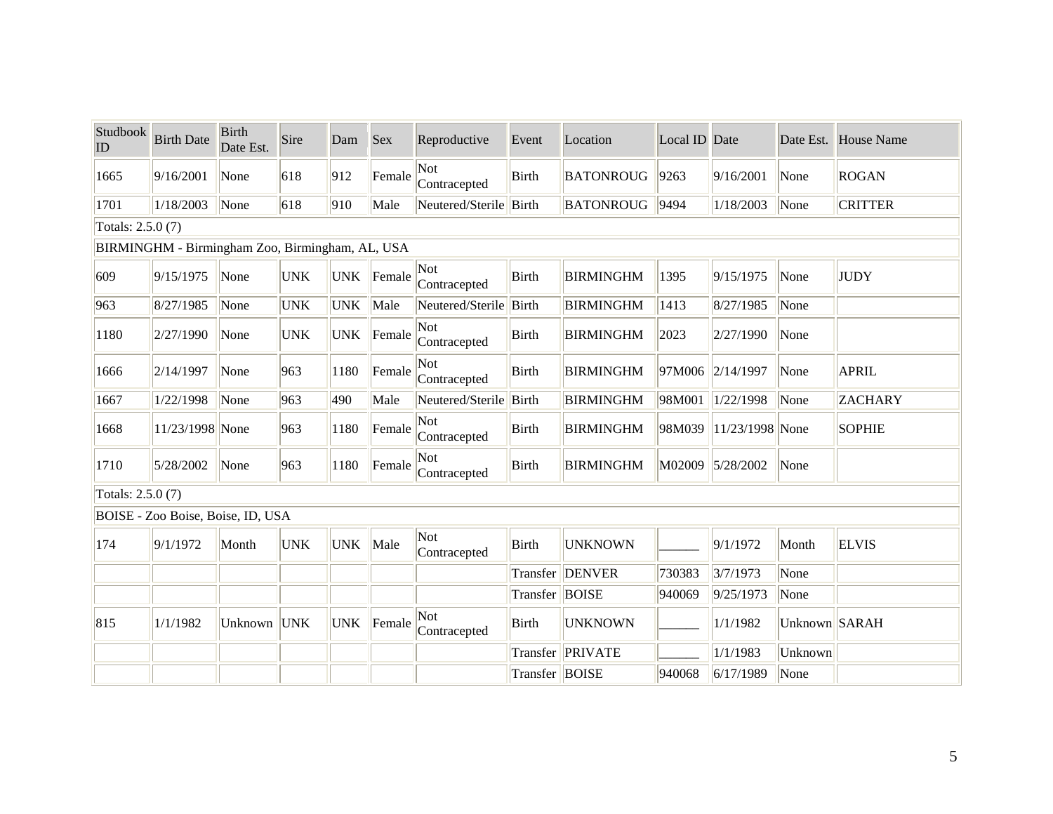| Studbook ID | Birth Date | Birth Date Est. | Sire | Dam | Sex | Reproductive | Event | Location | Local ID | Date | Date Est. | House Name |
|---|---|---|---|---|---|---|---|---|---|---|---|---|
| 1665 | 9/16/2001 | None | 618 | 912 | Female | Not Contracepted | Birth | BATONROUG | 9263 | 9/16/2001 | None | ROGAN |
| 1701 | 1/18/2003 | None | 618 | 910 | Male | Neutered/Sterile | Birth | BATONROUG | 9494 | 1/18/2003 | None | CRITTER |
| Totals: 2.5.0 (7) | | | | | | | | | | | | |
| BIRMINGHM - Birmingham Zoo, Birmingham, AL, USA | | | | | | | | | | | | |
| 609 | 9/15/1975 | None | UNK | UNK | Female | Not Contracepted | Birth | BIRMINGHM | 1395 | 9/15/1975 | None | JUDY |
| 963 | 8/27/1985 | None | UNK | UNK | Male | Neutered/Sterile | Birth | BIRMINGHM | 1413 | 8/27/1985 | None | |
| 1180 | 2/27/1990 | None | UNK | UNK | Female | Not Contracepted | Birth | BIRMINGHM | 2023 | 2/27/1990 | None | |
| 1666 | 2/14/1997 | None | 963 | 1180 | Female | Not Contracepted | Birth | BIRMINGHM | 97M006 | 2/14/1997 | None | APRIL |
| 1667 | 1/22/1998 | None | 963 | 490 | Male | Neutered/Sterile | Birth | BIRMINGHM | 98M001 | 1/22/1998 | None | ZACHARY |
| 1668 | 11/23/1998 | None | 963 | 1180 | Female | Not Contracepted | Birth | BIRMINGHM | 98M039 | 11/23/1998 | None | SOPHIE |
| 1710 | 5/28/2002 | None | 963 | 1180 | Female | Not Contracepted | Birth | BIRMINGHM | M02009 | 5/28/2002 | None | |
| Totals: 2.5.0 (7) | | | | | | | | | | | | |
| BOISE - Zoo Boise, Boise, ID, USA | | | | | | | | | | | | |
| 174 | 9/1/1972 | Month | UNK | UNK | Male | Not Contracepted | Birth | UNKNOWN | ______ | 9/1/1972 | Month | ELVIS |
| | | | | | | | Transfer | DENVER | 730383 | 3/7/1973 | None | |
| | | | | | | | Transfer | BOISE | 940069 | 9/25/1973 | None | |
| 815 | 1/1/1982 | Unknown | UNK | UNK | Female | Not Contracepted | Birth | UNKNOWN | ______ | 1/1/1982 | Unknown | SARAH |
| | | | | | | | Transfer | PRIVATE | ______ | 1/1/1983 | Unknown | |
| | | | | | | | Transfer | BOISE | 940068 | 6/17/1989 | None | |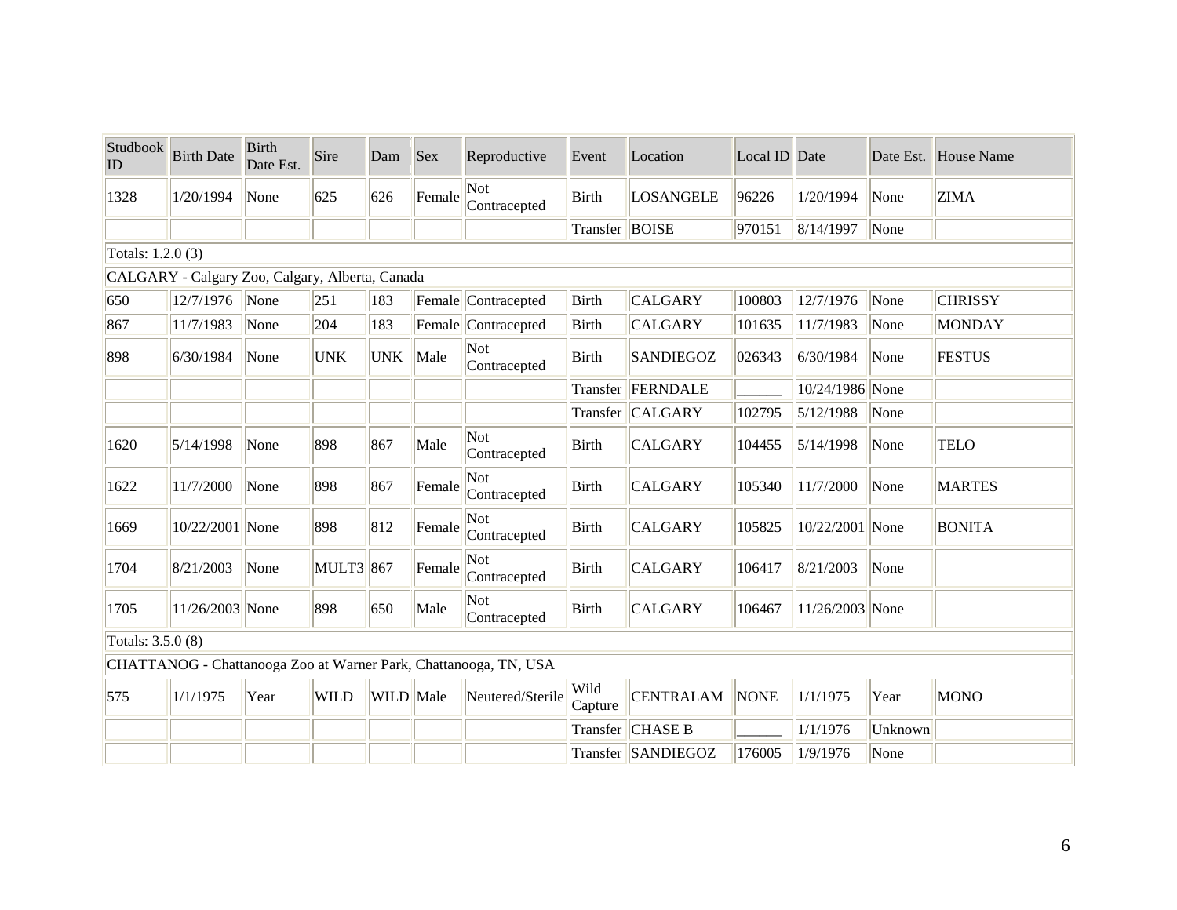| Studbook ID | Birth Date | Birth Date Est. | Sire | Dam | Sex | Reproductive | Event | Location | Local ID | Date | Date Est. | House Name |
|---|---|---|---|---|---|---|---|---|---|---|---|---|
| 1328 | 1/20/1994 | None | 625 | 626 | Female | Not Contracepted | Birth | LOSANGELE | 96226 | 1/20/1994 | None | ZIMA |
| | | | | | | | Transfer | BOISE | 970151 | 8/14/1997 | None | |
| Totals: 1.2.0 (3) | | | | | | | | | | | | |
| CALGARY - Calgary Zoo, Calgary, Alberta, Canada | | | | | | | | | | | | |
| 650 | 12/7/1976 | None | 251 | 183 | Female | Contracepted | Birth | CALGARY | 100803 | 12/7/1976 | None | CHRISSY |
| 867 | 11/7/1983 | None | 204 | 183 | Female | Contracepted | Birth | CALGARY | 101635 | 11/7/1983 | None | MONDAY |
| 898 | 6/30/1984 | None | UNK | UNK | Male | Not Contracepted | Birth | SANDIEGOZ | 026343 | 6/30/1984 | None | FESTUS |
| | | | | | | | Transfer | FERNDALE | ______ | 10/24/1986 | None | |
| | | | | | | | Transfer | CALGARY | 102795 | 5/12/1988 | None | |
| 1620 | 5/14/1998 | None | 898 | 867 | Male | Not Contracepted | Birth | CALGARY | 104455 | 5/14/1998 | None | TELO |
| 1622 | 11/7/2000 | None | 898 | 867 | Female | Not Contracepted | Birth | CALGARY | 105340 | 11/7/2000 | None | MARTES |
| 1669 | 10/22/2001 | None | 898 | 812 | Female | Not Contracepted | Birth | CALGARY | 105825 | 10/22/2001 | None | BONITA |
| 1704 | 8/21/2003 | None | MULT3 | 867 | Female | Not Contracepted | Birth | CALGARY | 106417 | 8/21/2003 | None | |
| 1705 | 11/26/2003 | None | 898 | 650 | Male | Not Contracepted | Birth | CALGARY | 106467 | 11/26/2003 | None | |
| Totals: 3.5.0 (8) | | | | | | | | | | | | |
| CHATTANOG - Chattanooga Zoo at Warner Park, Chattanooga, TN, USA | | | | | | | | | | | | |
| 575 | 1/1/1975 | Year | WILD | WILD | Male | Neutered/Sterile | Wild Capture | CENTRALAM | NONE | 1/1/1975 | Year | MONO |
| | | | | | | | Transfer | CHASE B | ______ | 1/1/1976 | Unknown | |
| | | | | | | | Transfer | SANDIEGOZ | 176005 | 1/9/1976 | None | |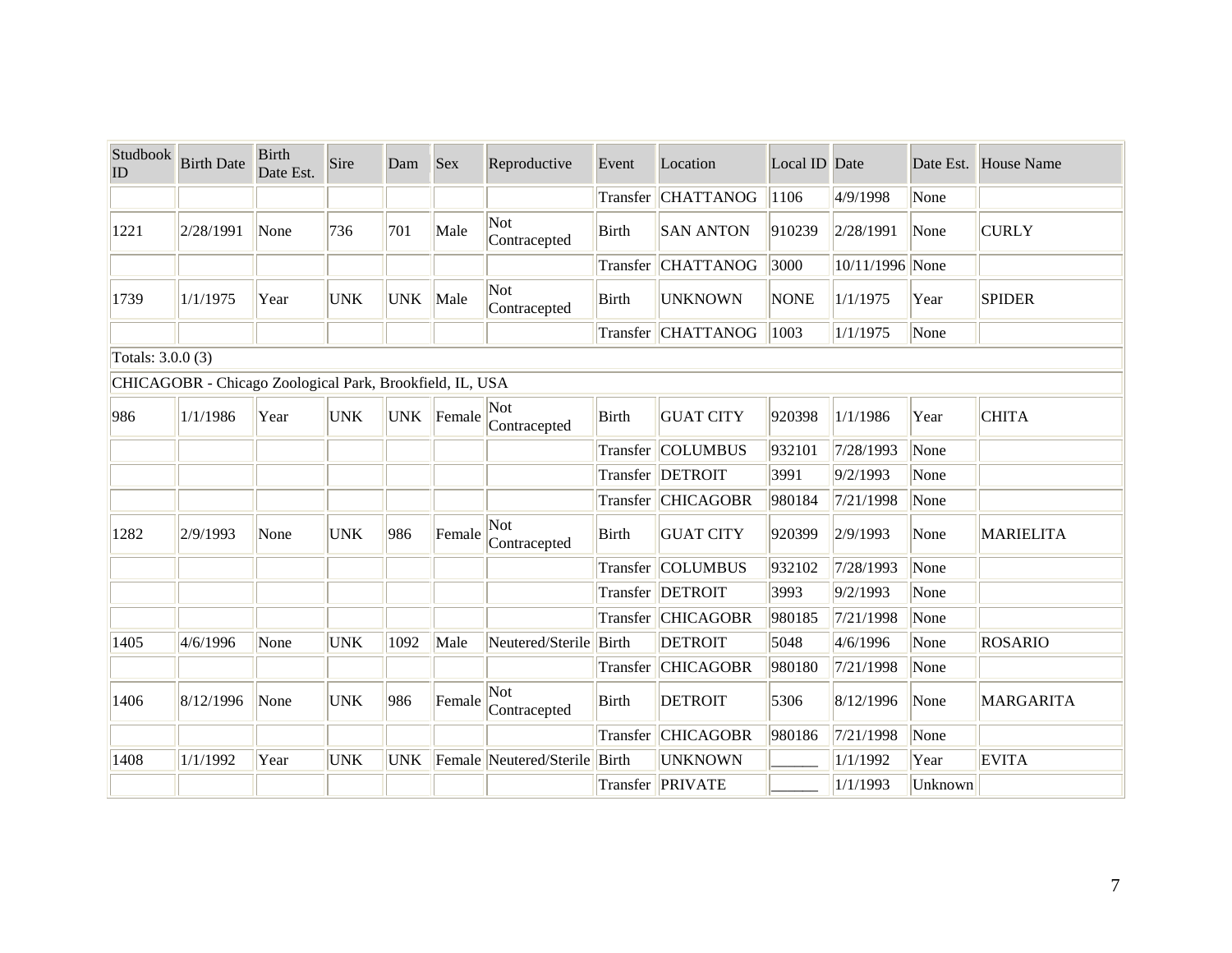| Studbook ID | Birth Date | Birth Date Est. | Sire | Dam | Sex | Reproductive | Event | Location | Local ID | Date | Date Est. | House Name |
|---|---|---|---|---|---|---|---|---|---|---|---|---|
| | | | | | | | Transfer | CHATTANOG | 1106 | 4/9/1998 | None | |
| 1221 | 2/28/1991 | None | 736 | 701 | Male | Not Contracepted | Birth | SAN ANTON | 910239 | 2/28/1991 | None | CURLY |
| | | | | | | | Transfer | CHATTANOG | 3000 | 10/11/1996 | None | |
| 1739 | 1/1/1975 | Year | UNK | UNK | Male | Not Contracepted | Birth | UNKNOWN | NONE | 1/1/1975 | Year | SPIDER |
| | | | | | | | Transfer | CHATTANOG | 1003 | 1/1/1975 | None | |
| Totals: 3.0.0 (3) | | | | | | | | | | | | |
| CHICAGOBR - Chicago Zoological Park, Brookfield, IL, USA | | | | | | | | | | | | |
| 986 | 1/1/1986 | Year | UNK | UNK | Female | Not Contracepted | Birth | GUAT CITY | 920398 | 1/1/1986 | Year | CHITA |
| | | | | | | | Transfer | COLUMBUS | 932101 | 7/28/1993 | None | |
| | | | | | | | Transfer | DETROIT | 3991 | 9/2/1993 | None | |
| | | | | | | | Transfer | CHICAGOBR | 980184 | 7/21/1998 | None | |
| 1282 | 2/9/1993 | None | UNK | 986 | Female | Not Contracepted | Birth | GUAT CITY | 920399 | 2/9/1993 | None | MARIELITA |
| | | | | | | | Transfer | COLUMBUS | 932102 | 7/28/1993 | None | |
| | | | | | | | Transfer | DETROIT | 3993 | 9/2/1993 | None | |
| | | | | | | | Transfer | CHICAGOBR | 980185 | 7/21/1998 | None | |
| 1405 | 4/6/1996 | None | UNK | 1092 | Male | Neutered/Sterile | Birth | DETROIT | 5048 | 4/6/1996 | None | ROSARIO |
| | | | | | | | Transfer | CHICAGOBR | 980180 | 7/21/1998 | None | |
| 1406 | 8/12/1996 | None | UNK | 986 | Female | Not Contracepted | Birth | DETROIT | 5306 | 8/12/1996 | None | MARGARITA |
| | | | | | | | Transfer | CHICAGOBR | 980186 | 7/21/1998 | None | |
| 1408 | 1/1/1992 | Year | UNK | UNK | Female | Neutered/Sterile | Birth | UNKNOWN | ______ | 1/1/1992 | Year | EVITA |
| | | | | | | | Transfer | PRIVATE | ______ | 1/1/1993 | Unknown | |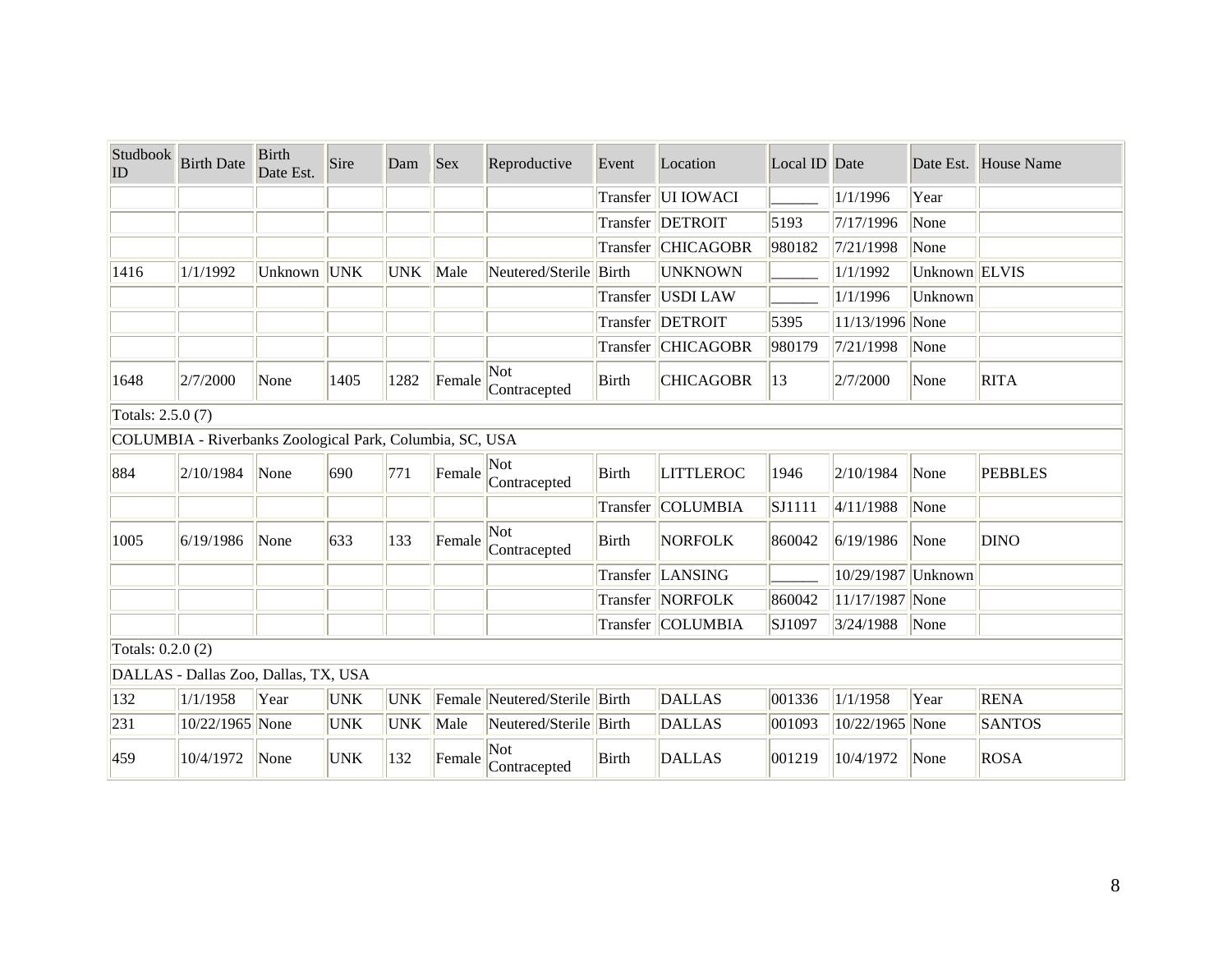| Studbook ID | Birth Date | Birth Date Est. | Sire | Dam | Sex | Reproductive | Event | Location | Local ID | Date | Date Est. | House Name |
|---|---|---|---|---|---|---|---|---|---|---|---|---|
| | | | | | | | Transfer | UI IOWACI | ______ | 1/1/1996 | Year | |
| | | | | | | | Transfer | DETROIT | 5193 | 7/17/1996 | None | |
| | | | | | | | Transfer | CHICAGOBR | 980182 | 7/21/1998 | None | |
| 1416 | 1/1/1992 | Unknown | UNK | UNK | Male | Neutered/Sterile | Birth | UNKNOWN | ______ | 1/1/1992 | Unknown | ELVIS |
| | | | | | | | Transfer | USDI LAW | ______ | 1/1/1996 | Unknown | |
| | | | | | | | Transfer | DETROIT | 5395 | 11/13/1996 | None | |
| | | | | | | | Transfer | CHICAGOBR | 980179 | 7/21/1998 | None | |
| 1648 | 2/7/2000 | None | 1405 | 1282 | Female | Not Contracepted | Birth | CHICAGOBR | 13 | 2/7/2000 | None | RITA |
| Totals: 2.5.0 (7) | | | | | | | | | | | | |
| COLUMBIA - Riverbanks Zoological Park, Columbia, SC, USA | | | | | | | | | | | | |
| 884 | 2/10/1984 | None | 690 | 771 | Female | Not Contracepted | Birth | LITTLEROC | 1946 | 2/10/1984 | None | PEBBLES |
| | | | | | | | Transfer | COLUMBIA | SJ1111 | 4/11/1988 | None | |
| 1005 | 6/19/1986 | None | 633 | 133 | Female | Not Contracepted | Birth | NORFOLK | 860042 | 6/19/1986 | None | DINO |
| | | | | | | | Transfer | LANSING | ______ | 10/29/1987 | Unknown | |
| | | | | | | | Transfer | NORFOLK | 860042 | 11/17/1987 | None | |
| | | | | | | | Transfer | COLUMBIA | SJ1097 | 3/24/1988 | None | |
| Totals: 0.2.0 (2) | | | | | | | | | | | | |
| DALLAS - Dallas Zoo, Dallas, TX, USA | | | | | | | | | | | | |
| 132 | 1/1/1958 | Year | UNK | UNK | Female | Neutered/Sterile | Birth | DALLAS | 001336 | 1/1/1958 | Year | RENA |
| 231 | 10/22/1965 | None | UNK | UNK | Male | Neutered/Sterile | Birth | DALLAS | 001093 | 10/22/1965 | None | SANTOS |
| 459 | 10/4/1972 | None | UNK | 132 | Female | Not Contracepted | Birth | DALLAS | 001219 | 10/4/1972 | None | ROSA |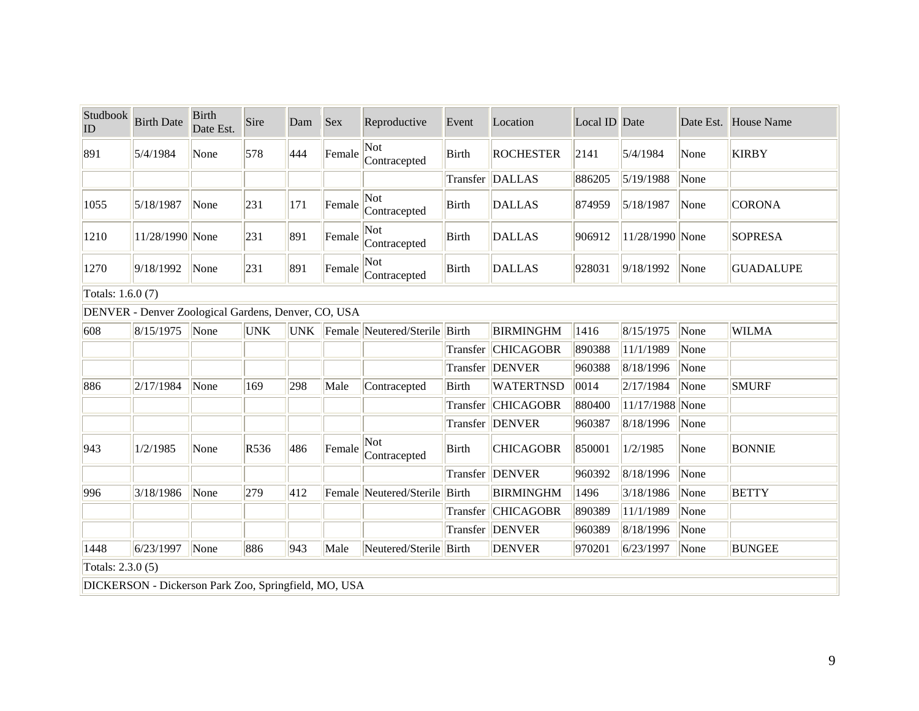| Studbook ID | Birth Date | Birth Date Est. | Sire | Dam | Sex | Reproductive | Event | Location | Local ID | Date | Date Est. | House Name |
|---|---|---|---|---|---|---|---|---|---|---|---|---|
| 891 | 5/4/1984 | None | 578 | 444 | Female | Not Contracepted | Birth | ROCHESTER | 2141 | 5/4/1984 | None | KIRBY |
| | | | | | | | Transfer | DALLAS | 886205 | 5/19/1988 | None | |
| 1055 | 5/18/1987 | None | 231 | 171 | Female | Not Contracepted | Birth | DALLAS | 874959 | 5/18/1987 | None | CORONA |
| 1210 | 11/28/1990 | None | 231 | 891 | Female | Not Contracepted | Birth | DALLAS | 906912 | 11/28/1990 | None | SOPRESA |
| 1270 | 9/18/1992 | None | 231 | 891 | Female | Not Contracepted | Birth | DALLAS | 928031 | 9/18/1992 | None | GUADALUPE |
| Totals: 1.6.0 (7) | | | | | | | | | | | | |
| DENVER - Denver Zoological Gardens, Denver, CO, USA | | | | | | | | | | | | |
| 608 | 8/15/1975 | None | UNK | UNK | Female | Neutered/Sterile | Birth | BIRMINGHM | 1416 | 8/15/1975 | None | WILMA |
| | | | | | | | Transfer | CHICAGOBR | 890388 | 11/1/1989 | None | |
| | | | | | | | Transfer | DENVER | 960388 | 8/18/1996 | None | |
| 886 | 2/17/1984 | None | 169 | 298 | Male | Contracepted | Birth | WATERTNSD | 0014 | 2/17/1984 | None | SMURF |
| | | | | | | | Transfer | CHICAGOBR | 880400 | 11/17/1988 | None | |
| | | | | | | | Transfer | DENVER | 960387 | 8/18/1996 | None | |
| 943 | 1/2/1985 | None | R536 | 486 | Female | Not Contracepted | Birth | CHICAGOBR | 850001 | 1/2/1985 | None | BONNIE |
| | | | | | | | Transfer | DENVER | 960392 | 8/18/1996 | None | |
| 996 | 3/18/1986 | None | 279 | 412 | Female | Neutered/Sterile | Birth | BIRMINGHM | 1496 | 3/18/1986 | None | BETTY |
| | | | | | | | Transfer | CHICAGOBR | 890389 | 11/1/1989 | None | |
| | | | | | | | Transfer | DENVER | 960389 | 8/18/1996 | None | |
| 1448 | 6/23/1997 | None | 886 | 943 | Male | Neutered/Sterile | Birth | DENVER | 970201 | 6/23/1997 | None | BUNGEE |
| Totals: 2.3.0 (5) | | | | | | | | | | | | |
| DICKERSON - Dickerson Park Zoo, Springfield, MO, USA | | | | | | | | | | | | |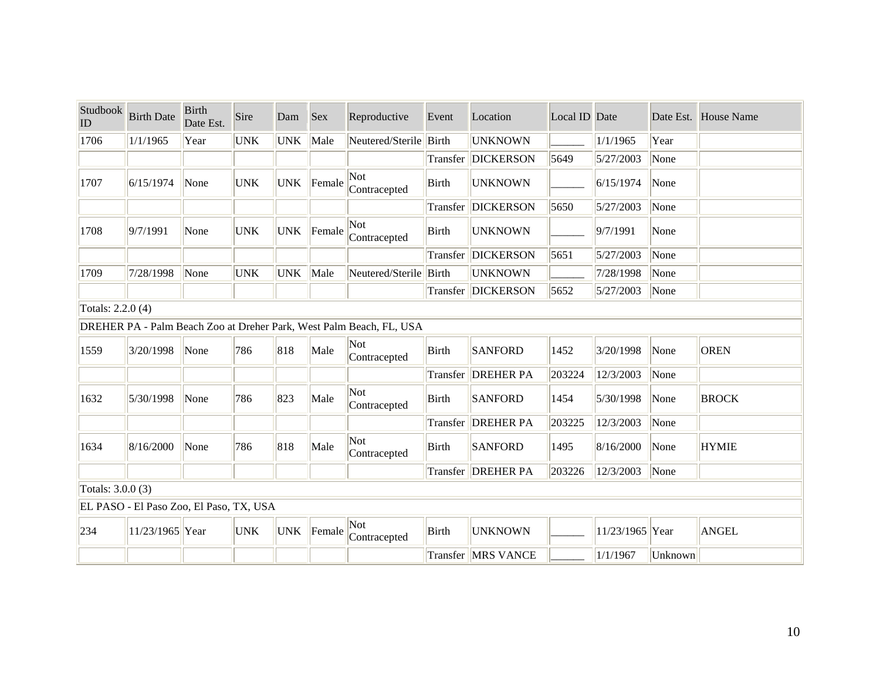| Studbook ID | Birth Date | Birth Date Est. | Sire | Dam | Sex | Reproductive | Event | Location | Local ID | Date | Date Est. | House Name |
|---|---|---|---|---|---|---|---|---|---|---|---|---|
| 1706 | 1/1/1965 | Year | UNK | UNK | Male | Neutered/Sterile | Birth | UNKNOWN | ______ | 1/1/1965 | Year | |
| | | | | | | | Transfer | DICKERSON | 5649 | 5/27/2003 | None | |
| 1707 | 6/15/1974 | None | UNK | UNK | Female | Not Contracepted | Birth | UNKNOWN | ______ | 6/15/1974 | None | |
| | | | | | | | Transfer | DICKERSON | 5650 | 5/27/2003 | None | |
| 1708 | 9/7/1991 | None | UNK | UNK | Female | Not Contracepted | Birth | UNKNOWN | ______ | 9/7/1991 | None | |
| | | | | | | | Transfer | DICKERSON | 5651 | 5/27/2003 | None | |
| 1709 | 7/28/1998 | None | UNK | UNK | Male | Neutered/Sterile | Birth | UNKNOWN | ______ | 7/28/1998 | None | |
| | | | | | | | Transfer | DICKERSON | 5652 | 5/27/2003 | None | |
| Totals: 2.2.0 (4) | | | | | | | | | | | | |
| DREHER PA - Palm Beach Zoo at Dreher Park, West Palm Beach, FL, USA | | | | | | | | | | | | |
| 1559 | 3/20/1998 | None | 786 | 818 | Male | Not Contracepted | Birth | SANFORD | 1452 | 3/20/1998 | None | OREN |
| | | | | | | | Transfer | DREHER PA | 203224 | 12/3/2003 | None | |
| 1632 | 5/30/1998 | None | 786 | 823 | Male | Not Contracepted | Birth | SANFORD | 1454 | 5/30/1998 | None | BROCK |
| | | | | | | | Transfer | DREHER PA | 203225 | 12/3/2003 | None | |
| 1634 | 8/16/2000 | None | 786 | 818 | Male | Not Contracepted | Birth | SANFORD | 1495 | 8/16/2000 | None | HYMIE |
| | | | | | | | Transfer | DREHER PA | 203226 | 12/3/2003 | None | |
| Totals: 3.0.0 (3) | | | | | | | | | | | | |
| EL PASO - El Paso Zoo, El Paso, TX, USA | | | | | | | | | | | | |
| 234 | 11/23/1965 | Year | UNK | UNK | Female | Not Contracepted | Birth | UNKNOWN | ______ | 11/23/1965 | Year | ANGEL |
| | | | | | | | Transfer | MRS VANCE | ______ | 1/1/1967 | Unknown | |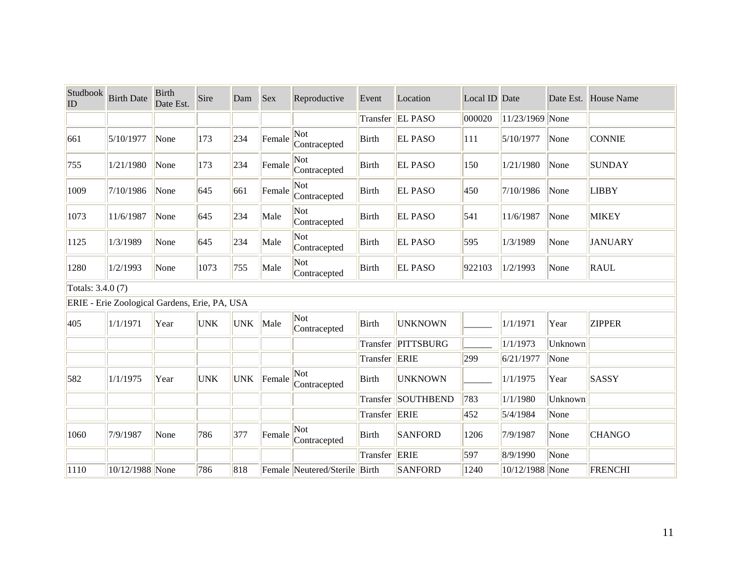| Studbook ID | Birth Date | Birth Date Est. | Sire | Dam | Sex | Reproductive | Event | Location | Local ID | Date | Date Est. | House Name |
|---|---|---|---|---|---|---|---|---|---|---|---|---|
| | | | | | | | Transfer | EL PASO | 000020 | 11/23/1969 | None | |
| 661 | 5/10/1977 | None | 173 | 234 | Female | Not Contracepted | Birth | EL PASO | 111 | 5/10/1977 | None | CONNIE |
| 755 | 1/21/1980 | None | 173 | 234 | Female | Not Contracepted | Birth | EL PASO | 150 | 1/21/1980 | None | SUNDAY |
| 1009 | 7/10/1986 | None | 645 | 661 | Female | Not Contracepted | Birth | EL PASO | 450 | 7/10/1986 | None | LIBBY |
| 1073 | 11/6/1987 | None | 645 | 234 | Male | Not Contracepted | Birth | EL PASO | 541 | 11/6/1987 | None | MIKEY |
| 1125 | 1/3/1989 | None | 645 | 234 | Male | Not Contracepted | Birth | EL PASO | 595 | 1/3/1989 | None | JANUARY |
| 1280 | 1/2/1993 | None | 1073 | 755 | Male | Not Contracepted | Birth | EL PASO | 922103 | 1/2/1993 | None | RAUL |
| Totals: 3.4.0 (7) | | | | | | | | | | | | |
| ERIE - Erie Zoological Gardens, Erie, PA, USA | | | | | | | | | | | | |
| 405 | 1/1/1971 | Year | UNK | UNK | Male | Not Contracepted | Birth | UNKNOWN | ______ | 1/1/1971 | Year | ZIPPER |
| | | | | | | | Transfer | PITTSBURG | ______ | 1/1/1973 | Unknown | |
| | | | | | | | Transfer | ERIE | 299 | 6/21/1977 | None | |
| 582 | 1/1/1975 | Year | UNK | UNK | Female | Not Contracepted | Birth | UNKNOWN | ______ | 1/1/1975 | Year | SASSY |
| | | | | | | | Transfer | SOUTHBEND | 783 | 1/1/1980 | Unknown | |
| | | | | | | | Transfer | ERIE | 452 | 5/4/1984 | None | |
| 1060 | 7/9/1987 | None | 786 | 377 | Female | Not Contracepted | Birth | SANFORD | 1206 | 7/9/1987 | None | CHANGO |
| | | | | | | | Transfer | ERIE | 597 | 8/9/1990 | None | |
| 1110 | 10/12/1988 | None | 786 | 818 | Female | Neutered/Sterile | Birth | SANFORD | 1240 | 10/12/1988 | None | FRENCHI |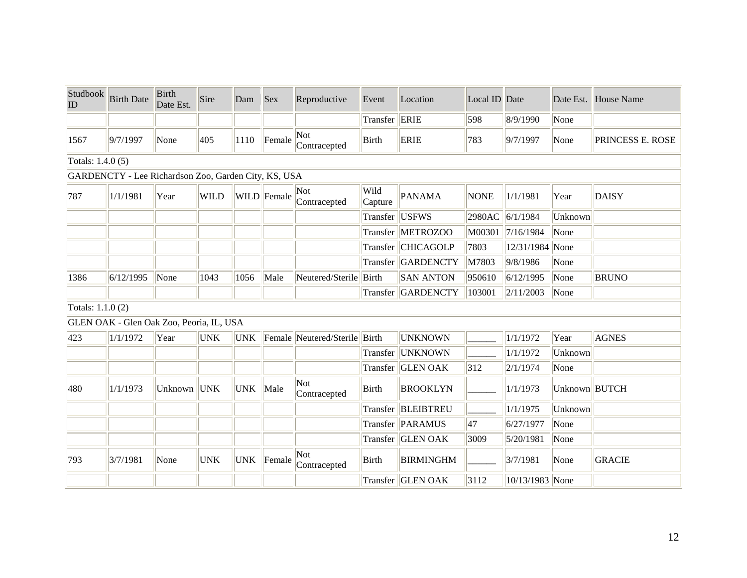| Studbook ID | Birth Date | Birth Date Est. | Sire | Dam | Sex | Reproductive | Event | Location | Local ID | Date | Date Est. | House Name |
|---|---|---|---|---|---|---|---|---|---|---|---|---|
| | | | | | | | Transfer | ERIE | 598 | 8/9/1990 | None | |
| 1567 | 9/7/1997 | None | 405 | 1110 | Female | Not Contracepted | Birth | ERIE | 783 | 9/7/1997 | None | PRINCESS E. ROSE |
| Totals: 1.4.0 (5) | | | | | | | | | | | | |
| GARDENCTY - Lee Richardson Zoo, Garden City, KS, USA | | | | | | | | | | | | |
| 787 | 1/1/1981 | Year | WILD | WILD | Female | Not Contracepted | Wild Capture | PANAMA | NONE | 1/1/1981 | Year | DAISY |
| | | | | | | | Transfer | USFWS | 2980AC | 6/1/1984 | Unknown | |
| | | | | | | | Transfer | METROZOO | M00301 | 7/16/1984 | None | |
| | | | | | | | Transfer | CHICAGOLP | 7803 | 12/31/1984 | None | |
| | | | | | | | Transfer | GARDENCTY | M7803 | 9/8/1986 | None | |
| 1386 | 6/12/1995 | None | 1043 | 1056 | Male | Neutered/Sterile | Birth | SAN ANTON | 950610 | 6/12/1995 | None | BRUNO |
| | | | | | | | Transfer | GARDENCTY | 103001 | 2/11/2003 | None | |
| Totals: 1.1.0 (2) | | | | | | | | | | | | |
| GLEN OAK - Glen Oak Zoo, Peoria, IL, USA | | | | | | | | | | | | |
| 423 | 1/1/1972 | Year | UNK | UNK | Female | Neutered/Sterile | Birth | UNKNOWN | ______ | 1/1/1972 | Year | AGNES |
| | | | | | | | Transfer | UNKNOWN | ______ | 1/1/1972 | Unknown | |
| | | | | | | | Transfer | GLEN OAK | 312 | 2/1/1974 | None | |
| 480 | 1/1/1973 | Unknown | UNK | UNK | Male | Not Contracepted | Birth | BROOKLYN | ______ | 1/1/1973 | Unknown | BUTCH |
| | | | | | | | Transfer | BLEIBTREU | ______ | 1/1/1975 | Unknown | |
| | | | | | | | Transfer | PARAMUS | 47 | 6/27/1977 | None | |
| | | | | | | | Transfer | GLEN OAK | 3009 | 5/20/1981 | None | |
| 793 | 3/7/1981 | None | UNK | UNK | Female | Not Contracepted | Birth | BIRMINGHM | ______ | 3/7/1981 | None | GRACIE |
| | | | | | | | Transfer | GLEN OAK | 3112 | 10/13/1983 | None | |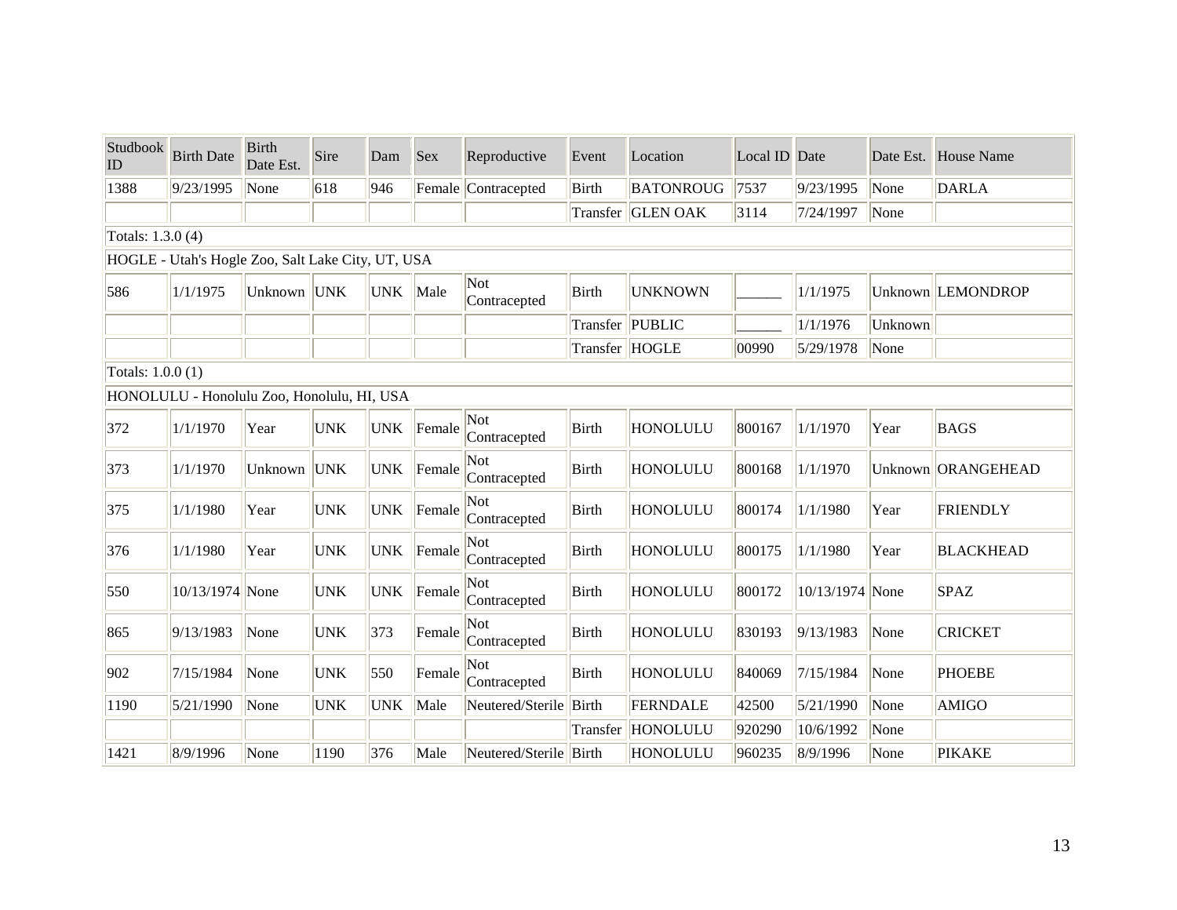| Studbook ID | Birth Date | Birth Date Est. | Sire | Dam | Sex | Reproductive | Event | Location | Local ID | Date | Date Est. | House Name |
|---|---|---|---|---|---|---|---|---|---|---|---|---|
| 1388 | 9/23/1995 | None | 618 | 946 | Female | Contracepted | Birth | BATONROUG | 7537 | 9/23/1995 | None | DARLA |
| | | | | | | | Transfer | GLEN OAK | 3114 | 7/24/1997 | None | |
| Totals: 1.3.0 (4) | | | | | | | | | | | | |
| HOGLE - Utah's Hogle Zoo, Salt Lake City, UT, USA | | | | | | | | | | | | |
| 586 | 1/1/1975 | Unknown | UNK | UNK | Male | Not Contracepted | Birth | UNKNOWN | ______ | 1/1/1975 | Unknown | LEMONDROP |
| | | | | | | | Transfer | PUBLIC | ______ | 1/1/1976 | Unknown | |
| | | | | | | | Transfer | HOGLE | 00990 | 5/29/1978 | None | |
| Totals: 1.0.0 (1) | | | | | | | | | | | | |
| HONOLULU - Honolulu Zoo, Honolulu, HI, USA | | | | | | | | | | | | |
| 372 | 1/1/1970 | Year | UNK | UNK | Female | Not Contracepted | Birth | HONOLULU | 800167 | 1/1/1970 | Year | BAGS |
| 373 | 1/1/1970 | Unknown | UNK | UNK | Female | Not Contracepted | Birth | HONOLULU | 800168 | 1/1/1970 | Unknown | ORANGEHEAD |
| 375 | 1/1/1980 | Year | UNK | UNK | Female | Not Contracepted | Birth | HONOLULU | 800174 | 1/1/1980 | Year | FRIENDLY |
| 376 | 1/1/1980 | Year | UNK | UNK | Female | Not Contracepted | Birth | HONOLULU | 800175 | 1/1/1980 | Year | BLACKHEAD |
| 550 | 10/13/1974 | None | UNK | UNK | Female | Not Contracepted | Birth | HONOLULU | 800172 | 10/13/1974 | None | SPAZ |
| 865 | 9/13/1983 | None | UNK | 373 | Female | Not Contracepted | Birth | HONOLULU | 830193 | 9/13/1983 | None | CRICKET |
| 902 | 7/15/1984 | None | UNK | 550 | Female | Not Contracepted | Birth | HONOLULU | 840069 | 7/15/1984 | None | PHOEBE |
| 1190 | 5/21/1990 | None | UNK | UNK | Male | Neutered/Sterile | Birth | FERNDALE | 42500 | 5/21/1990 | None | AMIGO |
| | | | | | | | Transfer | HONOLULU | 920290 | 10/6/1992 | None | |
| 1421 | 8/9/1996 | None | 1190 | 376 | Male | Neutered/Sterile | Birth | HONOLULU | 960235 | 8/9/1996 | None | PIKAKE |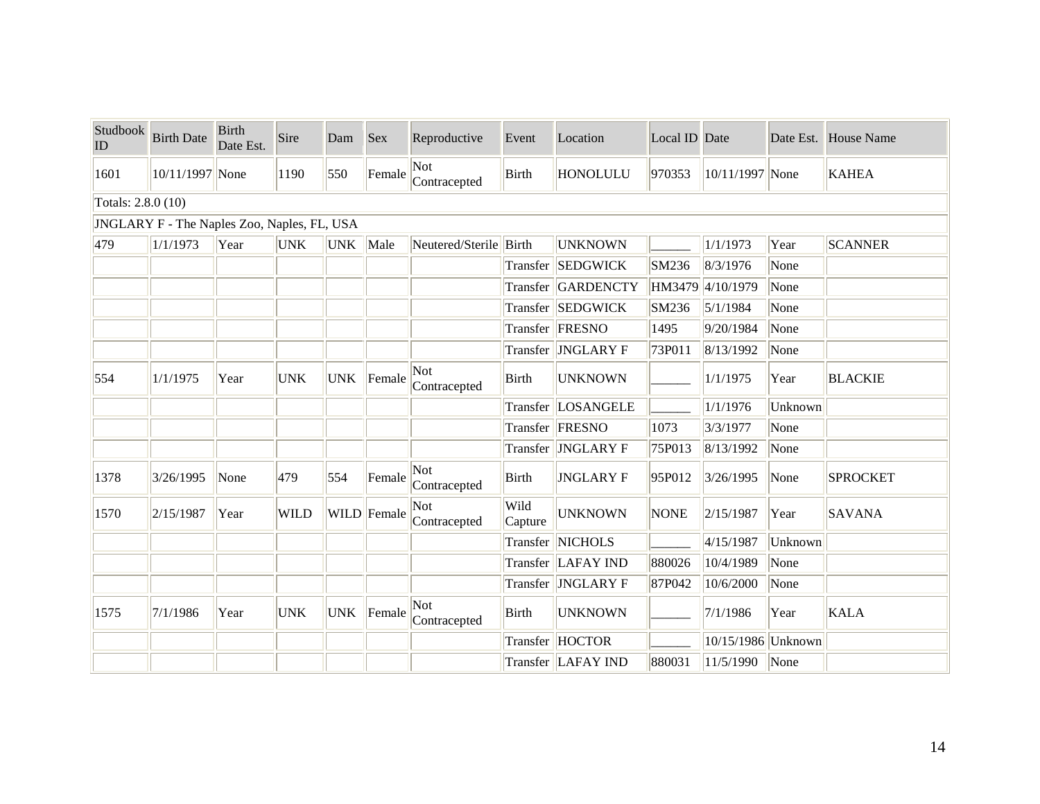| Studbook ID | Birth Date | Birth Date Est. | Sire | Dam | Sex | Reproductive | Event | Location | Local ID | Date | Date Est. | House Name |
|---|---|---|---|---|---|---|---|---|---|---|---|---|
| 1601 | 10/11/1997 | None | 1190 | 550 | Female | Not Contracepted | Birth | HONOLULU | 970353 | 10/11/1997 | None | KAHEA |
| Totals: 2.8.0 (10) | | | | | | | | | | | | |
| JNGLARY F - The Naples Zoo, Naples, FL, USA | | | | | | | | | | | | |
| 479 | 1/1/1973 | Year | UNK | UNK | Male | Neutered/Sterile | Birth | UNKNOWN | ______ | 1/1/1973 | Year | SCANNER |
| | | | | | | | Transfer | SEDGWICK | SM236 | 8/3/1976 | None | |
| | | | | | | | Transfer | GARDENCTY | HM3479 | 4/10/1979 | None | |
| | | | | | | | Transfer | SEDGWICK | SM236 | 5/1/1984 | None | |
| | | | | | | | Transfer | FRESNO | 1495 | 9/20/1984 | None | |
| | | | | | | | Transfer | JNGLARY F | 73P011 | 8/13/1992 | None | |
| 554 | 1/1/1975 | Year | UNK | UNK | Female | Not Contracepted | Birth | UNKNOWN | ______ | 1/1/1975 | Year | BLACKIE |
| | | | | | | | Transfer | LOSANGELE | ______ | 1/1/1976 | Unknown | |
| | | | | | | | Transfer | FRESNO | 1073 | 3/3/1977 | None | |
| | | | | | | | Transfer | JNGLARY F | 75P013 | 8/13/1992 | None | |
| 1378 | 3/26/1995 | None | 479 | 554 | Female | Not Contracepted | Birth | JNGLARY F | 95P012 | 3/26/1995 | None | SPROCKET |
| 1570 | 2/15/1987 | Year | WILD | WILD | Female | Not Contracepted | Wild Capture | UNKNOWN | NONE | 2/15/1987 | Year | SAVANA |
| | | | | | | | Transfer | NICHOLS | ______ | 4/15/1987 | Unknown | |
| | | | | | | | Transfer | LAFAY IND | 880026 | 10/4/1989 | None | |
| | | | | | | | Transfer | JNGLARY F | 87P042 | 10/6/2000 | None | |
| 1575 | 7/1/1986 | Year | UNK | UNK | Female | Not Contracepted | Birth | UNKNOWN | ______ | 7/1/1986 | Year | KALA |
| | | | | | | | Transfer | HOCTOR | ______ | 10/15/1986 | Unknown | |
| | | | | | | | Transfer | LAFAY IND | 880031 | 11/5/1990 | None | |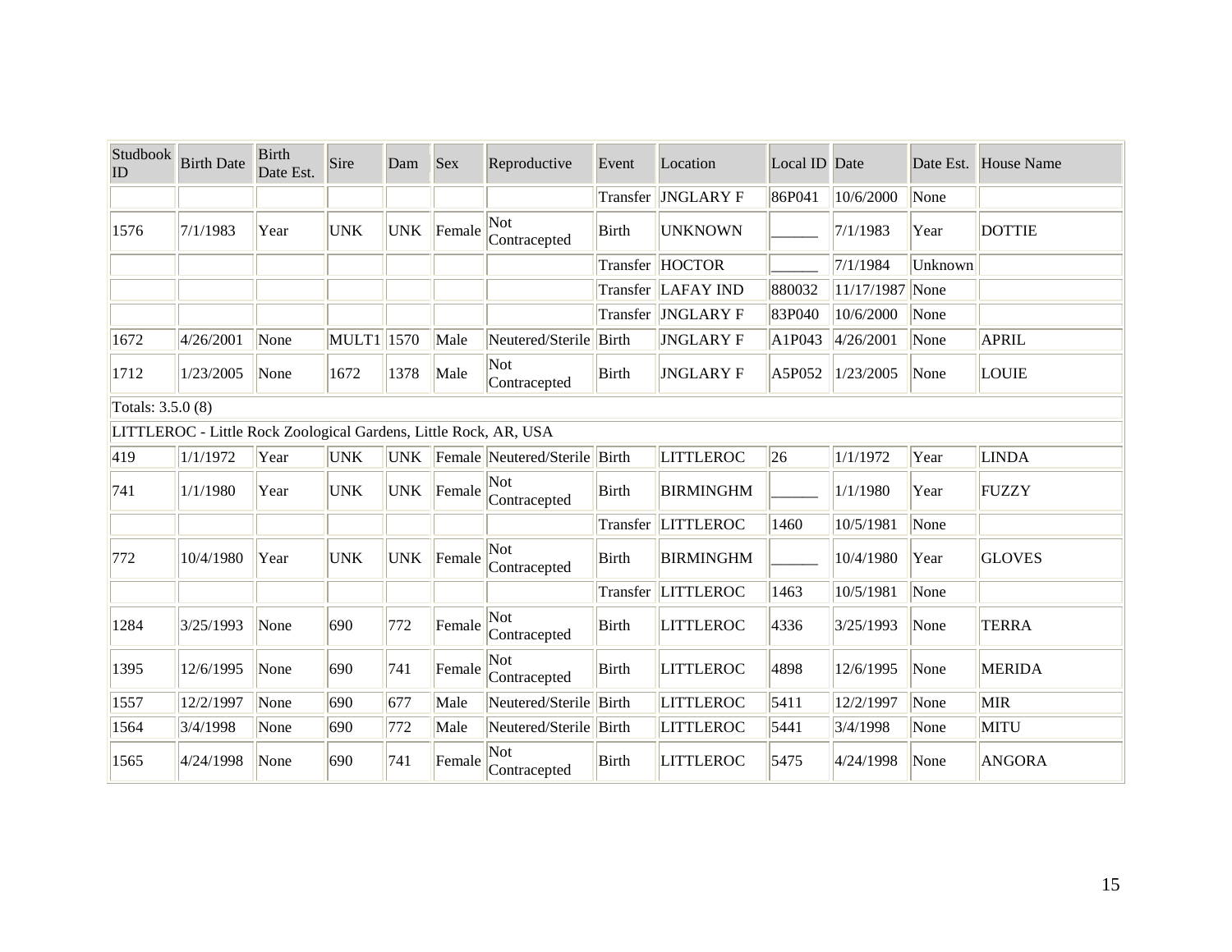| Studbook ID | Birth Date | Birth Date Est. | Sire | Dam | Sex | Reproductive | Event | Location | Local ID | Date | Date Est. | House Name |
|---|---|---|---|---|---|---|---|---|---|---|---|---|
| | | | | | | | Transfer | JNGLARY F | 86P041 | 10/6/2000 | None | |
| 1576 | 7/1/1983 | Year | UNK | UNK | Female | Not Contracepted | Birth | UNKNOWN | ______ | 7/1/1983 | Year | DOTTIE |
| | | | | | | | Transfer | HOCTOR | ______ | 7/1/1984 | Unknown | |
| | | | | | | | Transfer | LAFAY IND | 880032 | 11/17/1987 | None | |
| | | | | | | | Transfer | JNGLARY F | 83P040 | 10/6/2000 | None | |
| 1672 | 4/26/2001 | None | MULT1 | 1570 | Male | Neutered/Sterile | Birth | JNGLARY F | A1P043 | 4/26/2001 | None | APRIL |
| 1712 | 1/23/2005 | None | 1672 | 1378 | Male | Not Contracepted | Birth | JNGLARY F | A5P052 | 1/23/2005 | None | LOUIE |
| Totals: 3.5.0 (8) | | | | | | | | | | | | |
| LITTLEROC - Little Rock Zoological Gardens, Little Rock, AR, USA | | | | | | | | | | | | |
| 419 | 1/1/1972 | Year | UNK | UNK | Female | Neutered/Sterile | Birth | LITTLEROC | 26 | 1/1/1972 | Year | LINDA |
| 741 | 1/1/1980 | Year | UNK | UNK | Female | Not Contracepted | Birth | BIRMINGHM | ______ | 1/1/1980 | Year | FUZZY |
| | | | | | | | Transfer | LITTLEROC | 1460 | 10/5/1981 | None | |
| 772 | 10/4/1980 | Year | UNK | UNK | Female | Not Contracepted | Birth | BIRMINGHM | ______ | 10/4/1980 | Year | GLOVES |
| | | | | | | | Transfer | LITTLEROC | 1463 | 10/5/1981 | None | |
| 1284 | 3/25/1993 | None | 690 | 772 | Female | Not Contracepted | Birth | LITTLEROC | 4336 | 3/25/1993 | None | TERRA |
| 1395 | 12/6/1995 | None | 690 | 741 | Female | Not Contracepted | Birth | LITTLEROC | 4898 | 12/6/1995 | None | MERIDA |
| 1557 | 12/2/1997 | None | 690 | 677 | Male | Neutered/Sterile | Birth | LITTLEROC | 5411 | 12/2/1997 | None | MIR |
| 1564 | 3/4/1998 | None | 690 | 772 | Male | Neutered/Sterile | Birth | LITTLEROC | 5441 | 3/4/1998 | None | MITU |
| 1565 | 4/24/1998 | None | 690 | 741 | Female | Not Contracepted | Birth | LITTLEROC | 5475 | 4/24/1998 | None | ANGORA |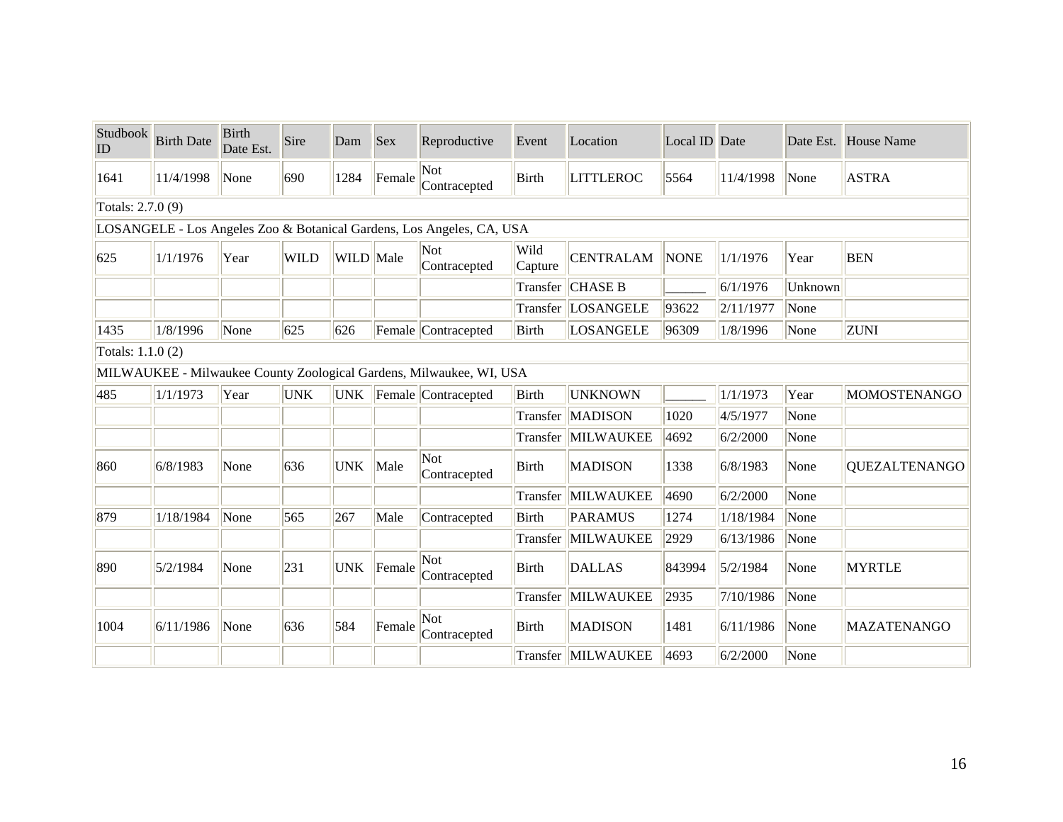| Studbook ID | Birth Date | Birth Date Est. | Sire | Dam | Sex | Reproductive | Event | Location | Local ID | Date | Date Est. | House Name |
|---|---|---|---|---|---|---|---|---|---|---|---|---|
| 1641 | 11/4/1998 | None | 690 | 1284 | Female | Not Contracepted | Birth | LITTLEROC | 5564 | 11/4/1998 | None | ASTRA |
| Totals: 2.7.0 (9) | | | | | | | | | | | | |
| LOSANGELE - Los Angeles Zoo & Botanical Gardens, Los Angeles, CA, USA | | | | | | | | | | | | |
| 625 | 1/1/1976 | Year | WILD | WILD | Male | Not Contracepted | Wild Capture | CENTRALAM | NONE | 1/1/1976 | Year | BEN |
| | | | | | | | Transfer | CHASE B | ______ | 6/1/1976 | Unknown | |
| | | | | | | | Transfer | LOSANGELE | 93622 | 2/11/1977 | None | |
| 1435 | 1/8/1996 | None | 625 | 626 | Female | Contracepted | Birth | LOSANGELE | 96309 | 1/8/1996 | None | ZUNI |
| Totals: 1.1.0 (2) | | | | | | | | | | | | |
| MILWAUKEE - Milwaukee County Zoological Gardens, Milwaukee, WI, USA | | | | | | | | | | | | |
| 485 | 1/1/1973 | Year | UNK | UNK | Female | Contracepted | Birth | UNKNOWN | ______ | 1/1/1973 | Year | MOMOSTENANGO |
| | | | | | | | Transfer | MADISON | 1020 | 4/5/1977 | None | |
| | | | | | | | Transfer | MILWAUKEE | 4692 | 6/2/2000 | None | |
| 860 | 6/8/1983 | None | 636 | UNK | Male | Not Contracepted | Birth | MADISON | 1338 | 6/8/1983 | None | QUEZALTENANGO |
| | | | | | | | Transfer | MILWAUKEE | 4690 | 6/2/2000 | None | |
| 879 | 1/18/1984 | None | 565 | 267 | Male | Contracepted | Birth | PARAMUS | 1274 | 1/18/1984 | None | |
| | | | | | | | Transfer | MILWAUKEE | 2929 | 6/13/1986 | None | |
| 890 | 5/2/1984 | None | 231 | UNK | Female | Not Contracepted | Birth | DALLAS | 843994 | 5/2/1984 | None | MYRTLE |
| | | | | | | | Transfer | MILWAUKEE | 2935 | 7/10/1986 | None | |
| 1004 | 6/11/1986 | None | 636 | 584 | Female | Not Contracepted | Birth | MADISON | 1481 | 6/11/1986 | None | MAZATENANGO |
| | | | | | | | Transfer | MILWAUKEE | 4693 | 6/2/2000 | None | |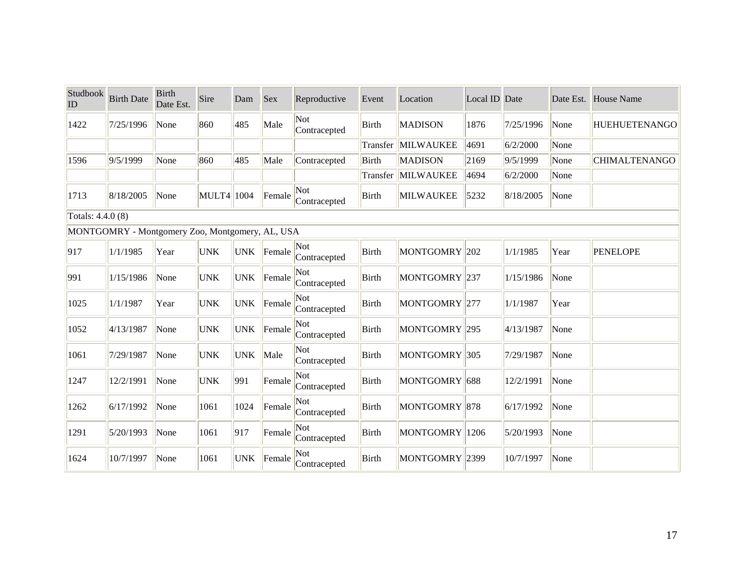| Studbook ID | Birth Date | Birth Date Est. | Sire | Dam | Sex | Reproductive | Event | Location | Local ID | Date | Date Est. | House Name |
|---|---|---|---|---|---|---|---|---|---|---|---|---|
| 1422 | 7/25/1996 | None | 860 | 485 | Male | Not Contracepted | Birth | MADISON | 1876 | 7/25/1996 | None | HUEHUETENANGO |
| | | | | | | | Transfer | MILWAUKEE | 4691 | 6/2/2000 | None | |
| 1596 | 9/5/1999 | None | 860 | 485 | Male | Contracepted | Birth | MADISON | 2169 | 9/5/1999 | None | CHIMALTENANGO |
| | | | | | | | Transfer | MILWAUKEE | 4694 | 6/2/2000 | None | |
| 1713 | 8/18/2005 | None | MULT4 | 1004 | Female | Not Contracepted | Birth | MILWAUKEE | 5232 | 8/18/2005 | None | |
| Totals: 4.4.0 (8) | | | | | | | | | | | | |
| MONTGOMRY - Montgomery Zoo, Montgomery, AL, USA | | | | | | | | | | | | |
| 917 | 1/1/1985 | Year | UNK | UNK | Female | Not Contracepted | Birth | MONTGOMRY | 202 | 1/1/1985 | Year | PENELOPE |
| 991 | 1/15/1986 | None | UNK | UNK | Female | Not Contracepted | Birth | MONTGOMRY | 237 | 1/15/1986 | None | |
| 1025 | 1/1/1987 | Year | UNK | UNK | Female | Not Contracepted | Birth | MONTGOMRY | 277 | 1/1/1987 | Year | |
| 1052 | 4/13/1987 | None | UNK | UNK | Female | Not Contracepted | Birth | MONTGOMRY | 295 | 4/13/1987 | None | |
| 1061 | 7/29/1987 | None | UNK | UNK | Male | Not Contracepted | Birth | MONTGOMRY | 305 | 7/29/1987 | None | |
| 1247 | 12/2/1991 | None | UNK | 991 | Female | Not Contracepted | Birth | MONTGOMRY | 688 | 12/2/1991 | None | |
| 1262 | 6/17/1992 | None | 1061 | 1024 | Female | Not Contracepted | Birth | MONTGOMRY | 878 | 6/17/1992 | None | |
| 1291 | 5/20/1993 | None | 1061 | 917 | Female | Not Contracepted | Birth | MONTGOMRY | 1206 | 5/20/1993 | None | |
| 1624 | 10/7/1997 | None | 1061 | UNK | Female | Not Contracepted | Birth | MONTGOMRY | 2399 | 10/7/1997 | None | |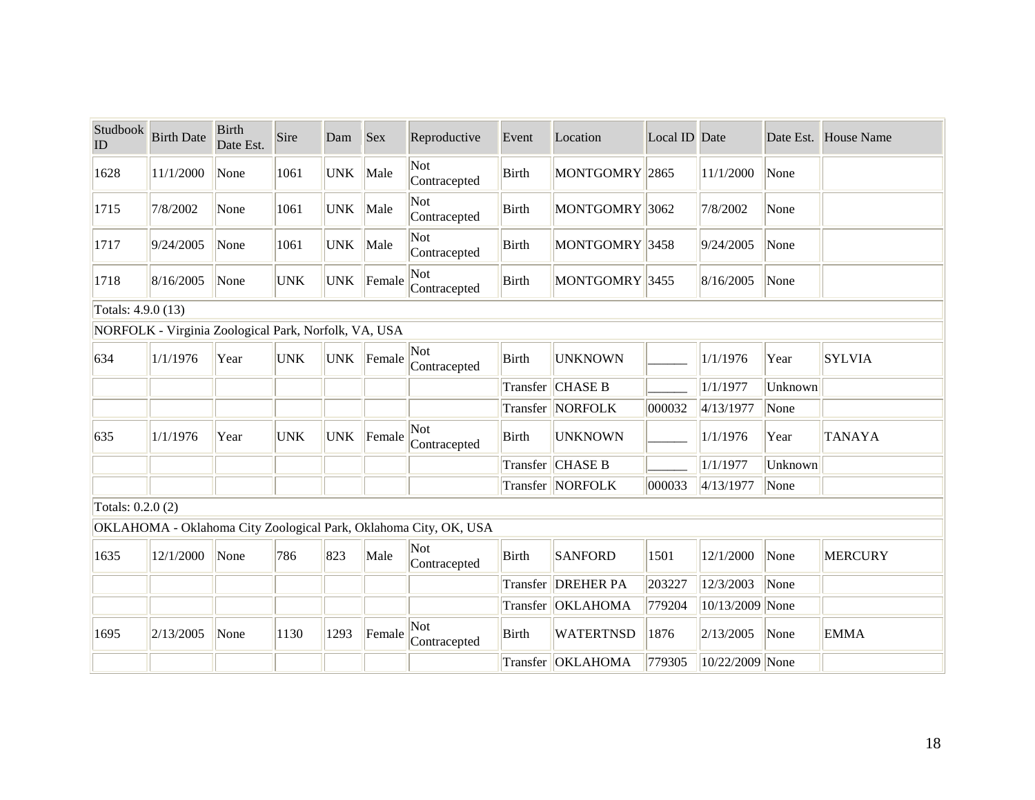| Studbook ID | Birth Date | Birth Date Est. | Sire | Dam | Sex | Reproductive | Event | Location | Local ID | Date | Date Est. | House Name |
|---|---|---|---|---|---|---|---|---|---|---|---|---|
| 1628 | 11/1/2000 | None | 1061 | UNK | Male | Not Contracepted | Birth | MONTGOMRY | 2865 | 11/1/2000 | None | |
| 1715 | 7/8/2002 | None | 1061 | UNK | Male | Not Contracepted | Birth | MONTGOMRY | 3062 | 7/8/2002 | None | |
| 1717 | 9/24/2005 | None | 1061 | UNK | Male | Not Contracepted | Birth | MONTGOMRY | 3458 | 9/24/2005 | None | |
| 1718 | 8/16/2005 | None | UNK | UNK | Female | Not Contracepted | Birth | MONTGOMRY | 3455 | 8/16/2005 | None | |
| Totals: 4.9.0 (13) | | | | | | | | | | | | |
| NORFOLK - Virginia Zoological Park, Norfolk, VA, USA | | | | | | | | | | | | |
| 634 | 1/1/1976 | Year | UNK | UNK | Female | Not Contracepted | Birth | UNKNOWN | ______ | 1/1/1976 | Year | SYLVIA |
| | | | | | | | Transfer | CHASE B | ______ | 1/1/1977 | Unknown | |
| | | | | | | | Transfer | NORFOLK | 000032 | 4/13/1977 | None | |
| 635 | 1/1/1976 | Year | UNK | UNK | Female | Not Contracepted | Birth | UNKNOWN | ______ | 1/1/1976 | Year | TANAYA |
| | | | | | | | Transfer | CHASE B | ______ | 1/1/1977 | Unknown | |
| | | | | | | | Transfer | NORFOLK | 000033 | 4/13/1977 | None | |
| Totals: 0.2.0 (2) | | | | | | | | | | | | |
| OKLAHOMA - Oklahoma City Zoological Park, Oklahoma City, OK, USA | | | | | | | | | | | | |
| 1635 | 12/1/2000 | None | 786 | 823 | Male | Not Contracepted | Birth | SANFORD | 1501 | 12/1/2000 | None | MERCURY |
| | | | | | | | Transfer | DREHER PA | 203227 | 12/3/2003 | None | |
| | | | | | | | Transfer | OKLAHOMA | 779204 | 10/13/2009 | None | |
| 1695 | 2/13/2005 | None | 1130 | 1293 | Female | Not Contracepted | Birth | WATERTNSD | 1876 | 2/13/2005 | None | EMMA |
| | | | | | | | Transfer | OKLAHOMA | 779305 | 10/22/2009 | None | |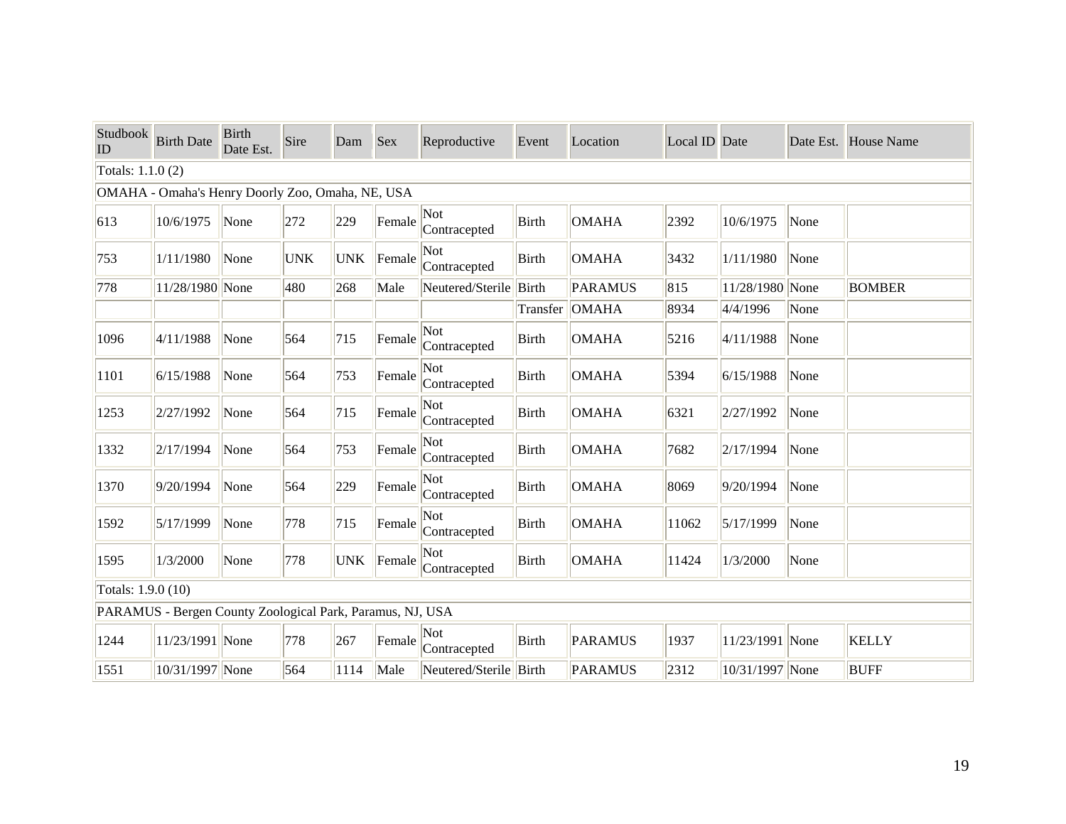| Studbook ID | Birth Date | Birth Date Est. | Sire | Dam | Sex | Reproductive | Event | Location | Local ID | Date | Date Est. | House Name |
|---|---|---|---|---|---|---|---|---|---|---|---|---|
| Totals: 1.1.0 (2) | | | | | | | | | | | | |
| OMAHA - Omaha's Henry Doorly Zoo, Omaha, NE, USA | | | | | | | | | | | | |
| 613 | 10/6/1975 | None | 272 | 229 | Female | Not Contracepted | Birth | OMAHA | 2392 | 10/6/1975 | None | |
| 753 | 1/11/1980 | None | UNK | UNK | Female | Not Contracepted | Birth | OMAHA | 3432 | 1/11/1980 | None | |
| 778 | 11/28/1980 | None | 480 | 268 | Male | Neutered/Sterile | Birth | PARAMUS | 815 | 11/28/1980 | None | BOMBER |
| | | | | | | | Transfer | OMAHA | 8934 | 4/4/1996 | None | |
| 1096 | 4/11/1988 | None | 564 | 715 | Female | Not Contracepted | Birth | OMAHA | 5216 | 4/11/1988 | None | |
| 1101 | 6/15/1988 | None | 564 | 753 | Female | Not Contracepted | Birth | OMAHA | 5394 | 6/15/1988 | None | |
| 1253 | 2/27/1992 | None | 564 | 715 | Female | Not Contracepted | Birth | OMAHA | 6321 | 2/27/1992 | None | |
| 1332 | 2/17/1994 | None | 564 | 753 | Female | Not Contracepted | Birth | OMAHA | 7682 | 2/17/1994 | None | |
| 1370 | 9/20/1994 | None | 564 | 229 | Female | Not Contracepted | Birth | OMAHA | 8069 | 9/20/1994 | None | |
| 1592 | 5/17/1999 | None | 778 | 715 | Female | Not Contracepted | Birth | OMAHA | 11062 | 5/17/1999 | None | |
| 1595 | 1/3/2000 | None | 778 | UNK | Female | Not Contracepted | Birth | OMAHA | 11424 | 1/3/2000 | None | |
| Totals: 1.9.0 (10) | | | | | | | | | | | | |
| PARAMUS - Bergen County Zoological Park, Paramus, NJ, USA | | | | | | | | | | | | |
| 1244 | 11/23/1991 | None | 778 | 267 | Female | Not Contracepted | Birth | PARAMUS | 1937 | 11/23/1991 | None | KELLY |
| 1551 | 10/31/1997 | None | 564 | 1114 | Male | Neutered/Sterile | Birth | PARAMUS | 2312 | 10/31/1997 | None | BUFF |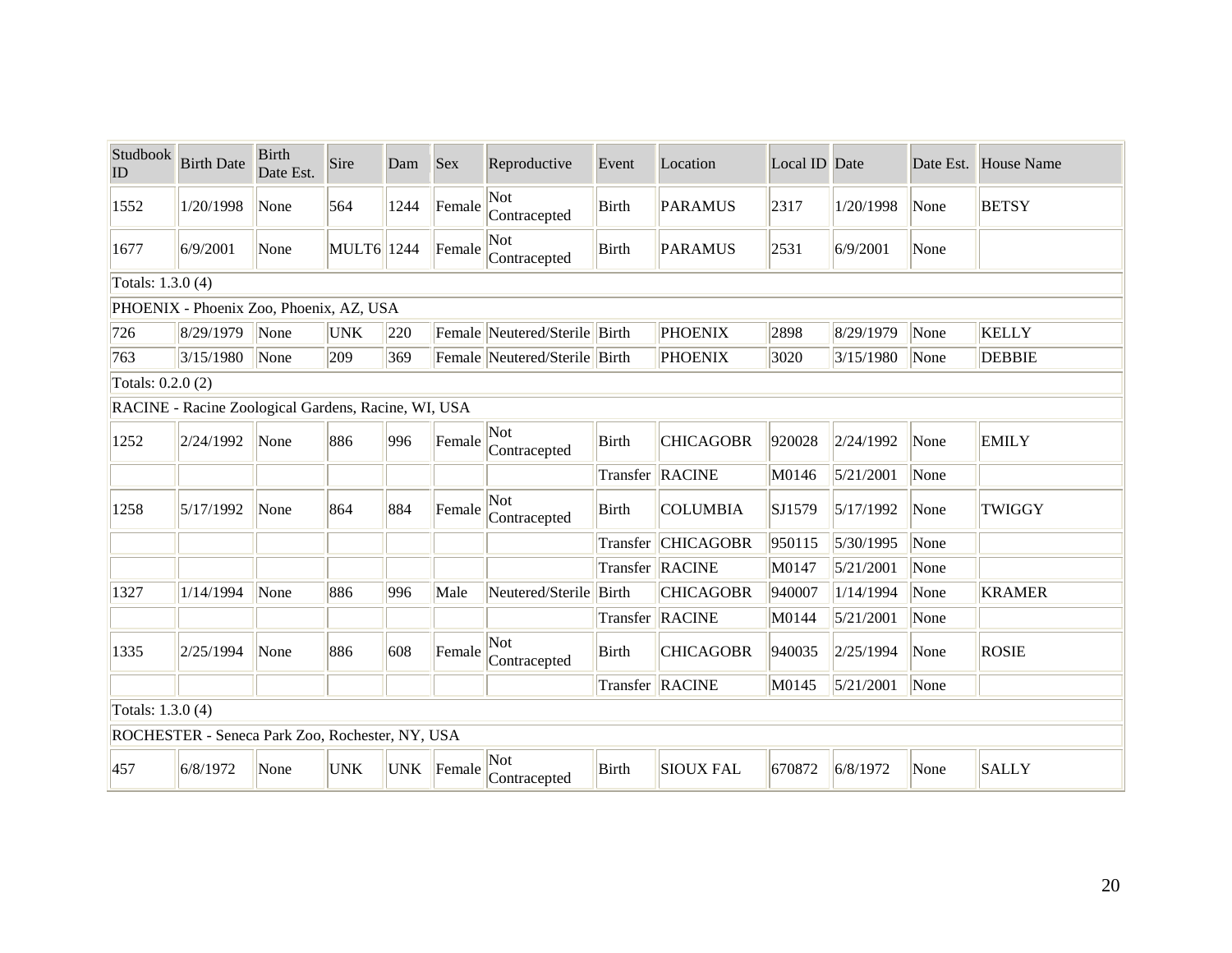| Studbook ID | Birth Date | Birth Date Est. | Sire | Dam | Sex | Reproductive | Event | Location | Local ID | Date | Date Est. | House Name |
|---|---|---|---|---|---|---|---|---|---|---|---|---|
| 1552 | 1/20/1998 | None | 564 | 1244 | Female | Not Contracepted | Birth | PARAMUS | 2317 | 1/20/1998 | None | BETSY |
| 1677 | 6/9/2001 | None | MULT6 | 1244 | Female | Not Contracepted | Birth | PARAMUS | 2531 | 6/9/2001 | None | |
| Totals: 1.3.0 (4) | | | | | | | | | | | | |
| PHOENIX - Phoenix Zoo, Phoenix, AZ, USA | | | | | | | | | | | | |
| 726 | 8/29/1979 | None | UNK | 220 | Female | Neutered/Sterile | Birth | PHOENIX | 2898 | 8/29/1979 | None | KELLY |
| 763 | 3/15/1980 | None | 209 | 369 | Female | Neutered/Sterile | Birth | PHOENIX | 3020 | 3/15/1980 | None | DEBBIE |
| Totals: 0.2.0 (2) | | | | | | | | | | | | |
| RACINE - Racine Zoological Gardens, Racine, WI, USA | | | | | | | | | | | | |
| 1252 | 2/24/1992 | None | 886 | 996 | Female | Not Contracepted | Birth | CHICAGOBR | 920028 | 2/24/1992 | None | EMILY |
| | | | | | | | Transfer | RACINE | M0146 | 5/21/2001 | None | |
| 1258 | 5/17/1992 | None | 864 | 884 | Female | Not Contracepted | Birth | COLUMBIA | SJ1579 | 5/17/1992 | None | TWIGGY |
| | | | | | | | Transfer | CHICAGOBR | 950115 | 5/30/1995 | None | |
| | | | | | | | Transfer | RACINE | M0147 | 5/21/2001 | None | |
| 1327 | 1/14/1994 | None | 886 | 996 | Male | Neutered/Sterile | Birth | CHICAGOBR | 940007 | 1/14/1994 | None | KRAMER |
| | | | | | | | Transfer | RACINE | M0144 | 5/21/2001 | None | |
| 1335 | 2/25/1994 | None | 886 | 608 | Female | Not Contracepted | Birth | CHICAGOBR | 940035 | 2/25/1994 | None | ROSIE |
| | | | | | | | Transfer | RACINE | M0145 | 5/21/2001 | None | |
| Totals: 1.3.0 (4) | | | | | | | | | | | | |
| ROCHESTER - Seneca Park Zoo, Rochester, NY, USA | | | | | | | | | | | | |
| 457 | 6/8/1972 | None | UNK | UNK | Female | Not Contracepted | Birth | SIOUX FAL | 670872 | 6/8/1972 | None | SALLY |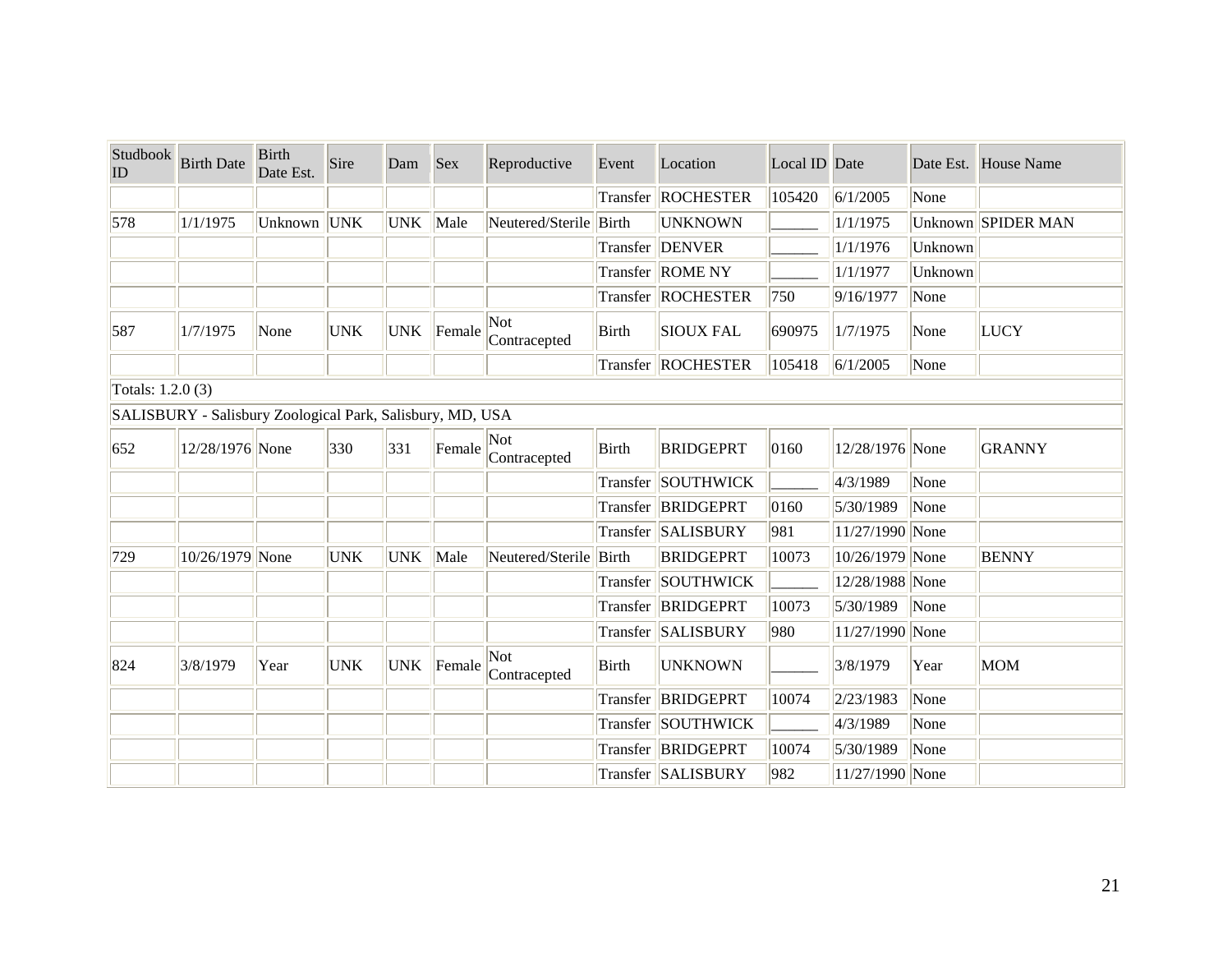| Studbook ID | Birth Date | Birth Date Est. | Sire | Dam | Sex | Reproductive | Event | Location | Local ID | Date | Date Est. | House Name |
|---|---|---|---|---|---|---|---|---|---|---|---|---|
| | | | | | | | Transfer | ROCHESTER | 105420 | 6/1/2005 | None | |
| 578 | 1/1/1975 | Unknown | UNK | UNK | Male | Neutered/Sterile | Birth | UNKNOWN | ______ | 1/1/1975 | Unknown | SPIDER MAN |
| | | | | | | | Transfer | DENVER | ______ | 1/1/1976 | Unknown | |
| | | | | | | | Transfer | ROME NY | ______ | 1/1/1977 | Unknown | |
| | | | | | | | Transfer | ROCHESTER | 750 | 9/16/1977 | None | |
| 587 | 1/7/1975 | None | UNK | UNK | Female | Not Contracepted | Birth | SIOUX FAL | 690975 | 1/7/1975 | None | LUCY |
| | | | | | | | Transfer | ROCHESTER | 105418 | 6/1/2005 | None | |
| Totals: 1.2.0 (3) | | | | | | | | | | | | |
| SALISBURY - Salisbury Zoological Park, Salisbury, MD, USA | | | | | | | | | | | | |
| 652 | 12/28/1976 | None | 330 | 331 | Female | Not Contracepted | Birth | BRIDGEPRT | 0160 | 12/28/1976 | None | GRANNY |
| | | | | | | | Transfer | SOUTHWICK | ______ | 4/3/1989 | None | |
| | | | | | | | Transfer | BRIDGEPRT | 0160 | 5/30/1989 | None | |
| | | | | | | | Transfer | SALISBURY | 981 | 11/27/1990 | None | |
| 729 | 10/26/1979 | None | UNK | UNK | Male | Neutered/Sterile | Birth | BRIDGEPRT | 10073 | 10/26/1979 | None | BENNY |
| | | | | | | | Transfer | SOUTHWICK | ______ | 12/28/1988 | None | |
| | | | | | | | Transfer | BRIDGEPRT | 10073 | 5/30/1989 | None | |
| | | | | | | | Transfer | SALISBURY | 980 | 11/27/1990 | None | |
| 824 | 3/8/1979 | Year | UNK | UNK | Female | Not Contracepted | Birth | UNKNOWN | ______ | 3/8/1979 | Year | MOM |
| | | | | | | | Transfer | BRIDGEPRT | 10074 | 2/23/1983 | None | |
| | | | | | | | Transfer | SOUTHWICK | ______ | 4/3/1989 | None | |
| | | | | | | | Transfer | BRIDGEPRT | 10074 | 5/30/1989 | None | |
| | | | | | | | Transfer | SALISBURY | 982 | 11/27/1990 | None | |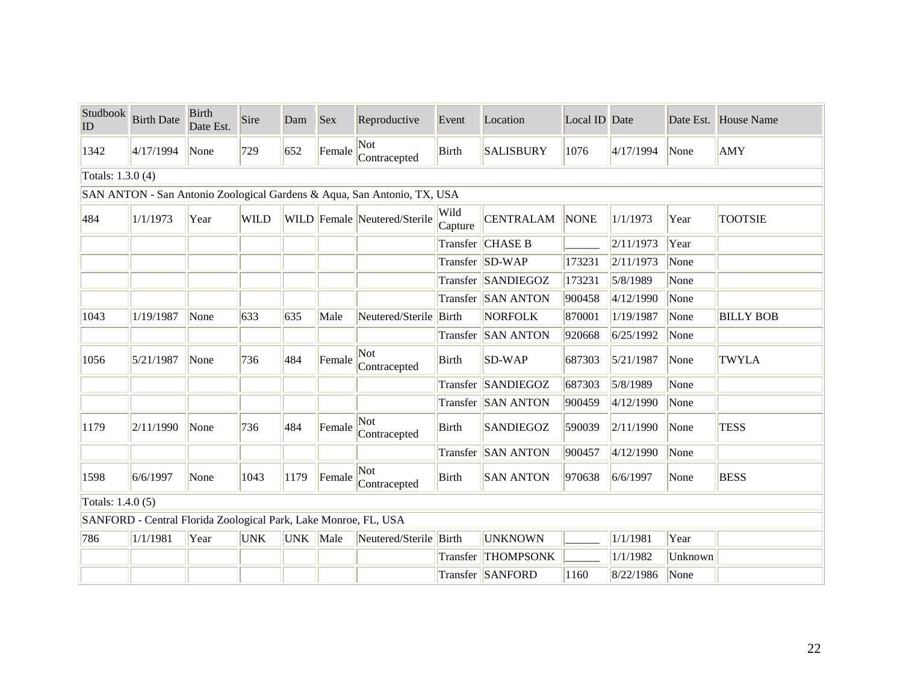| Studbook ID | Birth Date | Birth Date Est. | Sire | Dam | Sex | Reproductive | Event | Location | Local ID | Date | Date Est. | House Name |
|---|---|---|---|---|---|---|---|---|---|---|---|---|
| 1342 | 4/17/1994 | None | 729 | 652 | Female | Not Contracepted | Birth | SALISBURY | 1076 | 4/17/1994 | None | AMY |
| Totals: 1.3.0 (4) | | | | | | | | | | | | |
| SAN ANTON - San Antonio Zoological Gardens & Aqua, San Antonio, TX, USA | | | | | | | | | | | | |
| 484 | 1/1/1973 | Year | WILD | WILD | Female | Neutered/Sterile | Wild Capture | CENTRALAM | NONE | 1/1/1973 | Year | TOOTSIE |
| | | | | | | | Transfer | CHASE B | ______ | 2/11/1973 | Year | |
| | | | | | | | Transfer | SD-WAP | 173231 | 2/11/1973 | None | |
| | | | | | | | Transfer | SANDIEGOZ | 173231 | 5/8/1989 | None | |
| | | | | | | | Transfer | SAN ANTON | 900458 | 4/12/1990 | None | |
| 1043 | 1/19/1987 | None | 633 | 635 | Male | Neutered/Sterile | Birth | NORFOLK | 870001 | 1/19/1987 | None | BILLY BOB |
| | | | | | | | Transfer | SAN ANTON | 920668 | 6/25/1992 | None | |
| 1056 | 5/21/1987 | None | 736 | 484 | Female | Not Contracepted | Birth | SD-WAP | 687303 | 5/21/1987 | None | TWYLA |
| | | | | | | | Transfer | SANDIEGOZ | 687303 | 5/8/1989 | None | |
| | | | | | | | Transfer | SAN ANTON | 900459 | 4/12/1990 | None | |
| 1179 | 2/11/1990 | None | 736 | 484 | Female | Not Contracepted | Birth | SANDIEGOZ | 590039 | 2/11/1990 | None | TESS |
| | | | | | | | Transfer | SAN ANTON | 900457 | 4/12/1990 | None | |
| 1598 | 6/6/1997 | None | 1043 | 1179 | Female | Not Contracepted | Birth | SAN ANTON | 970638 | 6/6/1997 | None | BESS |
| Totals: 1.4.0 (5) | | | | | | | | | | | | |
| SANFORD - Central Florida Zoological Park, Lake Monroe, FL, USA | | | | | | | | | | | | |
| 786 | 1/1/1981 | Year | UNK | UNK | Male | Neutered/Sterile | Birth | UNKNOWN | ______ | 1/1/1981 | Year | |
| | | | | | | | Transfer | THOMPSONK | ______ | 1/1/1982 | Unknown | |
| | | | | | | | Transfer | SANFORD | 1160 | 8/22/1986 | None | |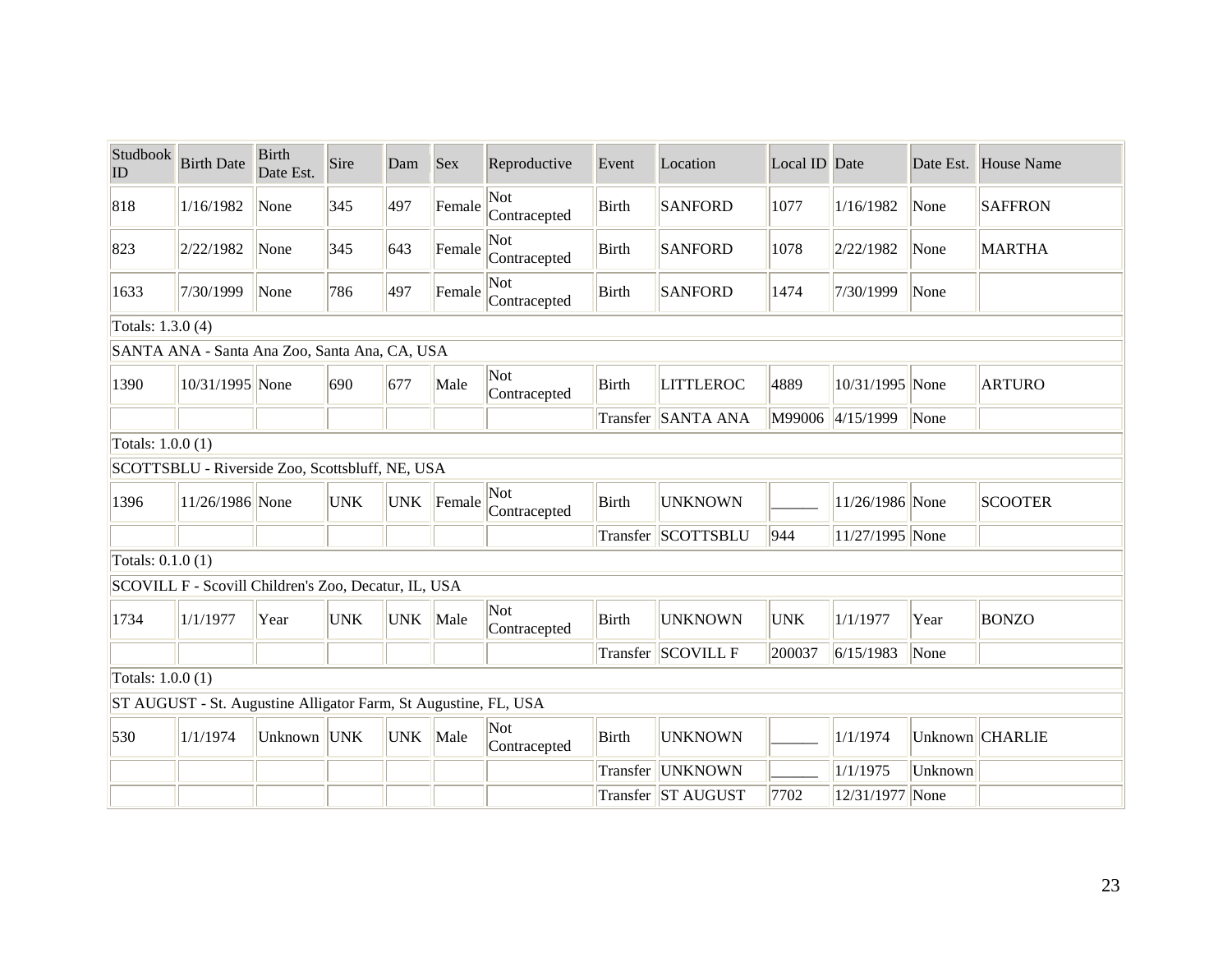| Studbook ID | Birth Date | Birth Date Est. | Sire | Dam | Sex | Reproductive | Event | Location | Local ID | Date | Date Est. | House Name |
|---|---|---|---|---|---|---|---|---|---|---|---|---|
| 818 | 1/16/1982 | None | 345 | 497 | Female | Not Contracepted | Birth | SANFORD | 1077 | 1/16/1982 | None | SAFFRON |
| 823 | 2/22/1982 | None | 345 | 643 | Female | Not Contracepted | Birth | SANFORD | 1078 | 2/22/1982 | None | MARTHA |
| 1633 | 7/30/1999 | None | 786 | 497 | Female | Not Contracepted | Birth | SANFORD | 1474 | 7/30/1999 | None | |
| Totals: 1.3.0 (4) | | | | | | | | | | | | |
| SANTA ANA - Santa Ana Zoo, Santa Ana, CA, USA | | | | | | | | | | | | |
| 1390 | 10/31/1995 | None | 690 | 677 | Male | Not Contracepted | Birth | LITTLEROC | 4889 | 10/31/1995 | None | ARTURO |
| | | | | | | | Transfer | SANTA ANA | M99006 | 4/15/1999 | None | |
| Totals: 1.0.0 (1) | | | | | | | | | | | | |
| SCOTTSBLU - Riverside Zoo, Scottsbluff, NE, USA | | | | | | | | | | | | |
| 1396 | 11/26/1986 | None | UNK | UNK | Female | Not Contracepted | Birth | UNKNOWN | ______ | 11/26/1986 | None | SCOOTER |
| | | | | | | | Transfer | SCOTTSBLU | 944 | 11/27/1995 | None | |
| Totals: 0.1.0 (1) | | | | | | | | | | | | |
| SCOVILL F - Scovill Children's Zoo, Decatur, IL, USA | | | | | | | | | | | | |
| 1734 | 1/1/1977 | Year | UNK | UNK | Male | Not Contracepted | Birth | UNKNOWN | UNK | 1/1/1977 | Year | BONZO |
| | | | | | | | Transfer | SCOVILL F | 200037 | 6/15/1983 | None | |
| Totals: 1.0.0 (1) | | | | | | | | | | | | |
| ST AUGUST - St. Augustine Alligator Farm, St Augustine, FL, USA | | | | | | | | | | | | |
| 530 | 1/1/1974 | Unknown | UNK | UNK | Male | Not Contracepted | Birth | UNKNOWN | ______ | 1/1/1974 | Unknown | CHARLIE |
| | | | | | | | Transfer | UNKNOWN | ______ | 1/1/1975 | Unknown | |
| | | | | | | | Transfer | ST AUGUST | 7702 | 12/31/1977 | None | |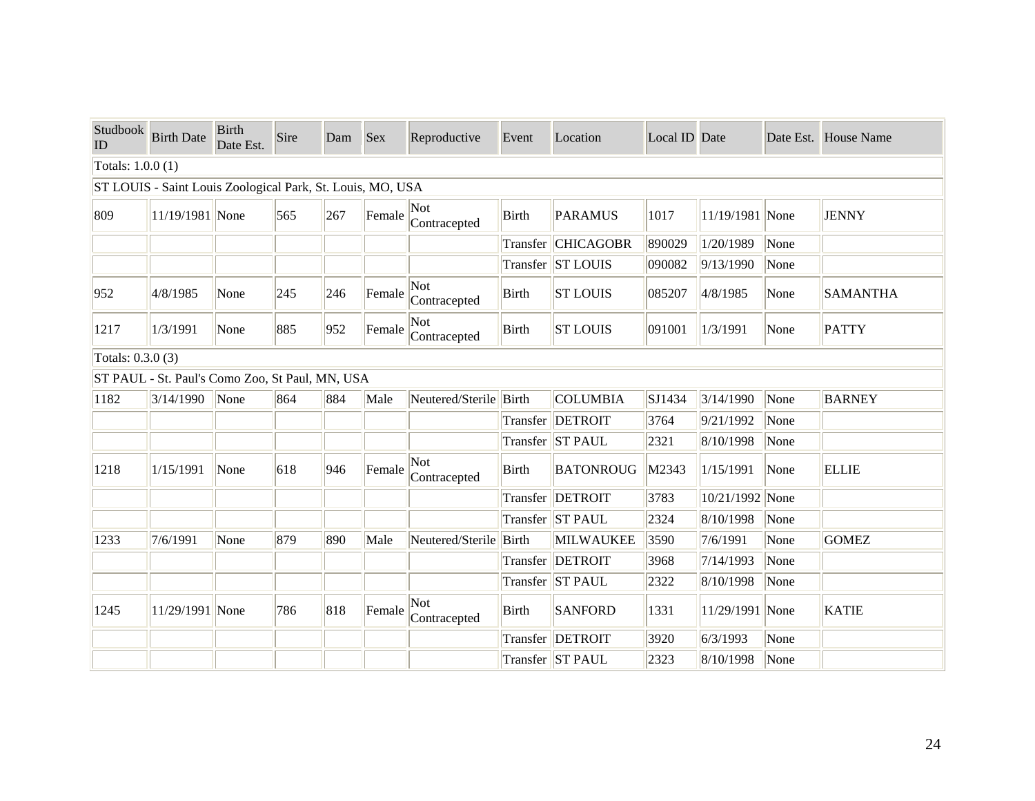| Studbook ID | Birth Date | Birth Date Est. | Sire | Dam | Sex | Reproductive | Event | Location | Local ID | Date | Date Est. | House Name |
|---|---|---|---|---|---|---|---|---|---|---|---|---|
| Totals: 1.0.0 (1) | | | | | | | | | | | | |
| ST LOUIS - Saint Louis Zoological Park, St. Louis, MO, USA | | | | | | | | | | | | |
| 809 | 11/19/1981 | None | 565 | 267 | Female | Not Contracepted | Birth | PARAMUS | 1017 | 11/19/1981 | None | JENNY |
| | | | | | | | Transfer | CHICAGOBR | 890029 | 1/20/1989 | None | |
| | | | | | | | Transfer | ST LOUIS | 090082 | 9/13/1990 | None | |
| 952 | 4/8/1985 | None | 245 | 246 | Female | Not Contracepted | Birth | ST LOUIS | 085207 | 4/8/1985 | None | SAMANTHA |
| 1217 | 1/3/1991 | None | 885 | 952 | Female | Not Contracepted | Birth | ST LOUIS | 091001 | 1/3/1991 | None | PATTY |
| Totals: 0.3.0 (3) | | | | | | | | | | | | |
| ST PAUL - St. Paul's Como Zoo, St Paul, MN, USA | | | | | | | | | | | | |
| 1182 | 3/14/1990 | None | 864 | 884 | Male | Neutered/Sterile | Birth | COLUMBIA | SJ1434 | 3/14/1990 | None | BARNEY |
| | | | | | | | Transfer | DETROIT | 3764 | 9/21/1992 | None | |
| | | | | | | | Transfer | ST PAUL | 2321 | 8/10/1998 | None | |
| 1218 | 1/15/1991 | None | 618 | 946 | Female | Not Contracepted | Birth | BATONROUG | M2343 | 1/15/1991 | None | ELLIE |
| | | | | | | | Transfer | DETROIT | 3783 | 10/21/1992 | None | |
| | | | | | | | Transfer | ST PAUL | 2324 | 8/10/1998 | None | |
| 1233 | 7/6/1991 | None | 879 | 890 | Male | Neutered/Sterile | Birth | MILWAUKEE | 3590 | 7/6/1991 | None | GOMEZ |
| | | | | | | | Transfer | DETROIT | 3968 | 7/14/1993 | None | |
| | | | | | | | Transfer | ST PAUL | 2322 | 8/10/1998 | None | |
| 1245 | 11/29/1991 | None | 786 | 818 | Female | Not Contracepted | Birth | SANFORD | 1331 | 11/29/1991 | None | KATIE |
| | | | | | | | Transfer | DETROIT | 3920 | 6/3/1993 | None | |
| | | | | | | | Transfer | ST PAUL | 2323 | 8/10/1998 | None | |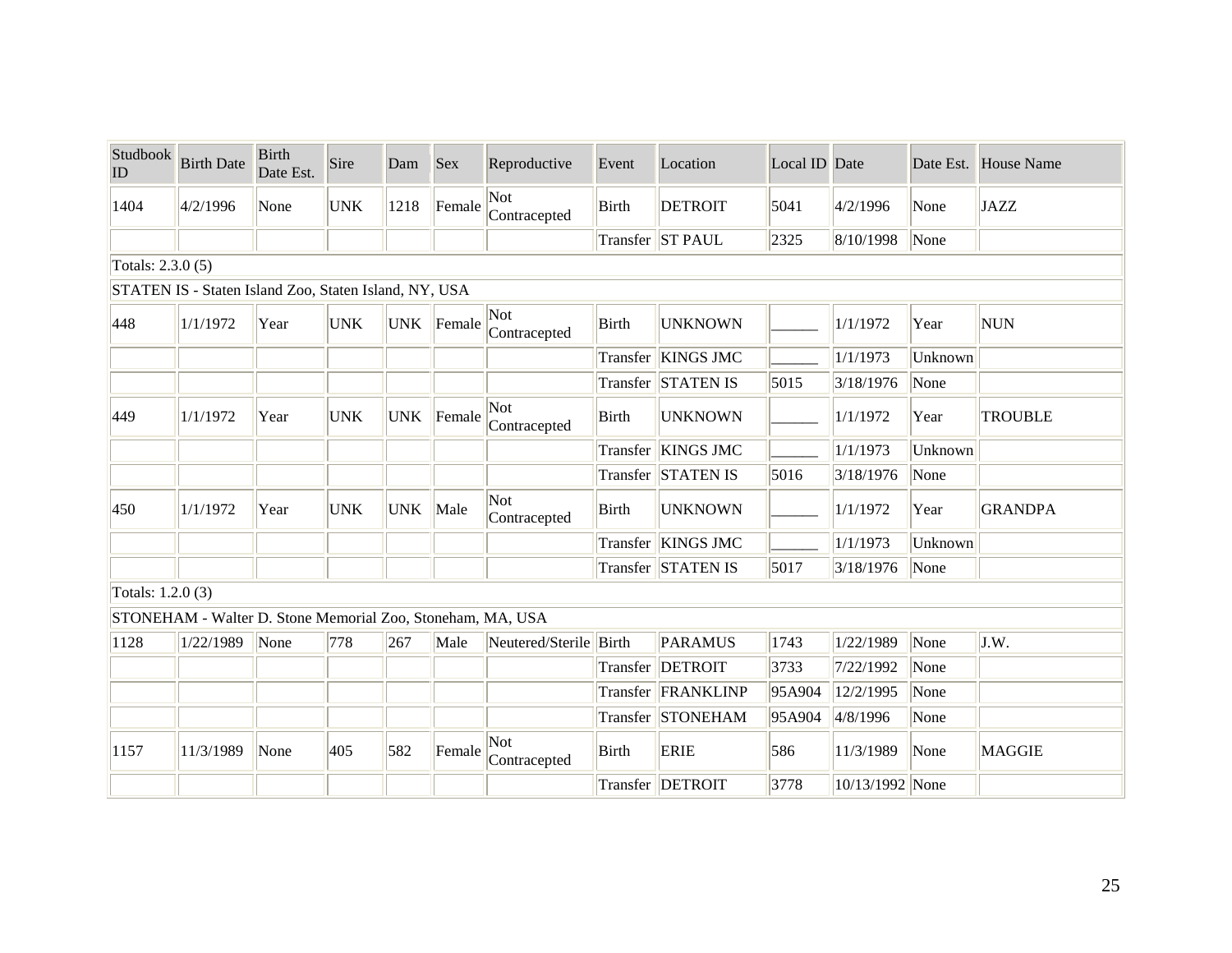| Studbook ID | Birth Date | Birth Date Est. | Sire | Dam | Sex | Reproductive | Event | Location | Local ID | Date | Date Est. | House Name |
|---|---|---|---|---|---|---|---|---|---|---|---|---|
| 1404 | 4/2/1996 | None | UNK | 1218 | Female | Not Contracepted | Birth | DETROIT | 5041 | 4/2/1996 | None | JAZZ |
| | | | | | | | Transfer | ST PAUL | 2325 | 8/10/1998 | None | |
| Totals: 2.3.0 (5) | | | | | | | | | | | | |
| STATEN IS - Staten Island Zoo, Staten Island, NY, USA | | | | | | | | | | | | |
| 448 | 1/1/1972 | Year | UNK | UNK | Female | Not Contracepted | Birth | UNKNOWN | ______ | 1/1/1972 | Year | NUN |
| | | | | | | | Transfer | KINGS JMC | ______ | 1/1/1973 | Unknown | |
| | | | | | | | Transfer | STATEN IS | 5015 | 3/18/1976 | None | |
| 449 | 1/1/1972 | Year | UNK | UNK | Female | Not Contracepted | Birth | UNKNOWN | ______ | 1/1/1972 | Year | TROUBLE |
| | | | | | | | Transfer | KINGS JMC | ______ | 1/1/1973 | Unknown | |
| | | | | | | | Transfer | STATEN IS | 5016 | 3/18/1976 | None | |
| 450 | 1/1/1972 | Year | UNK | UNK | Male | Not Contracepted | Birth | UNKNOWN | ______ | 1/1/1972 | Year | GRANDPA |
| | | | | | | | Transfer | KINGS JMC | ______ | 1/1/1973 | Unknown | |
| | | | | | | | Transfer | STATEN IS | 5017 | 3/18/1976 | None | |
| Totals: 1.2.0 (3) | | | | | | | | | | | | |
| STONEHAM - Walter D. Stone Memorial Zoo, Stoneham, MA, USA | | | | | | | | | | | | |
| 1128 | 1/22/1989 | None | 778 | 267 | Male | Neutered/Sterile | Birth | PARAMUS | 1743 | 1/22/1989 | None | J.W. |
| | | | | | | | Transfer | DETROIT | 3733 | 7/22/1992 | None | |
| | | | | | | | Transfer | FRANKLINP | 95A904 | 12/2/1995 | None | |
| | | | | | | | Transfer | STONEHAM | 95A904 | 4/8/1996 | None | |
| 1157 | 11/3/1989 | None | 405 | 582 | Female | Not Contracepted | Birth | ERIE | 586 | 11/3/1989 | None | MAGGIE |
| | | | | | | | Transfer | DETROIT | 3778 | 10/13/1992 | None | |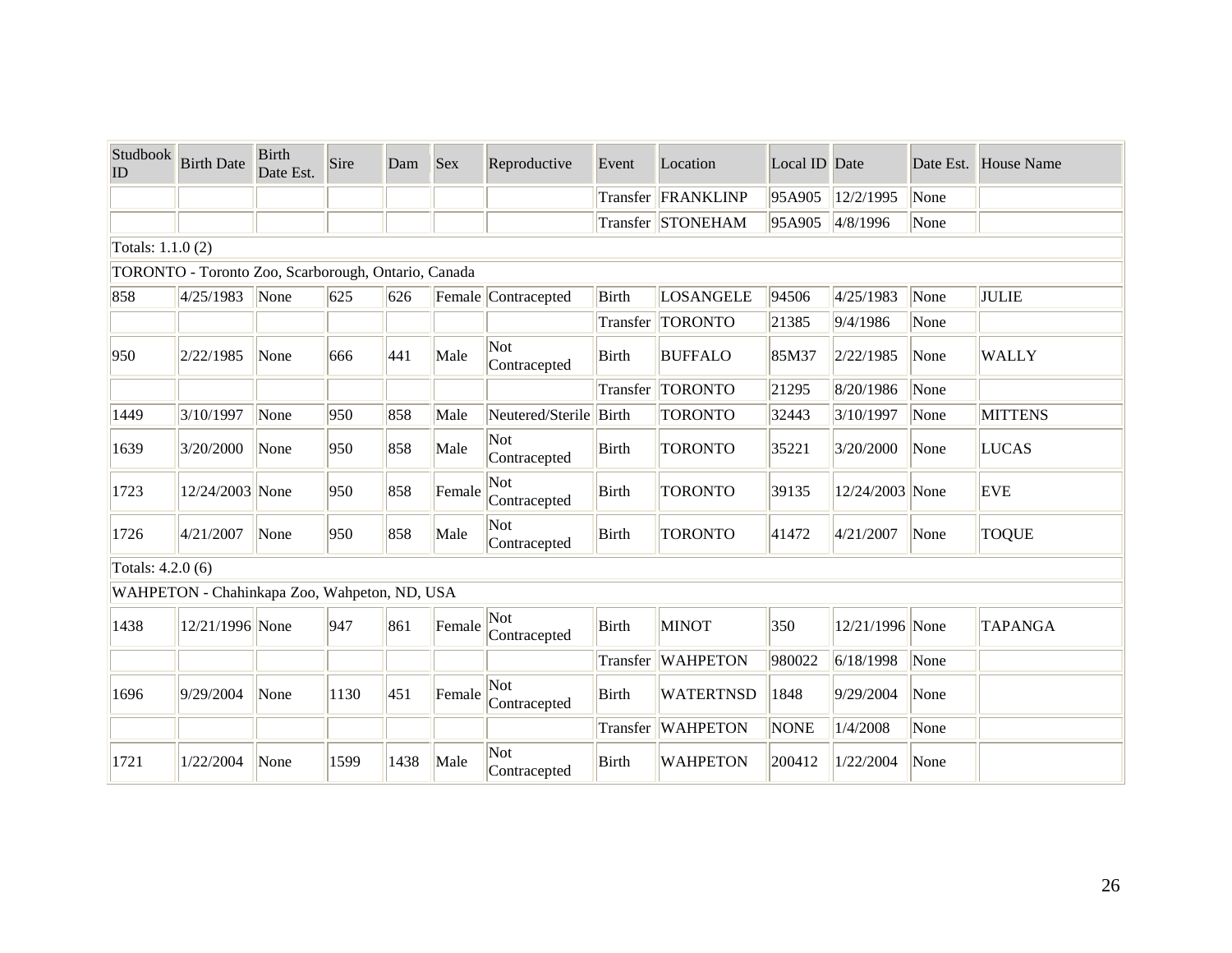| Studbook ID | Birth Date | Birth Date Est. | Sire | Dam | Sex | Reproductive | Event | Location | Local ID | Date | Date Est. | House Name |
|---|---|---|---|---|---|---|---|---|---|---|---|---|
| | | | | | | | Transfer | FRANKLINP | 95A905 | 12/2/1995 | None | |
| | | | | | | | Transfer | STONEHAM | 95A905 | 4/8/1996 | None | |
| Totals: 1.1.0 (2) | | | | | | | | | | | | |
| TORONTO - Toronto Zoo, Scarborough, Ontario, Canada | | | | | | | | | | | | |
| 858 | 4/25/1983 | None | 625 | 626 | Female | Contracepted | Birth | LOSANGELE | 94506 | 4/25/1983 | None | JULIE |
| | | | | | | | Transfer | TORONTO | 21385 | 9/4/1986 | None | |
| 950 | 2/22/1985 | None | 666 | 441 | Male | Not Contracepted | Birth | BUFFALO | 85M37 | 2/22/1985 | None | WALLY |
| | | | | | | | Transfer | TORONTO | 21295 | 8/20/1986 | None | |
| 1449 | 3/10/1997 | None | 950 | 858 | Male | Neutered/Sterile | Birth | TORONTO | 32443 | 3/10/1997 | None | MITTENS |
| 1639 | 3/20/2000 | None | 950 | 858 | Male | Not Contracepted | Birth | TORONTO | 35221 | 3/20/2000 | None | LUCAS |
| 1723 | 12/24/2003 | None | 950 | 858 | Female | Not Contracepted | Birth | TORONTO | 39135 | 12/24/2003 | None | EVE |
| 1726 | 4/21/2007 | None | 950 | 858 | Male | Not Contracepted | Birth | TORONTO | 41472 | 4/21/2007 | None | TOQUE |
| Totals: 4.2.0 (6) | | | | | | | | | | | | |
| WAHPETON - Chahinkapa Zoo, Wahpeton, ND, USA | | | | | | | | | | | | |
| 1438 | 12/21/1996 | None | 947 | 861 | Female | Not Contracepted | Birth | MINOT | 350 | 12/21/1996 | None | TAPANGA |
| | | | | | | | Transfer | WAHPETON | 980022 | 6/18/1998 | None | |
| 1696 | 9/29/2004 | None | 1130 | 451 | Female | Not Contracepted | Birth | WATERTNSD | 1848 | 9/29/2004 | None | |
| | | | | | | | Transfer | WAHPETON | NONE | 1/4/2008 | None | |
| 1721 | 1/22/2004 | None | 1599 | 1438 | Male | Not Contracepted | Birth | WAHPETON | 200412 | 1/22/2004 | None | |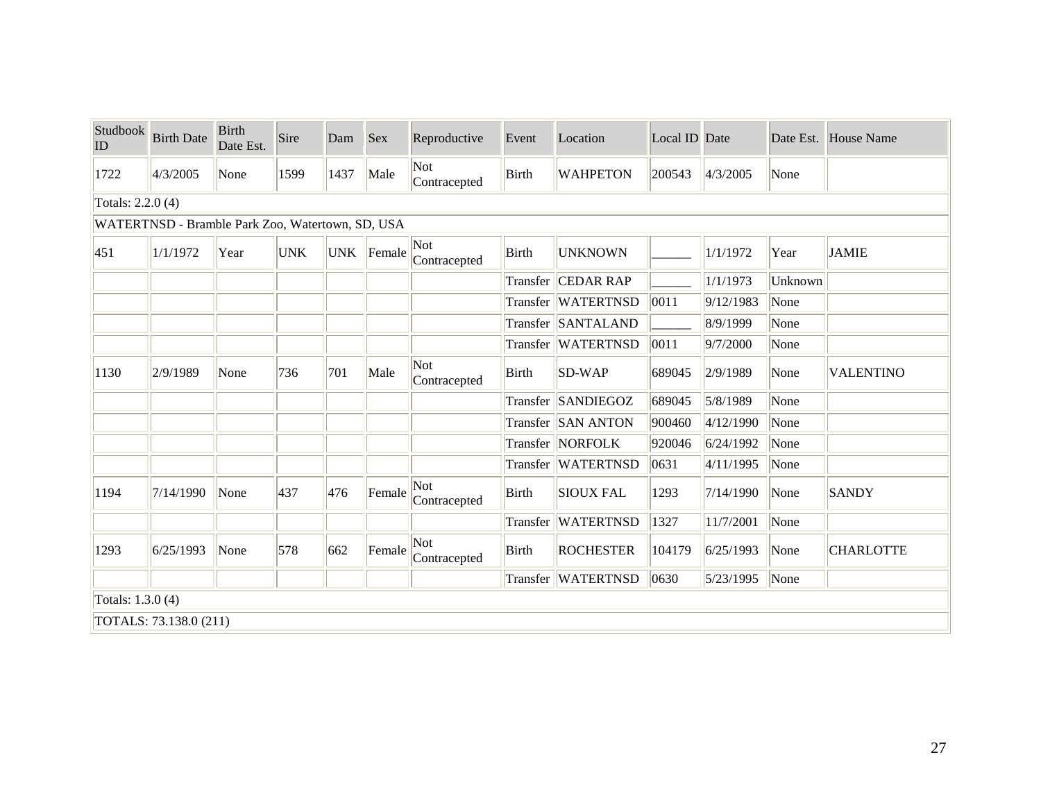| Studbook ID | Birth Date | Birth Date Est. | Sire | Dam | Sex | Reproductive | Event | Location | Local ID | Date | Date Est. | House Name |
|---|---|---|---|---|---|---|---|---|---|---|---|---|
| 1722 | 4/3/2005 | None | 1599 | 1437 | Male | Not Contracepted | Birth | WAHPETON | 200543 | 4/3/2005 | None | |
| Totals: 2.2.0 (4) | | | | | | | | | | | | |
| WATERTNSD - Bramble Park Zoo, Watertown, SD, USA | | | | | | | | | | | | |
| 451 | 1/1/1972 | Year | UNK | UNK | Female | Not Contracepted | Birth | UNKNOWN | ______ | 1/1/1972 | Year | JAMIE |
| | | | | | | | Transfer | CEDAR RAP | ______ | 1/1/1973 | Unknown | |
| | | | | | | | Transfer | WATERTNSD | 0011 | 9/12/1983 | None | |
| | | | | | | | Transfer | SANTALAND | ______ | 8/9/1999 | None | |
| | | | | | | | Transfer | WATERTNSD | 0011 | 9/7/2000 | None | |
| 1130 | 2/9/1989 | None | 736 | 701 | Male | Not Contracepted | Birth | SD-WAP | 689045 | 2/9/1989 | None | VALENTINO |
| | | | | | | | Transfer | SANDIEGOZ | 689045 | 5/8/1989 | None | |
| | | | | | | | Transfer | SAN ANTON | 900460 | 4/12/1990 | None | |
| | | | | | | | Transfer | NORFOLK | 920046 | 6/24/1992 | None | |
| | | | | | | | Transfer | WATERTNSD | 0631 | 4/11/1995 | None | |
| 1194 | 7/14/1990 | None | 437 | 476 | Female | Not Contracepted | Birth | SIOUX FAL | 1293 | 7/14/1990 | None | SANDY |
| | | | | | | | Transfer | WATERTNSD | 1327 | 11/7/2001 | None | |
| 1293 | 6/25/1993 | None | 578 | 662 | Female | Not Contracepted | Birth | ROCHESTER | 104179 | 6/25/1993 | None | CHARLOTTE |
| | | | | | | | Transfer | WATERTNSD | 0630 | 5/23/1995 | None | |
| Totals: 1.3.0 (4) | | | | | | | | | | | | |
| TOTALS: 73.138.0 (211) | | | | | | | | | | | | |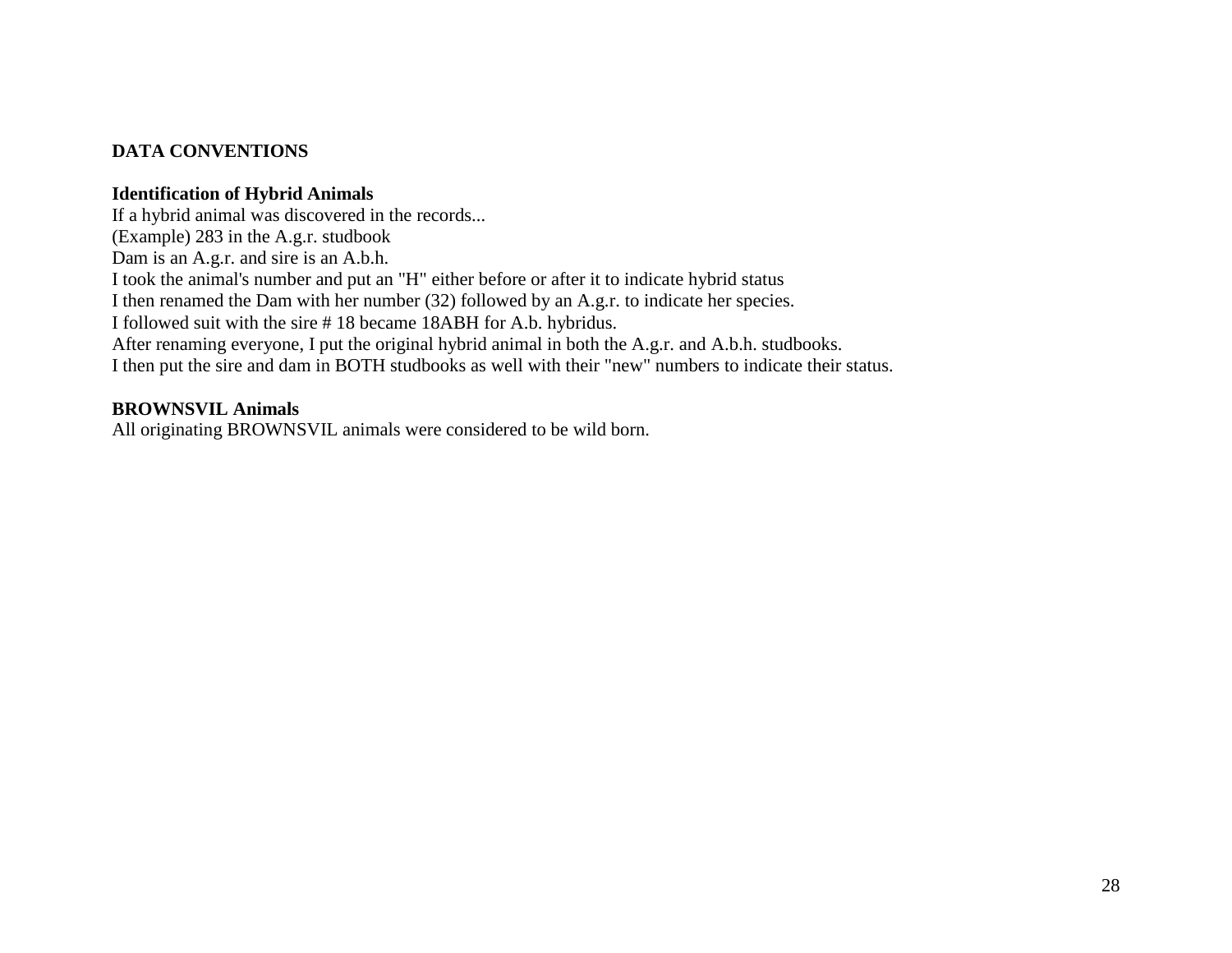## DATA CONVENTIONS

### Identification of Hybrid Animals

If a hybrid animal was discovered in the records...
(Example) 283 in the A.g.r. studbook
Dam is an A.g.r. and sire is an A.b.h.
I took the animal's number and put an "H" either before or after it to indicate hybrid status
I then renamed the Dam with her number (32) followed by an A.g.r. to indicate her species.
I followed suit with the sire # 18 became 18ABH for A.b. hybridus.
After renaming everyone, I put the original hybrid animal in both the A.g.r. and A.b.h. studbooks.
I then put the sire and dam in BOTH studbooks as well with their "new" numbers to indicate their status.

### BROWNSVIL Animals

All originating BROWNSVIL animals were considered to be wild born.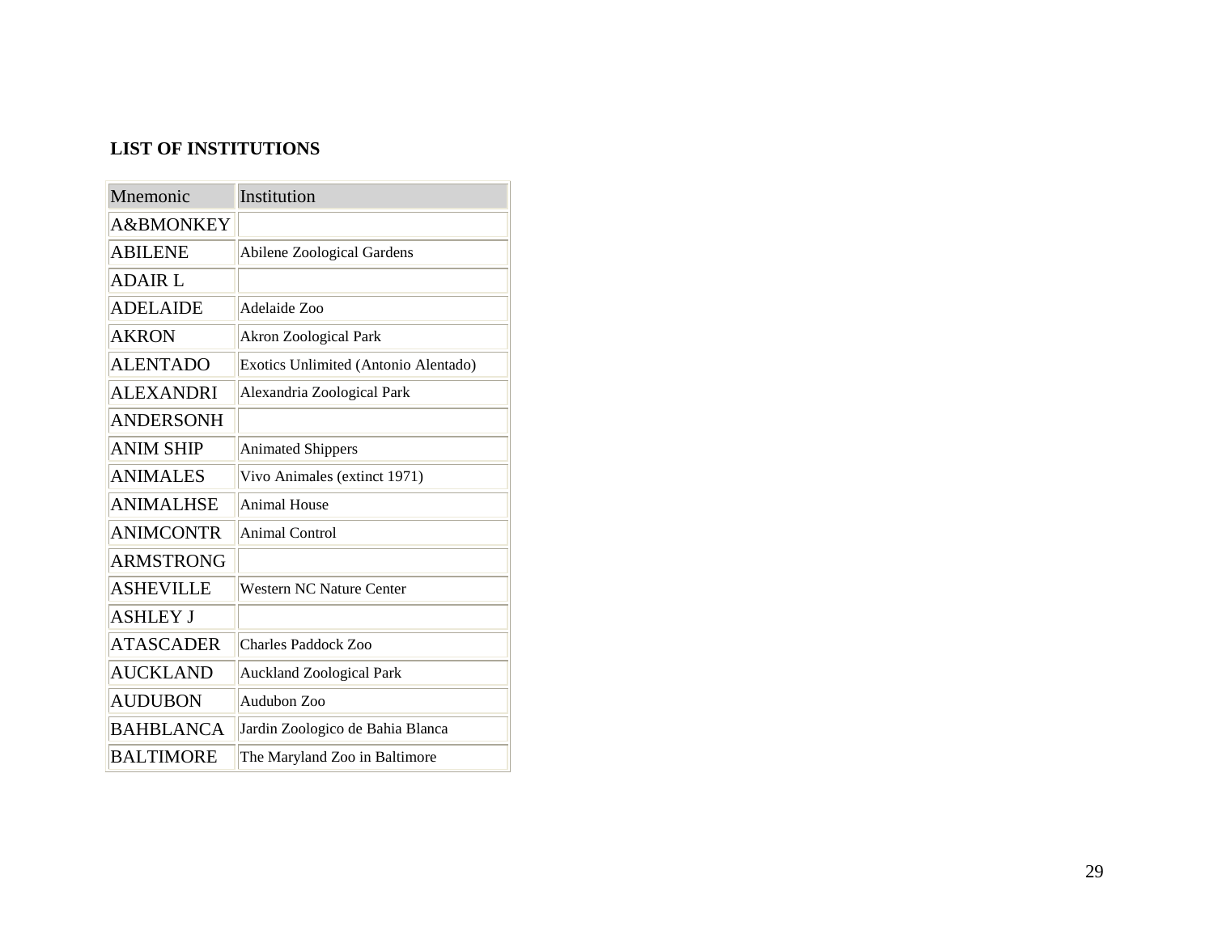**LIST OF INSTITUTIONS**

| Mnemonic | Institution |
|---|---|
| A&BMONKEY | |
| ABILENE | Abilene Zoological Gardens |
| ADAIR L | |
| ADELAIDE | Adelaide Zoo |
| AKRON | Akron Zoological Park |
| ALENTADO | Exotics Unlimited (Antonio Alentado) |
| ALEXANDRI | Alexandria Zoological Park |
| ANDERSONH | |
| ANIM SHIP | Animated Shippers |
| ANIMALES | Vivo Animales (extinct 1971) |
| ANIMALHSE | Animal House |
| ANIMCONTR | Animal Control |
| ARMSTRONG | |
| ASHEVILLE | Western NC Nature Center |
| ASHLEY J | |
| ATASCADER | Charles Paddock Zoo |
| AUCKLAND | Auckland Zoological Park |
| AUDUBON | Audubon Zoo |
| BAHBLANCA | Jardin Zoologico de Bahia Blanca |
| BALTIMORE | The Maryland Zoo in Baltimore |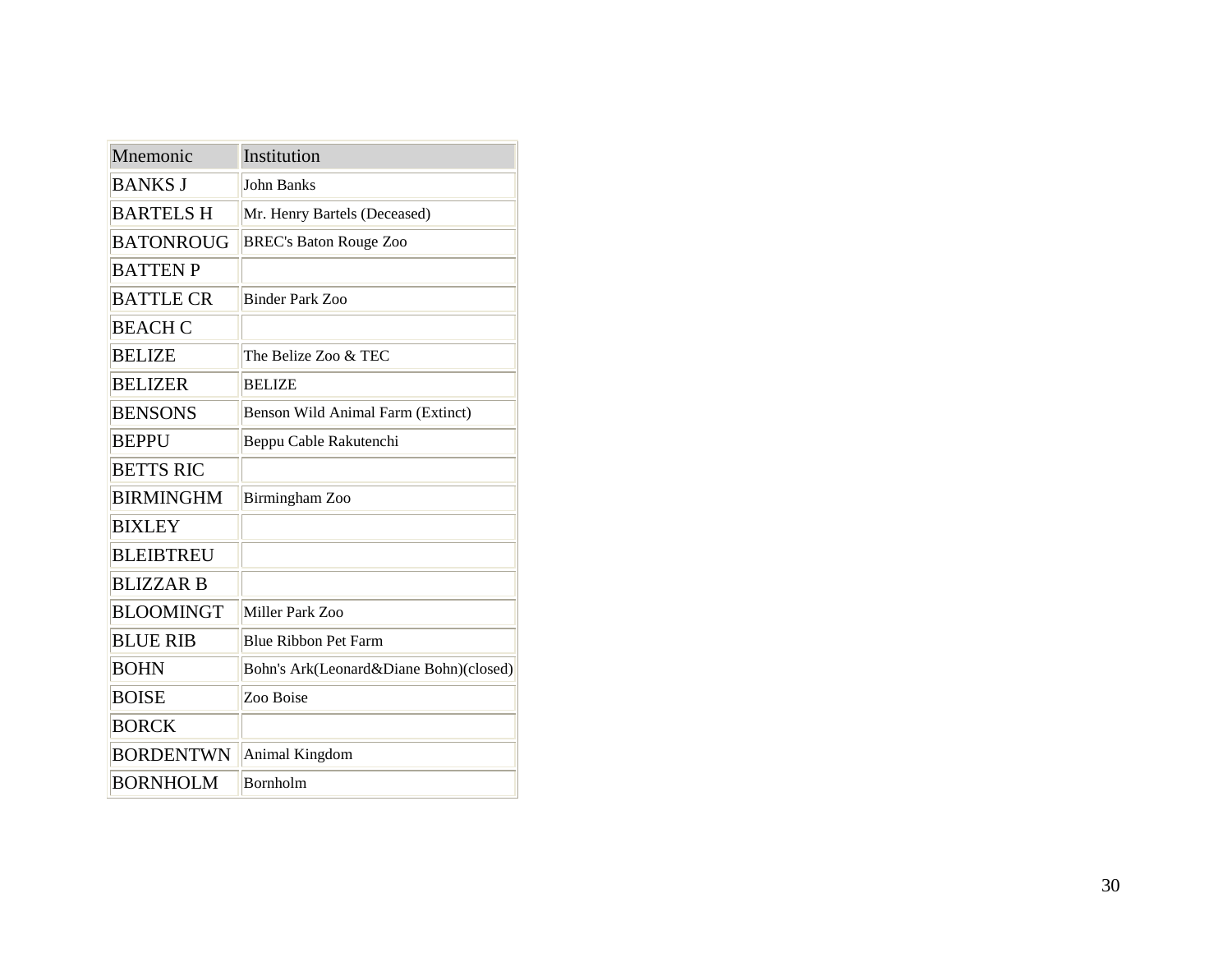| Mnemonic | Institution |
| --- | --- |
| BANKS J | John Banks |
| BARTELS H | Mr. Henry Bartels (Deceased) |
| BATONROUG | BREC's Baton Rouge Zoo |
| BATTEN P | |
| BATTLE CR | Binder Park Zoo |
| BEACH C | |
| BELIZE | The Belize Zoo & TEC |
| BELIZER | BELIZE |
| BENSONS | Benson Wild Animal Farm (Extinct) |
| BEPPU | Beppu Cable Rakutenchi |
| BETTS RIC | |
| BIRMINGHM | Birmingham Zoo |
| BIXLEY | |
| BLEIBTREU | |
| BLIZZAR B | |
| BLOOMINGT | Miller Park Zoo |
| BLUE RIB | Blue Ribbon Pet Farm |
| BOHN | Bohn's Ark(Leonard&Diane Bohn)(closed) |
| BOISE | Zoo Boise |
| BORCK | |
| BORDENTWN | Animal Kingdom |
| BORNHOLM | Bornholm |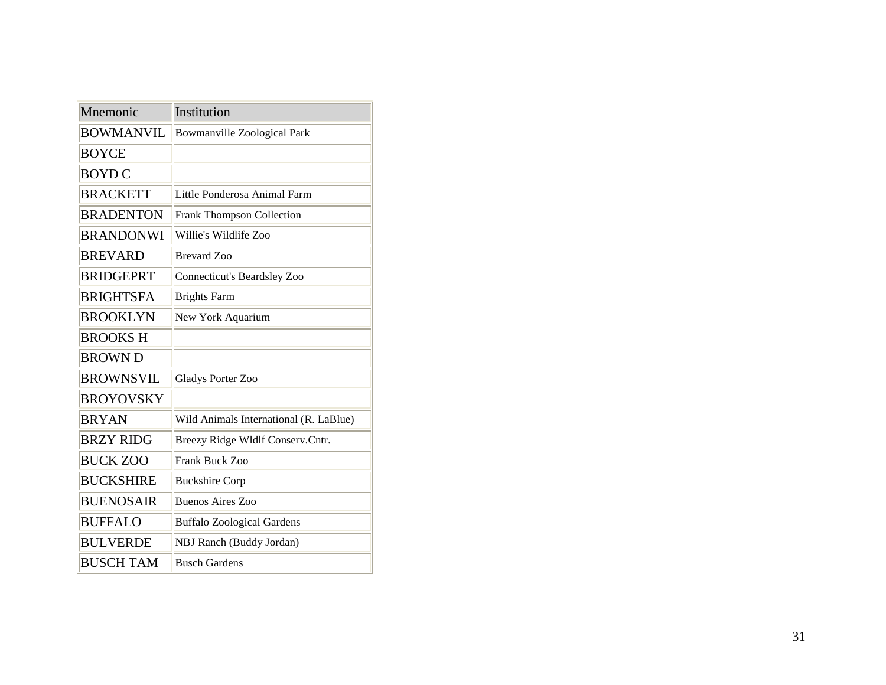| Mnemonic | Institution |
| --- | --- |
| BOWMANVIL | Bowmanville Zoological Park |
| BOYCE | |
| BOYD C | |
| BRACKETT | Little Ponderosa Animal Farm |
| BRADENTON | Frank Thompson Collection |
| BRANDONWI | Willie's Wildlife Zoo |
| BREVARD | Brevard Zoo |
| BRIDGEPRT | Connecticut's Beardsley Zoo |
| BRIGHTSFA | Brights Farm |
| BROOKLYN | New York Aquarium |
| BROOKS H | |
| BROWN D | |
| BROWNSVIL | Gladys Porter Zoo |
| BROYOVSKY | |
| BRYAN | Wild Animals International (R. LaBlue) |
| BRZY RIDG | Breezy Ridge Wldlf Conserv.Cntr. |
| BUCK ZOO | Frank Buck Zoo |
| BUCKSHIRE | Buckshire Corp |
| BUENOSAIR | Buenos Aires Zoo |
| BUFFALO | Buffalo Zoological Gardens |
| BULVERDE | NBJ Ranch (Buddy Jordan) |
| BUSCH TAM | Busch Gardens |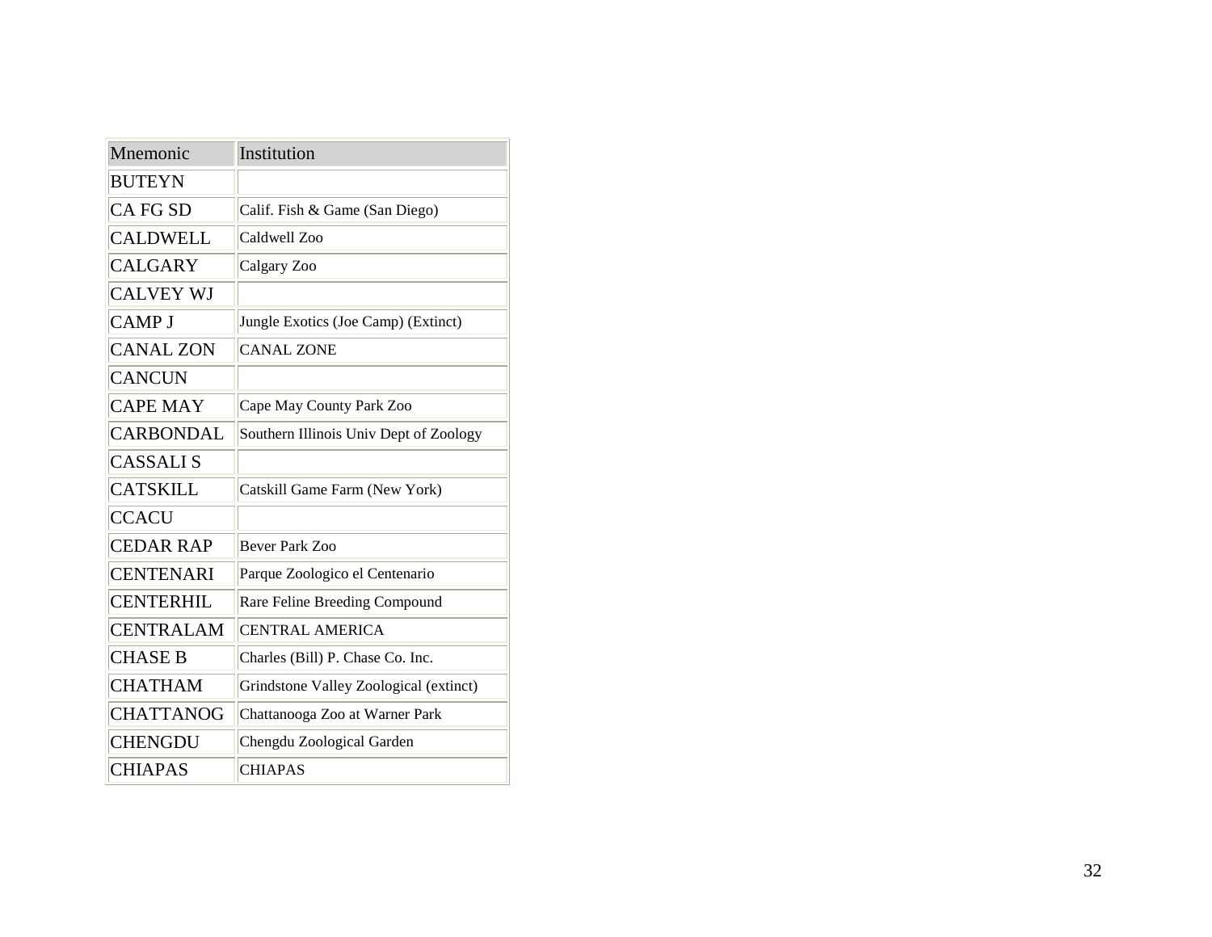| Mnemonic | Institution |
|---|---|
| BUTEYN | |
| CA FG SD | Calif. Fish & Game (San Diego) |
| CALDWELL | Caldwell Zoo |
| CALGARY | Calgary Zoo |
| CALVEY WJ | |
| CAMP J | Jungle Exotics (Joe Camp) (Extinct) |
| CANAL ZON | CANAL ZONE |
| CANCUN | |
| CAPE MAY | Cape May County Park Zoo |
| CARBONDAL | Southern Illinois Univ Dept of Zoology |
| CASSALI S | |
| CATSKILL | Catskill Game Farm (New York) |
| CCACU | |
| CEDAR RAP | Bever Park Zoo |
| CENTENARI | Parque Zoologico el Centenario |
| CENTERHIL | Rare Feline Breeding Compound |
| CENTRALAM | CENTRAL AMERICA |
| CHASE B | Charles (Bill) P. Chase Co. Inc. |
| CHATHAM | Grindstone Valley Zoological (extinct) |
| CHATTANOG | Chattanooga Zoo at Warner Park |
| CHENGDU | Chengdu Zoological Garden |
| CHIAPAS | CHIAPAS |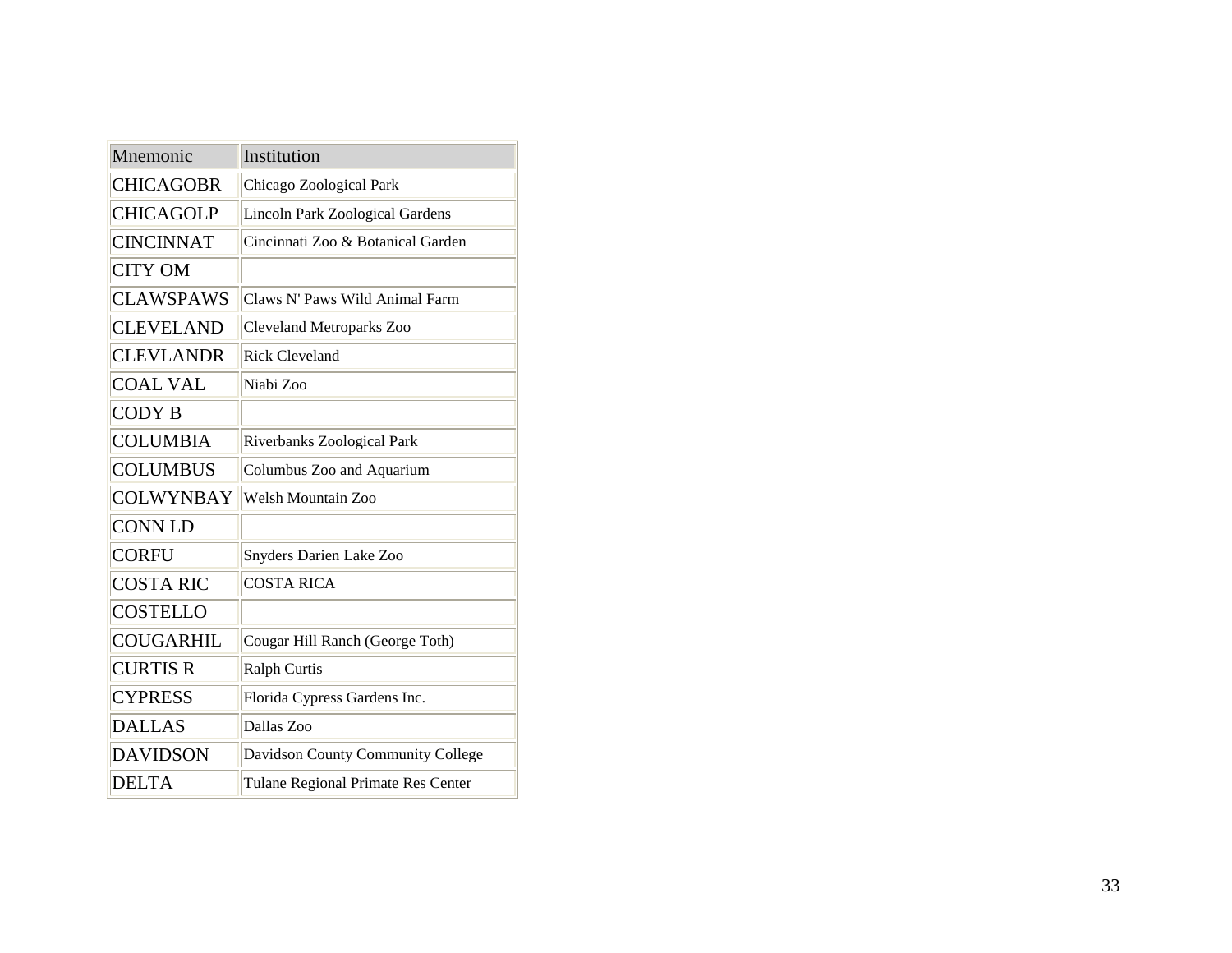| Mnemonic | Institution |
| --- | --- |
| CHICAGOBR | Chicago Zoological Park |
| CHICAGOLP | Lincoln Park Zoological Gardens |
| CINCINNAT | Cincinnati Zoo & Botanical Garden |
| CITY OM | |
| CLAWSPAWS | Claws N' Paws Wild Animal Farm |
| CLEVELAND | Cleveland Metroparks Zoo |
| CLEVLANDR | Rick Cleveland |
| COAL VAL | Niabi Zoo |
| CODY B | |
| COLUMBIA | Riverbanks Zoological Park |
| COLUMBUS | Columbus Zoo and Aquarium |
| COLWYNBAY | Welsh Mountain Zoo |
| CONN LD | |
| CORFU | Snyders Darien Lake Zoo |
| COSTA RIC | COSTA RICA |
| COSTELLO | |
| COUGARHIL | Cougar Hill Ranch (George Toth) |
| CURTIS R | Ralph Curtis |
| CYPRESS | Florida Cypress Gardens Inc. |
| DALLAS | Dallas Zoo |
| DAVIDSON | Davidson County Community College |
| DELTA | Tulane Regional Primate Res Center |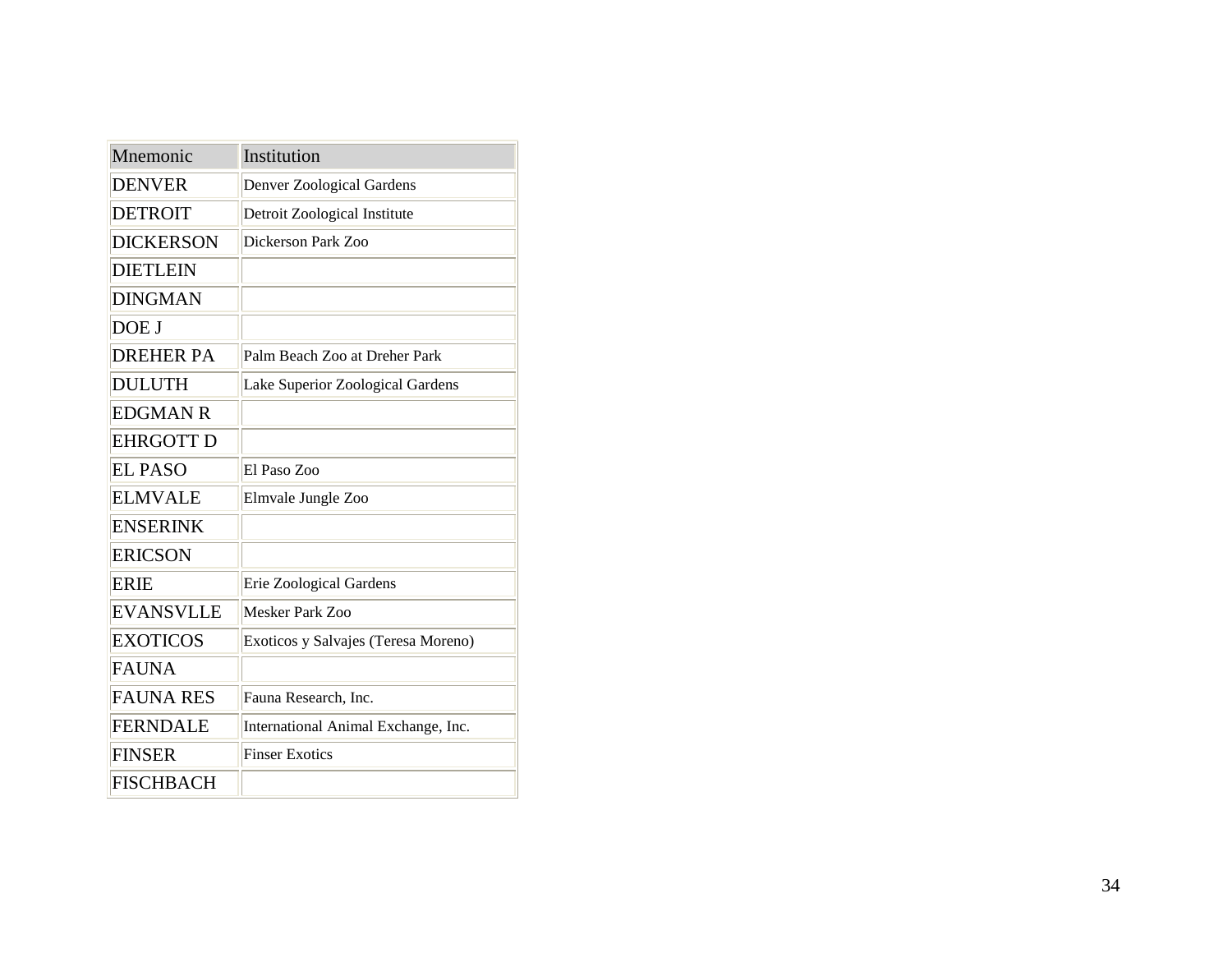| Mnemonic | Institution |
|---|---|
| DENVER | Denver Zoological Gardens |
| DETROIT | Detroit Zoological Institute |
| DICKERSON | Dickerson Park Zoo |
| DIETLEIN | |
| DINGMAN | |
| DOE J | |
| DREHER PA | Palm Beach Zoo at Dreher Park |
| DULUTH | Lake Superior Zoological Gardens |
| EDGMAN R | |
| EHRGOTT D | |
| EL PASO | El Paso Zoo |
| ELMVALE | Elmvale Jungle Zoo |
| ENSERINK | |
| ERICSON | |
| ERIE | Erie Zoological Gardens |
| EVANSVLLE | Mesker Park Zoo |
| EXOTICOS | Exoticos y Salvajes (Teresa Moreno) |
| FAUNA | |
| FAUNA RES | Fauna Research, Inc. |
| FERNDALE | International Animal Exchange, Inc. |
| FINSER | Finser Exotics |
| FISCHBACH | |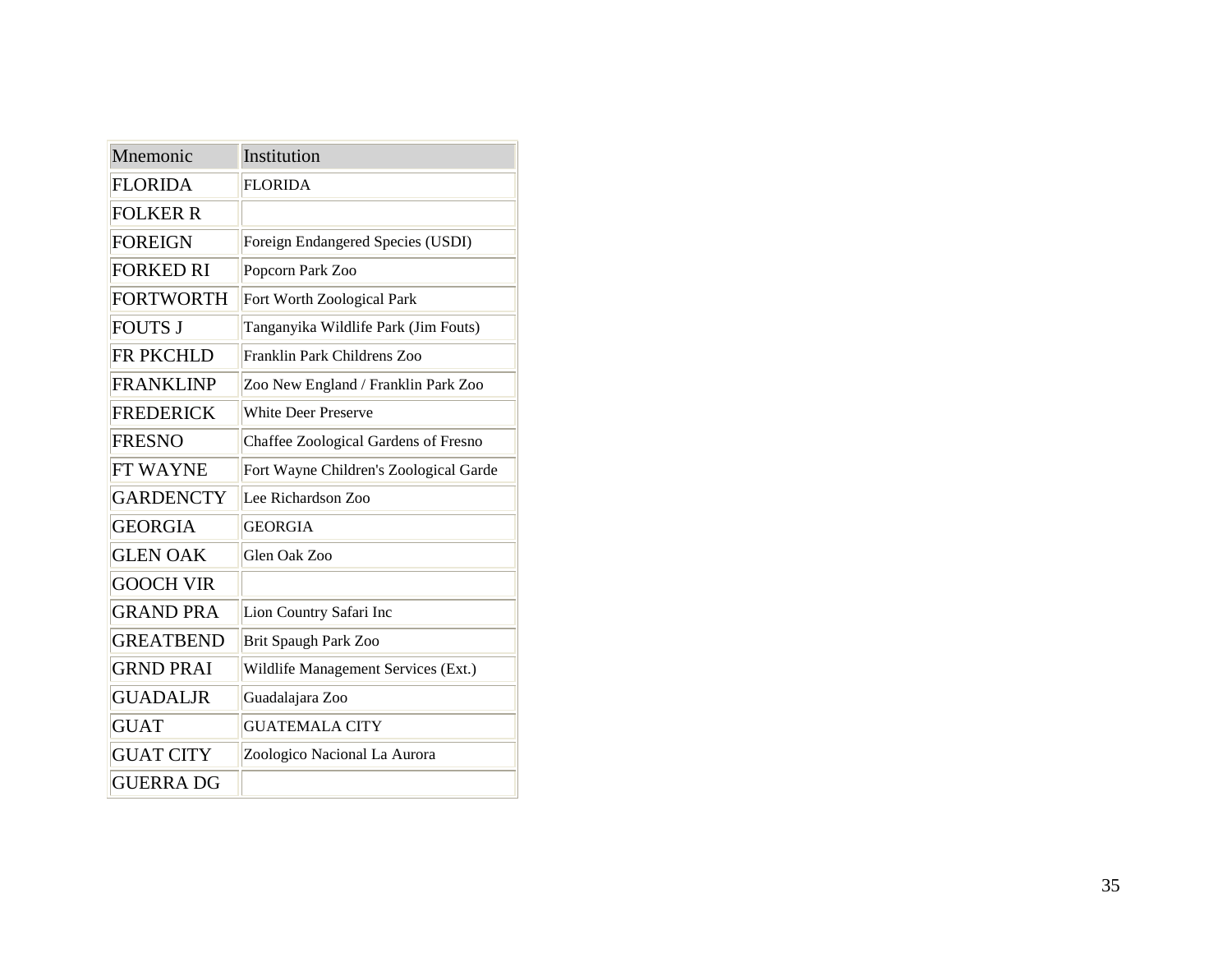| Mnemonic | Institution |
| --- | --- |
| FLORIDA | FLORIDA |
| FOLKER R | |
| FOREIGN | Foreign Endangered Species (USDI) |
| FORKED RI | Popcorn Park Zoo |
| FORTWORTH | Fort Worth Zoological Park |
| FOUTS J | Tanganyika Wildlife Park (Jim Fouts) |
| FR PKCHLD | Franklin Park Childrens Zoo |
| FRANKLINP | Zoo New England / Franklin Park Zoo |
| FREDERICK | White Deer Preserve |
| FRESNO | Chaffee Zoological Gardens of Fresno |
| FT WAYNE | Fort Wayne Children's Zoological Garde |
| GARDENCTY | Lee Richardson Zoo |
| GEORGIA | GEORGIA |
| GLEN OAK | Glen Oak Zoo |
| GOOCH VIR | |
| GRAND PRA | Lion Country Safari Inc |
| GREATBEND | Brit Spaugh Park Zoo |
| GRND PRAI | Wildlife Management Services (Ext.) |
| GUADALJR | Guadalajara Zoo |
| GUAT | GUATEMALA CITY |
| GUAT CITY | Zoologico Nacional La Aurora |
| GUERRA DG | |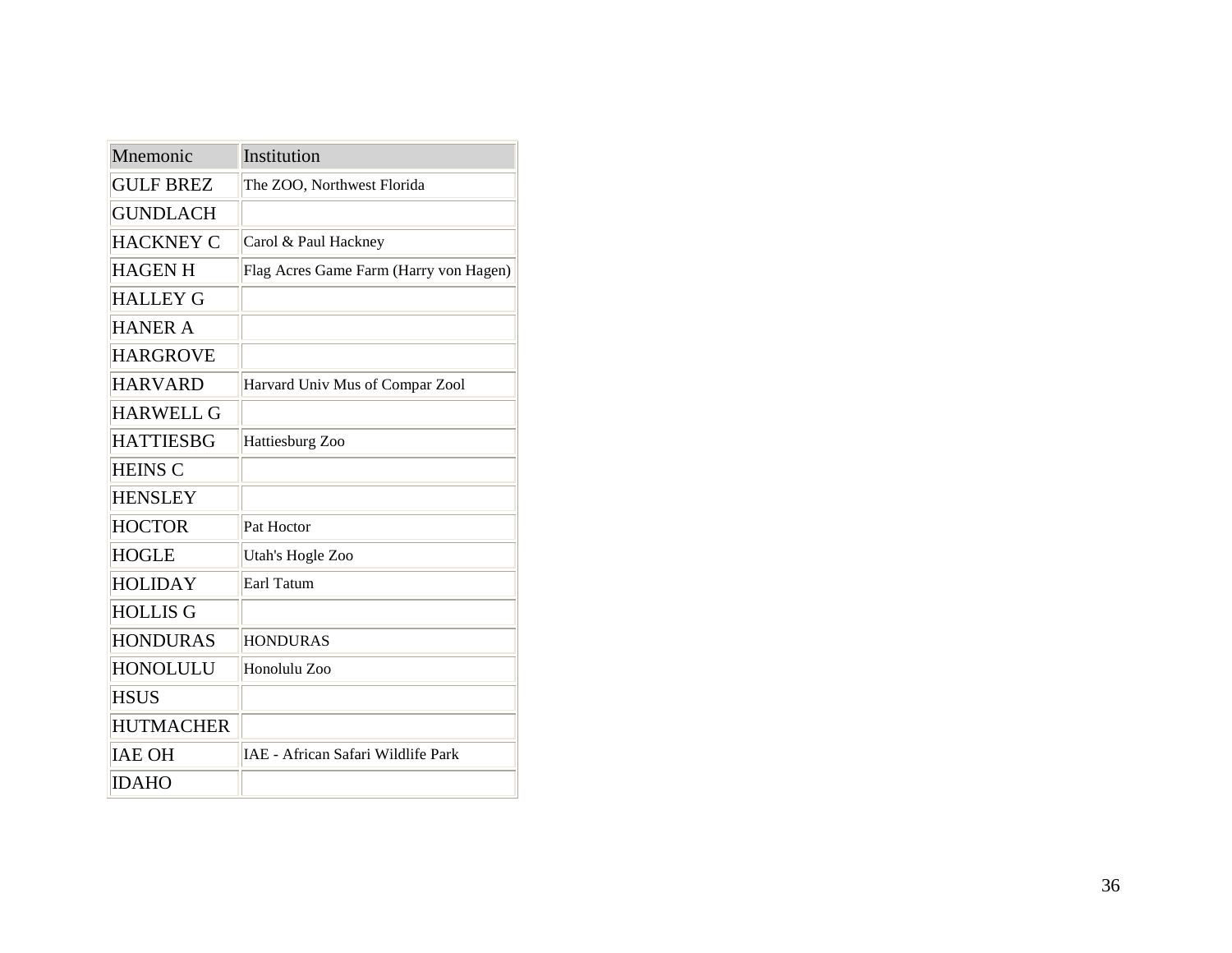| Mnemonic | Institution |
| --- | --- |
| GULF BREZ | The ZOO, Northwest Florida |
| GUNDLACH | |
| HACKNEY C | Carol & Paul Hackney |
| HAGEN H | Flag Acres Game Farm (Harry von Hagen) |
| HALLEY G | |
| HANER A | |
| HARGROVE | |
| HARVARD | Harvard Univ Mus of Compar Zool |
| HARWELL G | |
| HATTIESBG | Hattiesburg Zoo |
| HEINS C | |
| HENSLEY | |
| HOCTOR | Pat Hoctor |
| HOGLE | Utah's Hogle Zoo |
| HOLIDAY | Earl Tatum |
| HOLLIS G | |
| HONDURAS | HONDURAS |
| HONOLULU | Honolulu Zoo |
| HSUS | |
| HUTMACHER | |
| IAE OH | IAE - African Safari Wildlife Park |
| IDAHO | |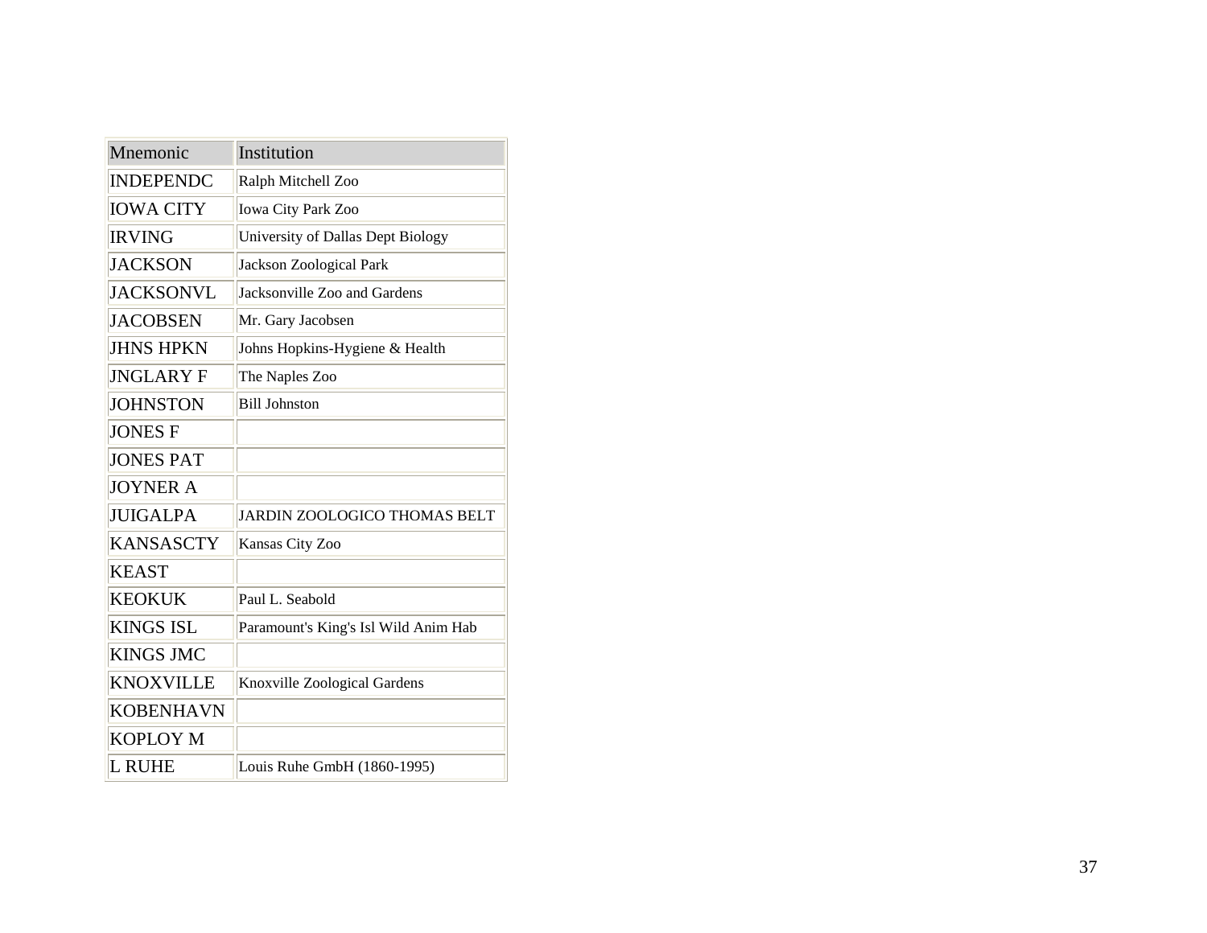| Mnemonic | Institution |
|---|---|
| INDEPENDC | Ralph Mitchell Zoo |
| IOWA CITY | Iowa City Park Zoo |
| IRVING | University of Dallas Dept Biology |
| JACKSON | Jackson Zoological Park |
| JACKSONVL | Jacksonville Zoo and Gardens |
| JACOBSEN | Mr. Gary Jacobsen |
| JHNS HPKN | Johns Hopkins-Hygiene & Health |
| JNGLARY F | The Naples Zoo |
| JOHNSTON | Bill Johnston |
| JONES F | |
| JONES PAT | |
| JOYNER A | |
| JUIGALPA | JARDIN ZOOLOGICO THOMAS BELT |
| KANSASCTY | Kansas City Zoo |
| KEAST | |
| KEOKUK | Paul L. Seabold |
| KINGS ISL | Paramount's King's Isl Wild Anim Hab |
| KINGS JMC | |
| KNOXVILLE | Knoxville Zoological Gardens |
| KOBENHAVN | |
| KOPLOY M | |
| L RUHE | Louis Ruhe GmbH (1860-1995) |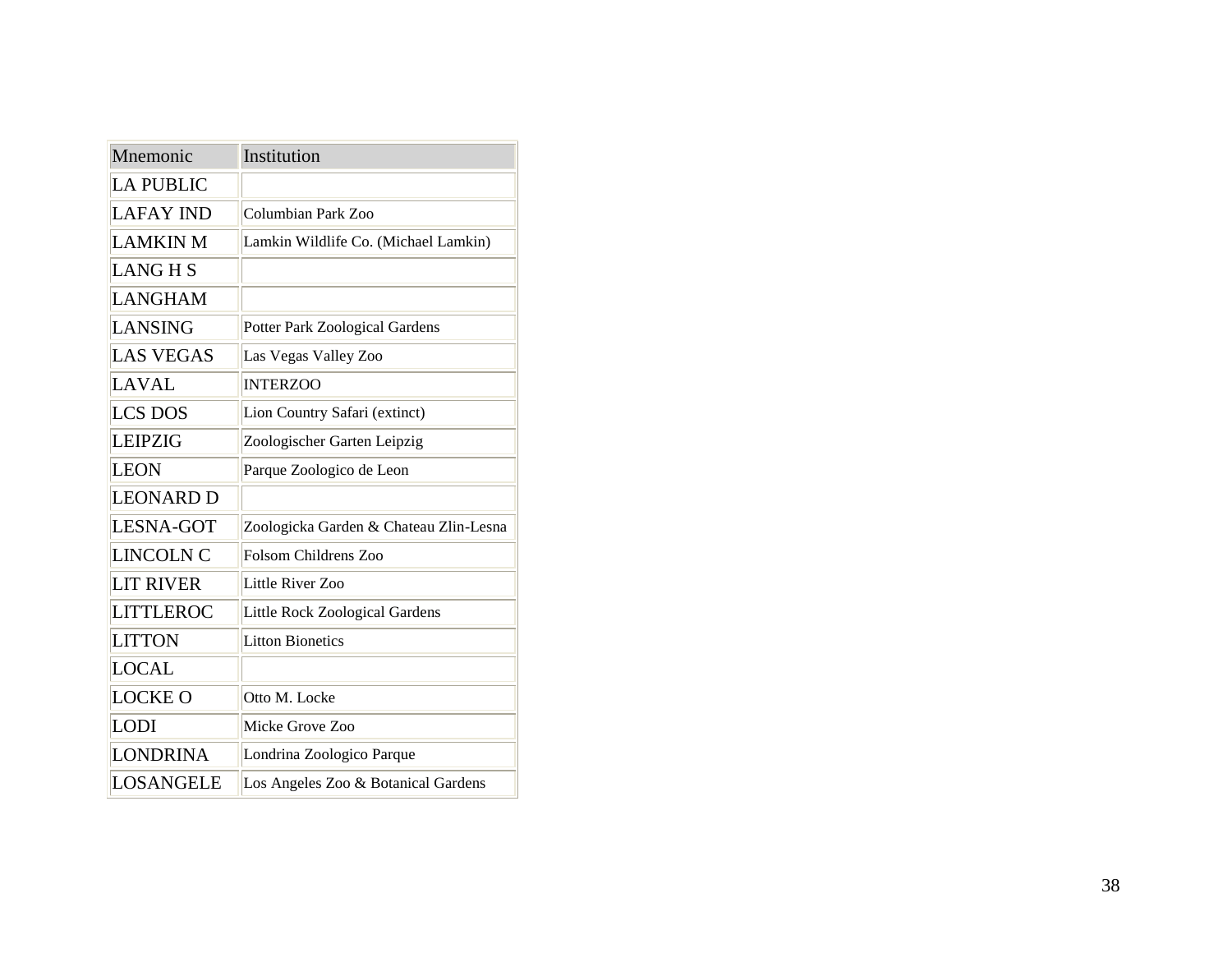| Mnemonic | Institution |
| --- | --- |
| LA PUBLIC | |
| LAFAY IND | Columbian Park Zoo |
| LAMKIN M | Lamkin Wildlife Co. (Michael Lamkin) |
| LANG H S | |
| LANGHAM | |
| LANSING | Potter Park Zoological Gardens |
| LAS VEGAS | Las Vegas Valley Zoo |
| LAVAL | INTERZOO |
| LCS DOS | Lion Country Safari (extinct) |
| LEIPZIG | Zoologischer Garten Leipzig |
| LEON | Parque Zoologico de Leon |
| LEONARD D | |
| LESNA-GOT | Zoologicka Garden & Chateau Zlin-Lesna |
| LINCOLN C | Folsom Childrens Zoo |
| LIT RIVER | Little River Zoo |
| LITTLEROC | Little Rock Zoological Gardens |
| LITTON | Litton Bionetics |
| LOCAL | |
| LOCKE O | Otto M. Locke |
| LODI | Micke Grove Zoo |
| LONDRINA | Londrina Zoologico Parque |
| LOSANGELE | Los Angeles Zoo & Botanical Gardens |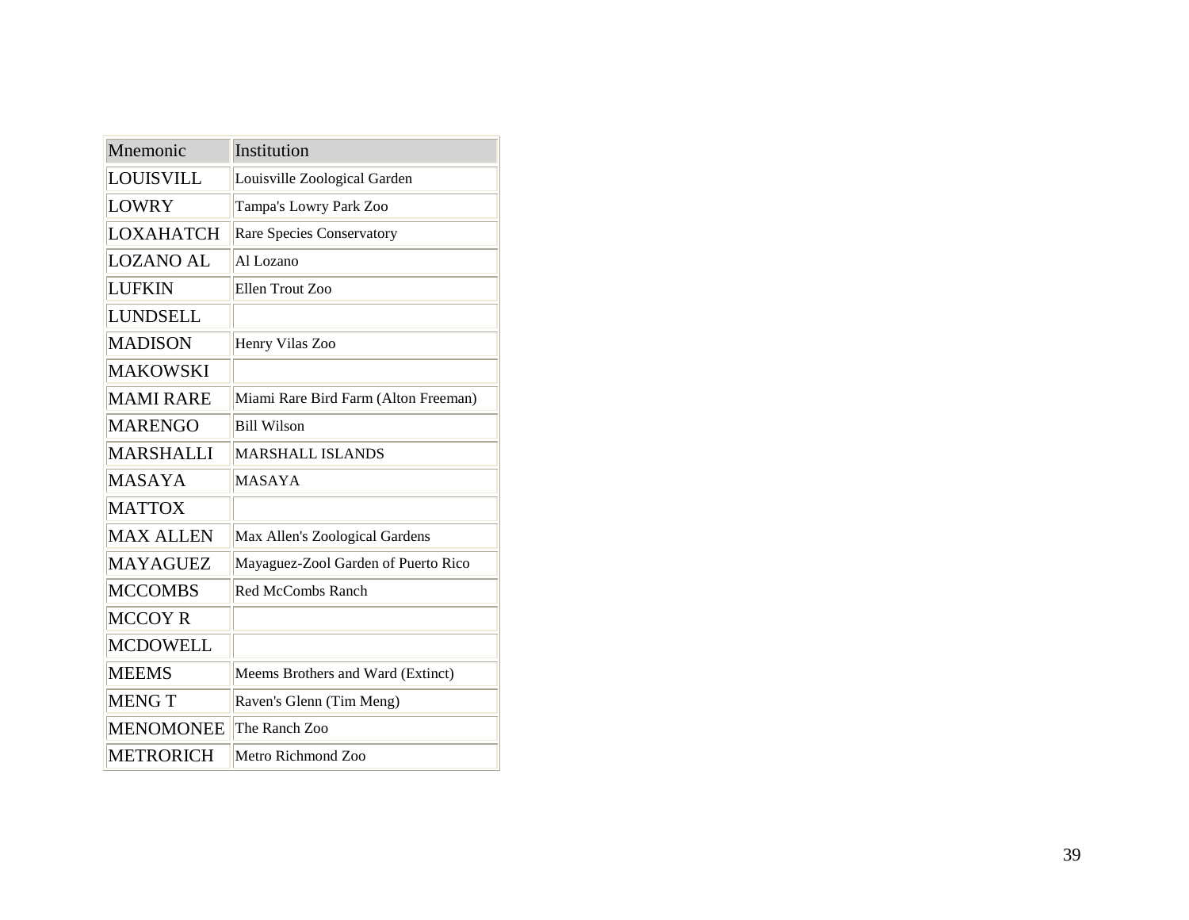| Mnemonic | Institution |
| --- | --- |
| LOUISVILL | Louisville Zoological Garden |
| LOWRY | Tampa's Lowry Park Zoo |
| LOXAHATCH | Rare Species Conservatory |
| LOZANO AL | Al Lozano |
| LUFKIN | Ellen Trout Zoo |
| LUNDSELL | |
| MADISON | Henry Vilas Zoo |
| MAKOWSKI | |
| MAMI RARE | Miami Rare Bird Farm (Alton Freeman) |
| MARENGO | Bill Wilson |
| MARSHALLI | MARSHALL ISLANDS |
| MASAYA | MASAYA |
| MATTOX | |
| MAX ALLEN | Max Allen's Zoological Gardens |
| MAYAGUEZ | Mayaguez-Zool Garden of Puerto Rico |
| MCCOMBS | Red McCombs Ranch |
| MCCOY R | |
| MCDOWELL | |
| MEEMS | Meems Brothers and Ward (Extinct) |
| MENG T | Raven's Glenn (Tim Meng) |
| MENOMONEE | The Ranch Zoo |
| METRORICH | Metro Richmond Zoo |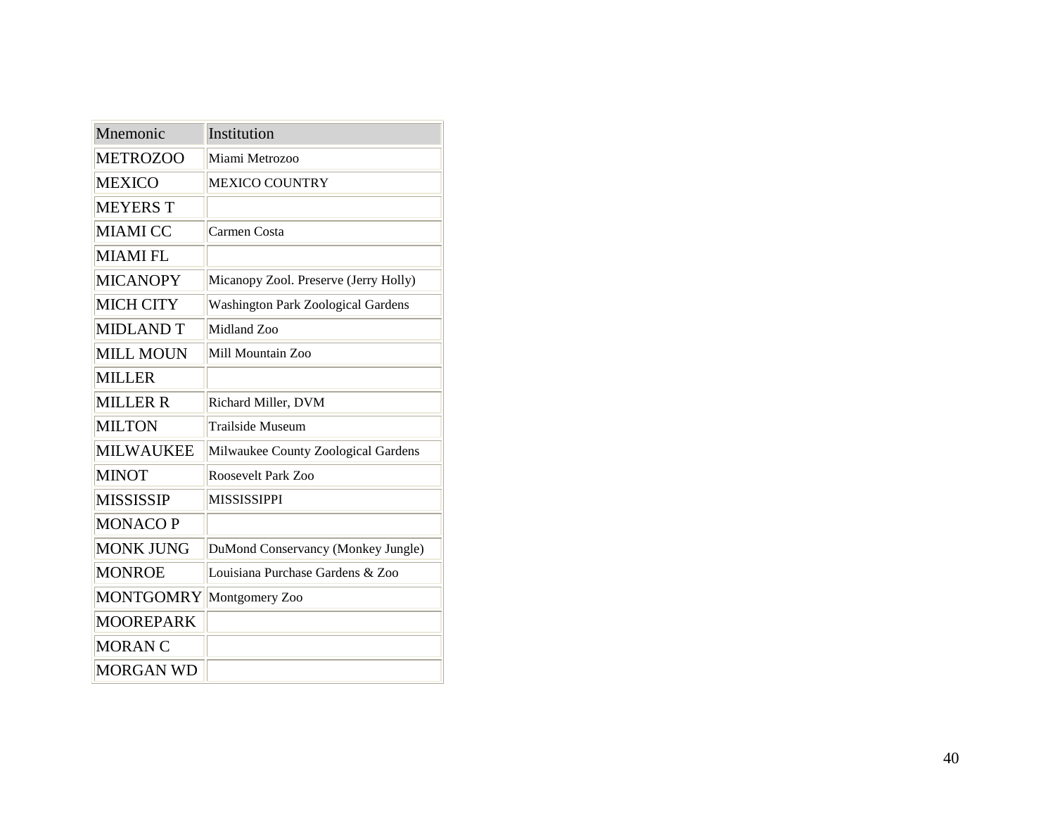| Mnemonic | Institution |
| --- | --- |
| METROZOO | Miami Metrozoo |
| MEXICO | MEXICO COUNTRY |
| MEYERS T | |
| MIAMI CC | Carmen Costa |
| MIAMI FL | |
| MICANOPY | Micanopy Zool. Preserve (Jerry Holly) |
| MICH CITY | Washington Park Zoological Gardens |
| MIDLAND T | Midland Zoo |
| MILL MOUN | Mill Mountain Zoo |
| MILLER | |
| MILLER R | Richard Miller, DVM |
| MILTON | Trailside Museum |
| MILWAUKEE | Milwaukee County Zoological Gardens |
| MINOT | Roosevelt Park Zoo |
| MISSISSIP | MISSISSIPPI |
| MONACO P | |
| MONK JUNG | DuMond Conservancy (Monkey Jungle) |
| MONROE | Louisiana Purchase Gardens & Zoo |
| MONTGOMRY | Montgomery Zoo |
| MOOREPARK | |
| MORAN C | |
| MORGAN WD | |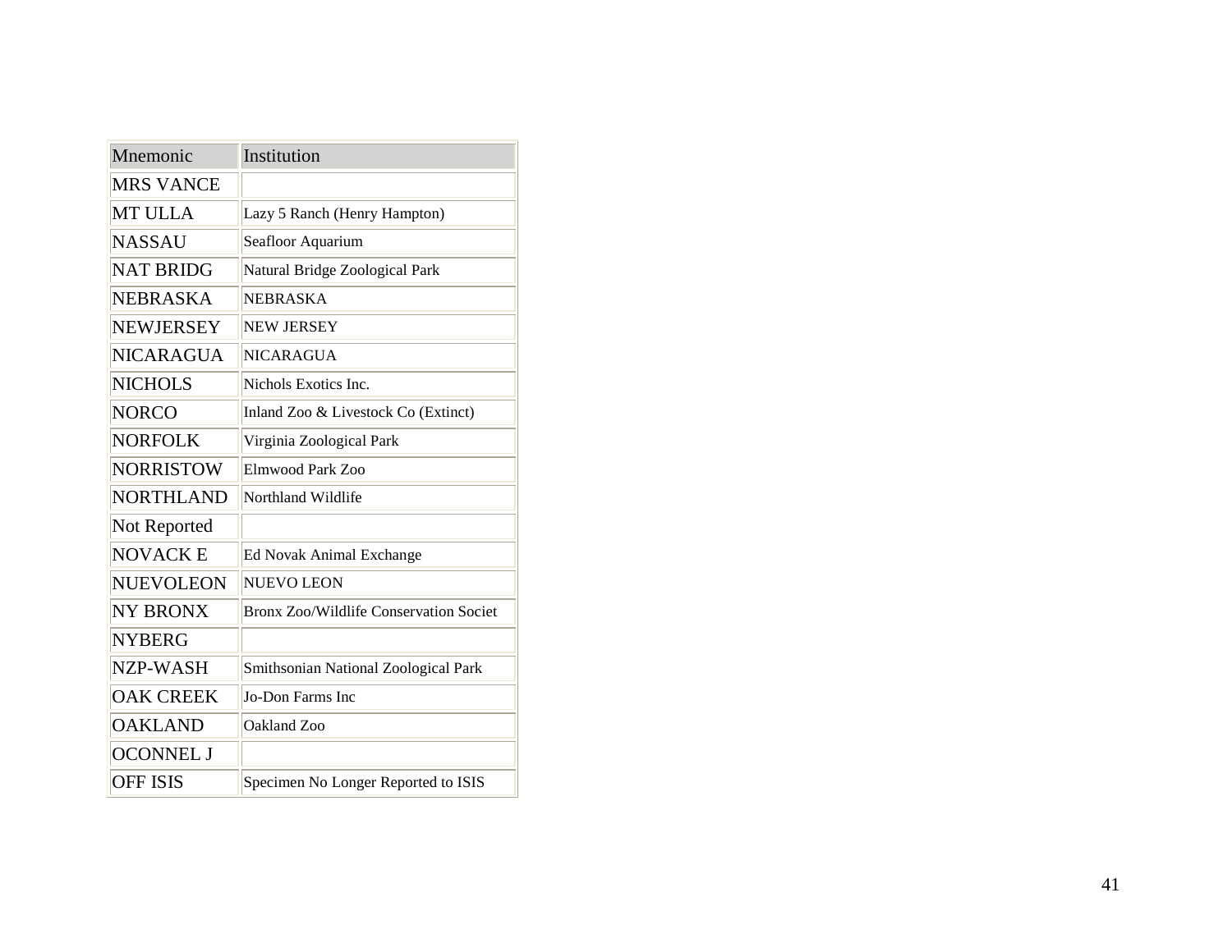| Mnemonic | Institution |
| --- | --- |
| MRS VANCE | |
| MT ULLA | Lazy 5 Ranch (Henry Hampton) |
| NASSAU | Seafloor Aquarium |
| NAT BRIDG | Natural Bridge Zoological Park |
| NEBRASKA | NEBRASKA |
| NEWJERSEY | NEW JERSEY |
| NICARAGUA | NICARAGUA |
| NICHOLS | Nichols Exotics Inc. |
| NORCO | Inland Zoo & Livestock Co (Extinct) |
| NORFOLK | Virginia Zoological Park |
| NORRISTOW | Elmwood Park Zoo |
| NORTHLAND | Northland Wildlife |
| Not Reported | |
| NOVACK E | Ed Novak Animal Exchange |
| NUEVOLEON | NUEVO LEON |
| NY BRONX | Bronx Zoo/Wildlife Conservation Societ |
| NYBERG | |
| NZP-WASH | Smithsonian National Zoological Park |
| OAK CREEK | Jo-Don Farms Inc |
| OAKLAND | Oakland Zoo |
| OCONNEL J | |
| OFF ISIS | Specimen No Longer Reported to ISIS |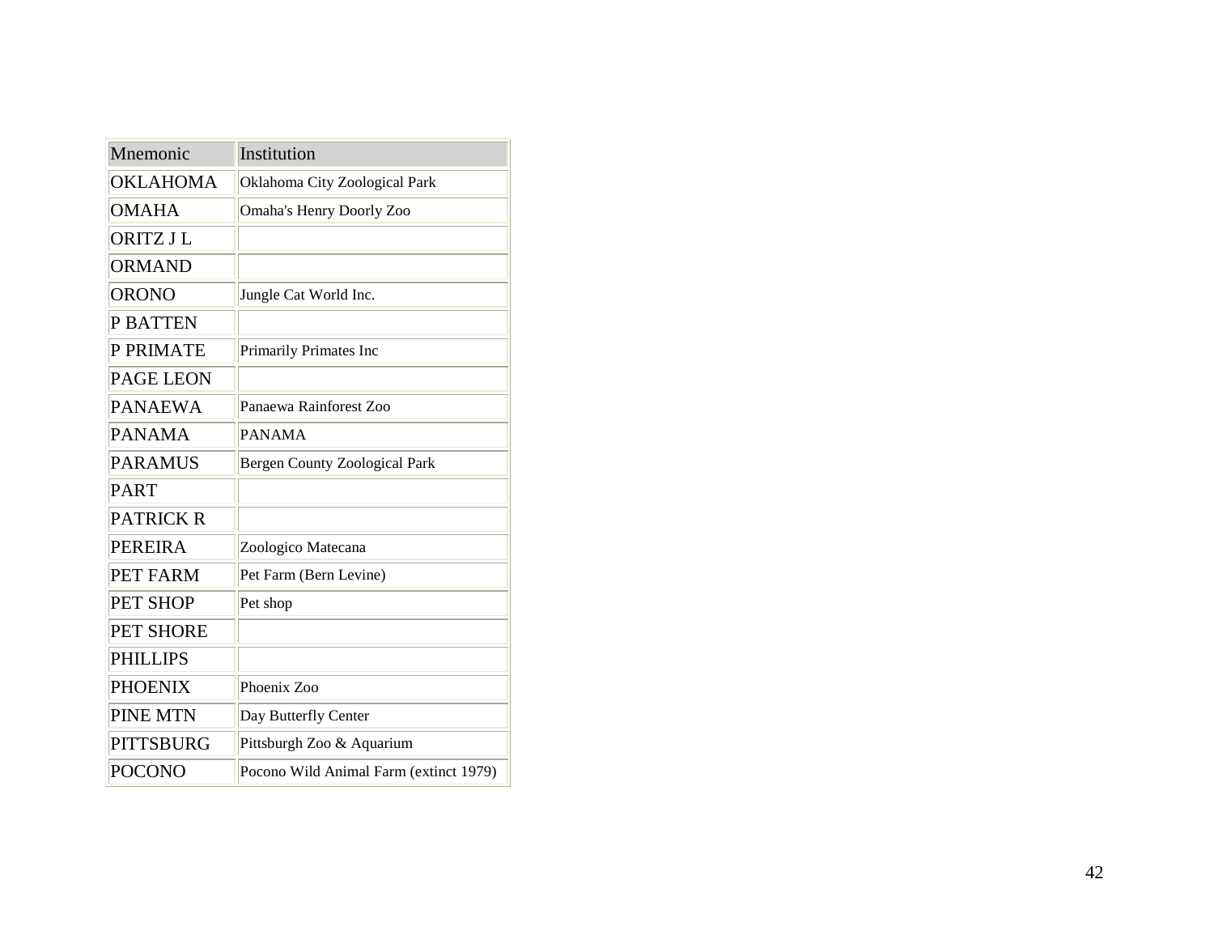| Mnemonic | Institution |
|---|---|
| OKLAHOMA | Oklahoma City Zoological Park |
| OMAHA | Omaha's Henry Doorly Zoo |
| ORITZ J L | |
| ORMAND | |
| ORONO | Jungle Cat World Inc. |
| P BATTEN | |
| P PRIMATE | Primarily Primates Inc |
| PAGE LEON | |
| PANAEWA | Panaewa Rainforest Zoo |
| PANAMA | PANAMA |
| PARAMUS | Bergen County Zoological Park |
| PART | |
| PATRICK R | |
| PEREIRA | Zoologico Matecana |
| PET FARM | Pet Farm (Bern Levine) |
| PET SHOP | Pet shop |
| PET SHORE | |
| PHILLIPS | |
| PHOENIX | Phoenix Zoo |
| PINE MTN | Day Butterfly Center |
| PITTSBURG | Pittsburgh Zoo & Aquarium |
| POCONO | Pocono Wild Animal Farm (extinct 1979) |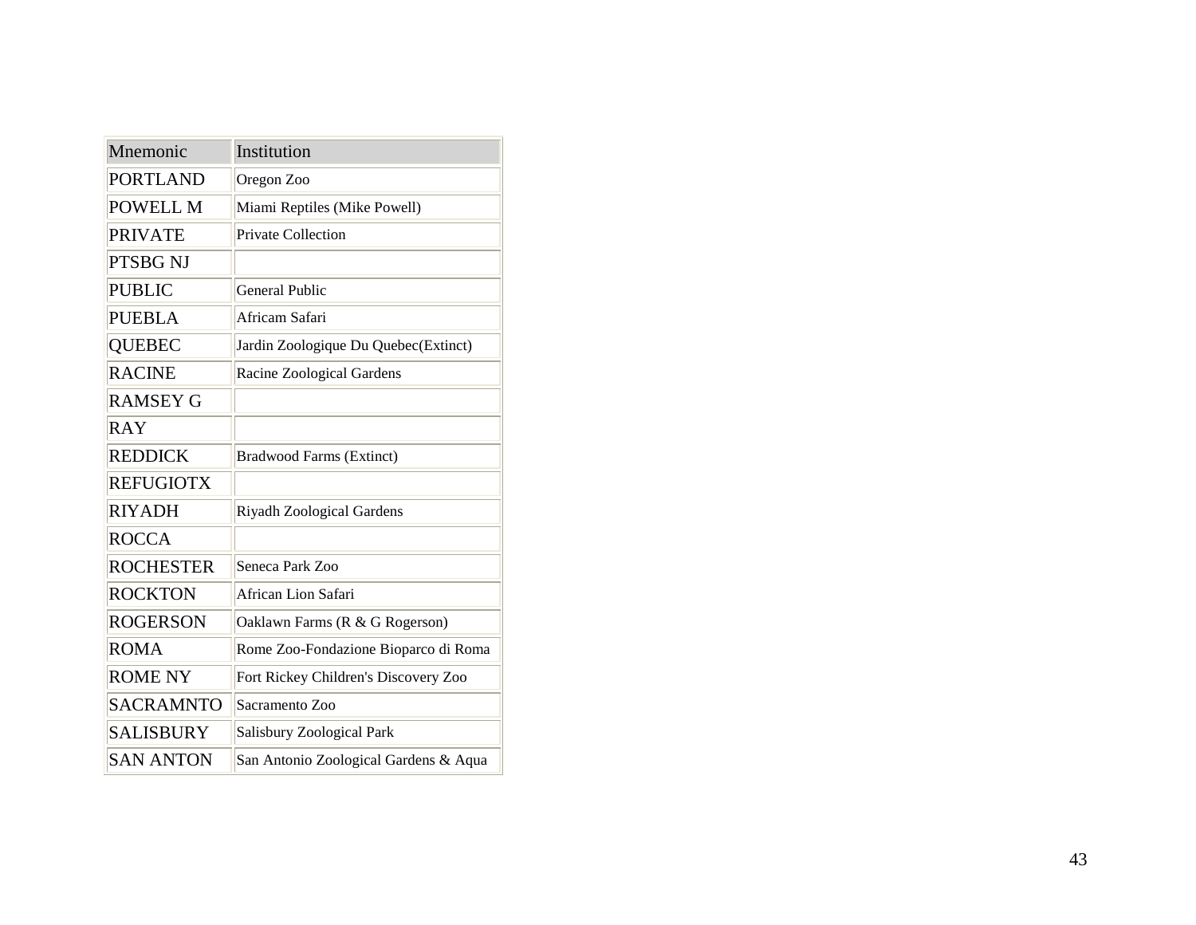| Mnemonic | Institution |
|---|---|
| PORTLAND | Oregon Zoo |
| POWELL M | Miami Reptiles (Mike Powell) |
| PRIVATE | Private Collection |
| PTSBG NJ | |
| PUBLIC | General Public |
| PUEBLA | Africam Safari |
| QUEBEC | Jardin Zoologique Du Quebec(Extinct) |
| RACINE | Racine Zoological Gardens |
| RAMSEY G | |
| RAY | |
| REDDICK | Bradwood Farms (Extinct) |
| REFUGIOTX | |
| RIYADH | Riyadh Zoological Gardens |
| ROCCA | |
| ROCHESTER | Seneca Park Zoo |
| ROCKTON | African Lion Safari |
| ROGERSON | Oaklawn Farms (R & G Rogerson) |
| ROMA | Rome Zoo-Fondazione Bioparco di Roma |
| ROME NY | Fort Rickey Children's Discovery Zoo |
| SACRAMNTO | Sacramento Zoo |
| SALISBURY | Salisbury Zoological Park |
| SAN ANTON | San Antonio Zoological Gardens & Aqua |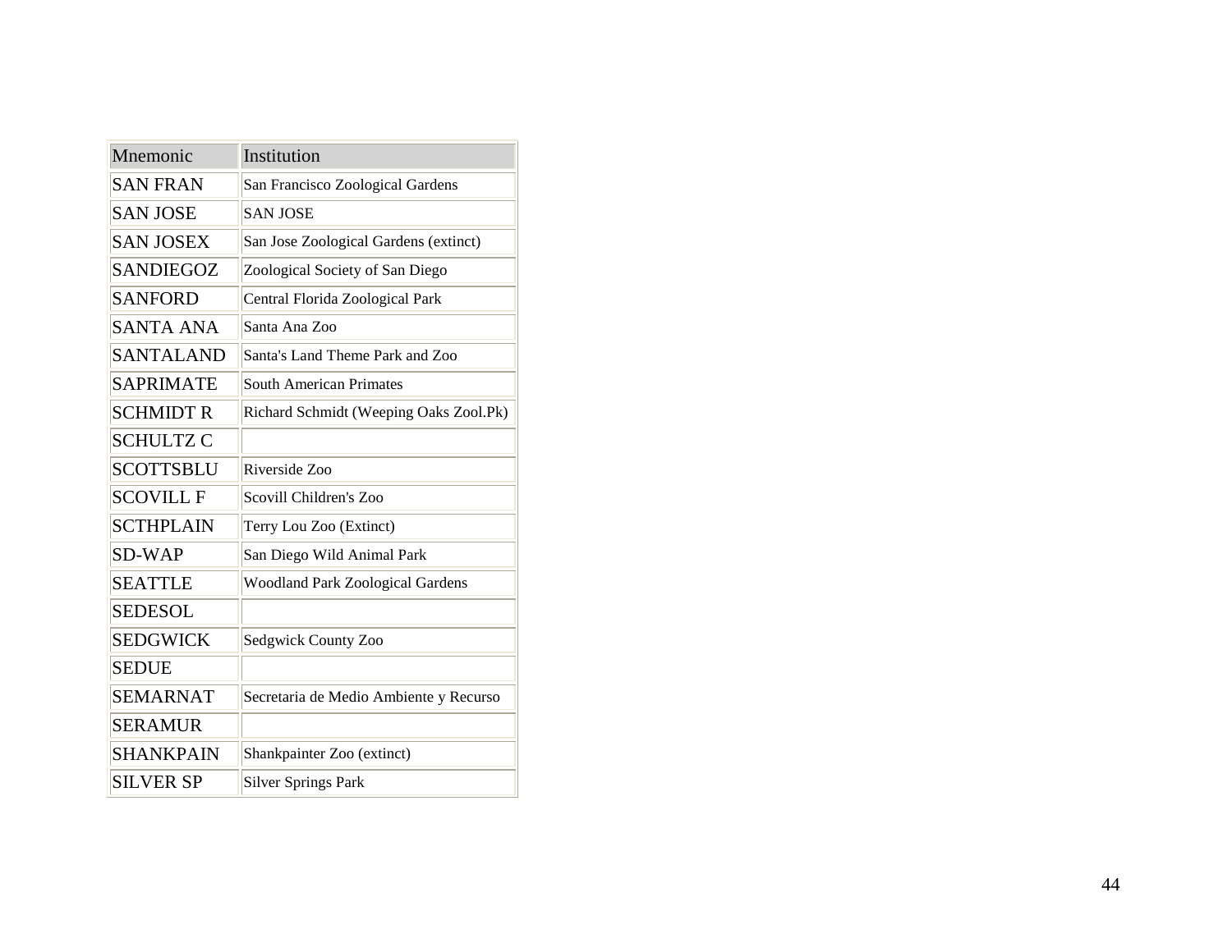| Mnemonic | Institution |
| --- | --- |
| SAN FRAN | San Francisco Zoological Gardens |
| SAN JOSE | SAN JOSE |
| SAN JOSEX | San Jose Zoological Gardens (extinct) |
| SANDIEGOZ | Zoological Society of San Diego |
| SANFORD | Central Florida Zoological Park |
| SANTA ANA | Santa Ana Zoo |
| SANTALAND | Santa's Land Theme Park and Zoo |
| SAPRIMATE | South American Primates |
| SCHMIDT R | Richard Schmidt (Weeping Oaks Zool.Pk) |
| SCHULTZ C | |
| SCOTTSBLU | Riverside Zoo |
| SCOVILL F | Scovill Children's Zoo |
| SCTHPLAIN | Terry Lou Zoo (Extinct) |
| SD-WAP | San Diego Wild Animal Park |
| SEATTLE | Woodland Park Zoological Gardens |
| SEDESOL | |
| SEDGWICK | Sedgwick County Zoo |
| SEDUE | |
| SEMARNAT | Secretaria de Medio Ambiente y Recurso |
| SERAMUR | |
| SHANKPAIN | Shankpainter Zoo (extinct) |
| SILVER SP | Silver Springs Park |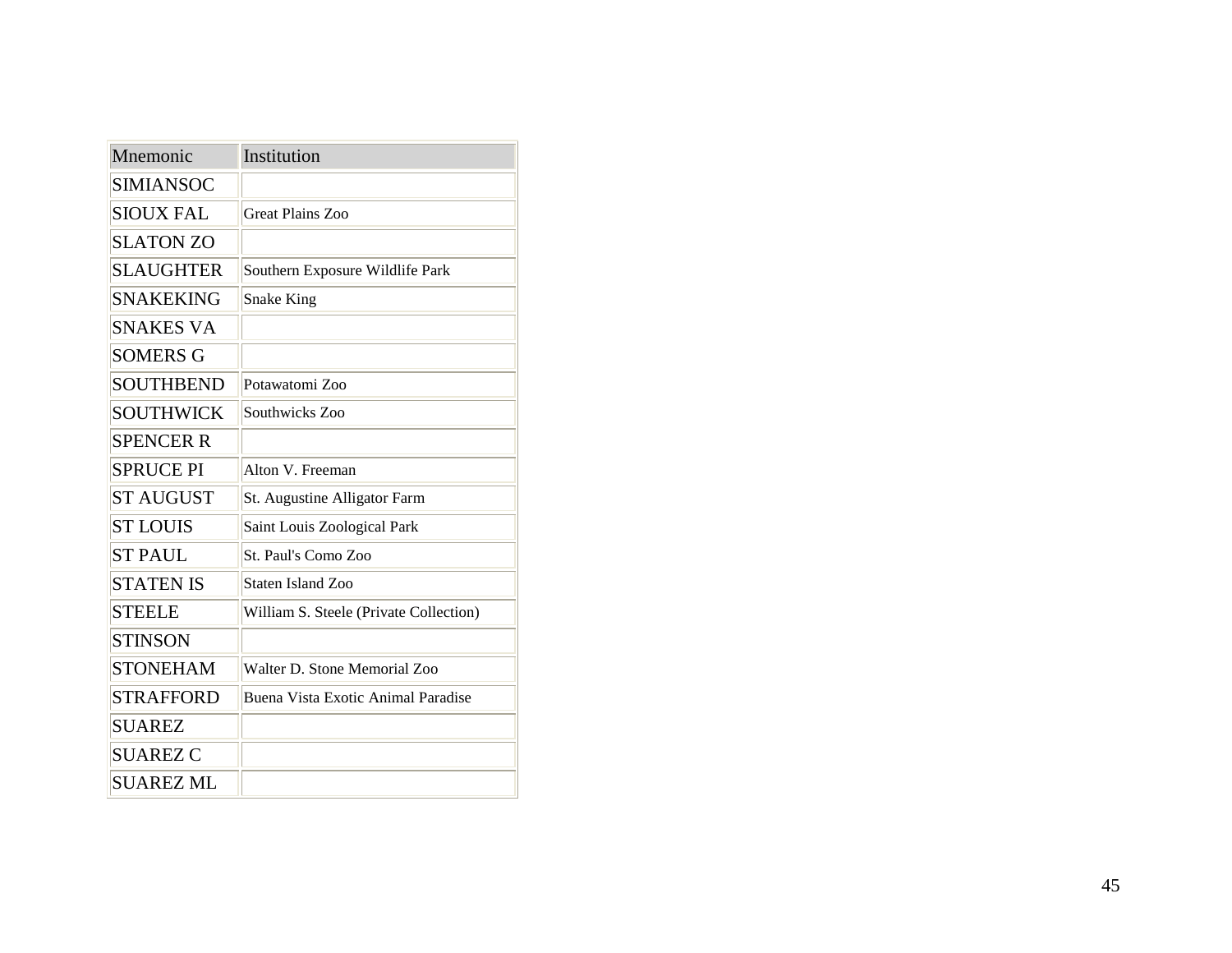| Mnemonic | Institution |
| --- | --- |
| SIMIANSOC | |
| SIOUX FAL | Great Plains Zoo |
| SLATON ZO | |
| SLAUGHTER | Southern Exposure Wildlife Park |
| SNAKEKING | Snake King |
| SNAKES VA | |
| SOMERS G | |
| SOUTHBEND | Potawatomi Zoo |
| SOUTHWICK | Southwicks Zoo |
| SPENCER R | |
| SPRUCE PI | Alton V. Freeman |
| ST AUGUST | St. Augustine Alligator Farm |
| ST LOUIS | Saint Louis Zoological Park |
| ST PAUL | St. Paul's Como Zoo |
| STATEN IS | Staten Island Zoo |
| STEELE | William S. Steele (Private Collection) |
| STINSON | |
| STONEHAM | Walter D. Stone Memorial Zoo |
| STRAFFORD | Buena Vista Exotic Animal Paradise |
| SUAREZ | |
| SUAREZ C | |
| SUAREZ ML | |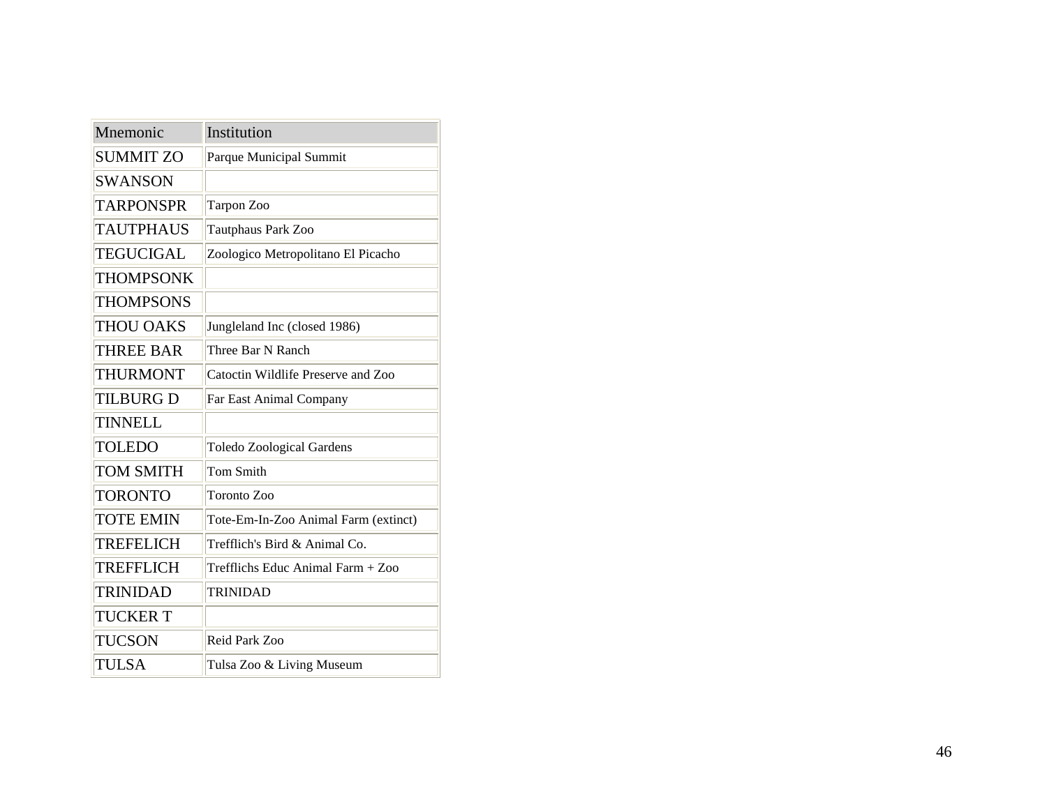| Mnemonic | Institution |
| --- | --- |
| SUMMIT ZO | Parque Municipal Summit |
| SWANSON | |
| TARPONSPR | Tarpon Zoo |
| TAUTPHAUS | Tautphaus Park Zoo |
| TEGUCIGAL | Zoologico Metropolitano El Picacho |
| THOMPSONK | |
| THOMPSONS | |
| THOU OAKS | Jungleland Inc (closed 1986) |
| THREE BAR | Three Bar N Ranch |
| THURMONT | Catoctin Wildlife Preserve and Zoo |
| TILBURG D | Far East Animal Company |
| TINNELL | |
| TOLEDO | Toledo Zoological Gardens |
| TOM SMITH | Tom Smith |
| TORONTO | Toronto Zoo |
| TOTE EMIN | Tote-Em-In-Zoo Animal Farm (extinct) |
| TREFELICH | Trefflich's Bird & Animal Co. |
| TREFFLICH | Trefflichs Educ Animal Farm + Zoo |
| TRINIDAD | TRINIDAD |
| TUCKER T | |
| TUCSON | Reid Park Zoo |
| TULSA | Tulsa Zoo & Living Museum |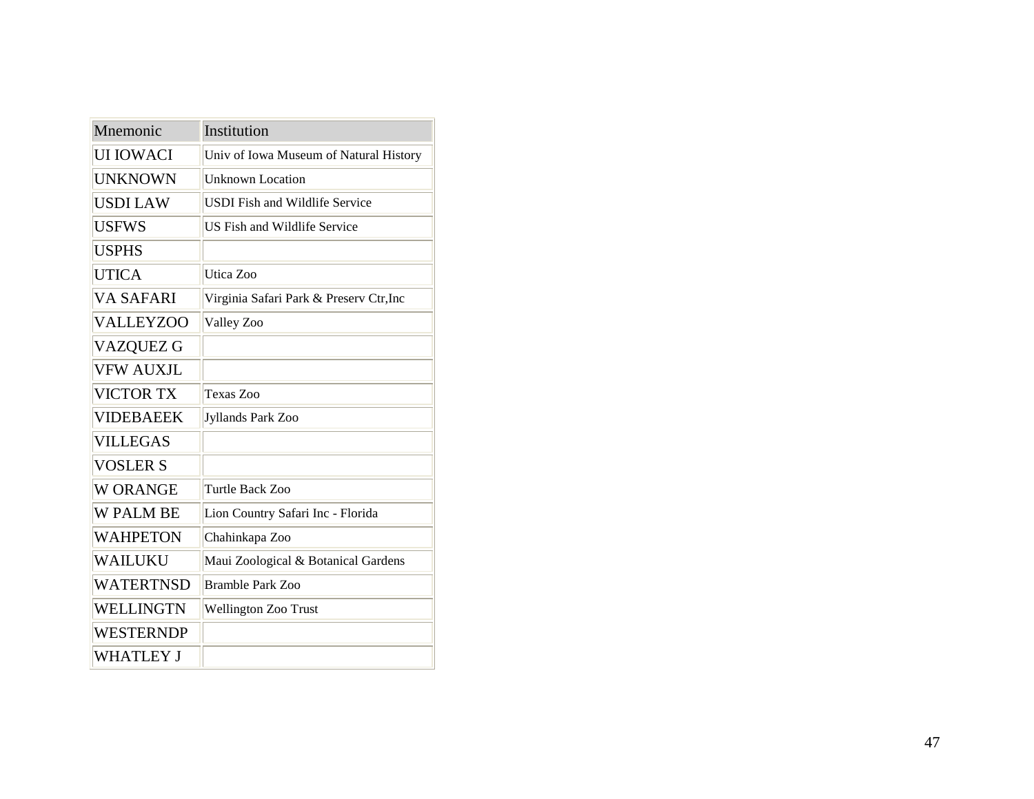| Mnemonic | Institution |
|---|---|
| UI IOWACI | Univ of Iowa Museum of Natural History |
| UNKNOWN | Unknown Location |
| USDI LAW | USDI Fish and Wildlife Service |
| USFWS | US Fish and Wildlife Service |
| USPHS | |
| UTICA | Utica Zoo |
| VA SAFARI | Virginia Safari Park & Preserv Ctr,Inc |
| VALLEYZOO | Valley Zoo |
| VAZQUEZ G | |
| VFW AUXJL | |
| VICTOR TX | Texas Zoo |
| VIDEBAEEK | Jyllands Park Zoo |
| VILLEGAS | |
| VOSLER S | |
| W ORANGE | Turtle Back Zoo |
| W PALM BE | Lion Country Safari Inc - Florida |
| WAHPETON | Chahinkapa Zoo |
| WAILUKU | Maui Zoological & Botanical Gardens |
| WATERTNSD | Bramble Park Zoo |
| WELLINGTN | Wellington Zoo Trust |
| WESTERNDP | |
| WHATLEY J | |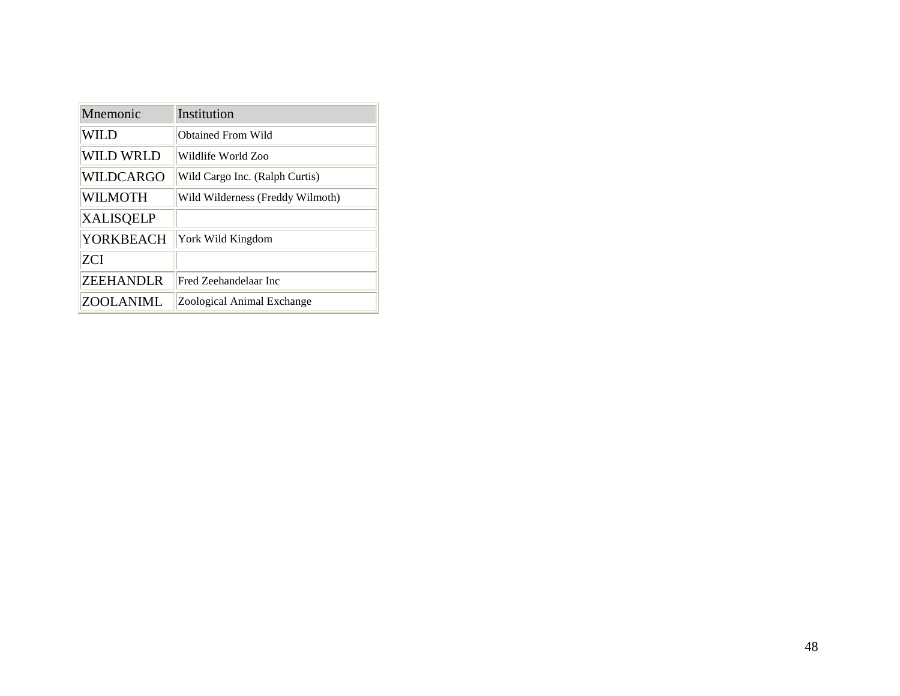| Mnemonic | Institution |
| --- | --- |
| WILD | Obtained From Wild |
| WILD WRLD | Wildlife World Zoo |
| WILDCARGO | Wild Cargo Inc. (Ralph Curtis) |
| WILMOTH | Wild Wilderness (Freddy Wilmoth) |
| XALISQELP | |
| YORKBEACH | York Wild Kingdom |
| ZCI | |
| ZEEHANDLR | Fred Zeehandelaar Inc |
| ZOOLANIML | Zoological Animal Exchange |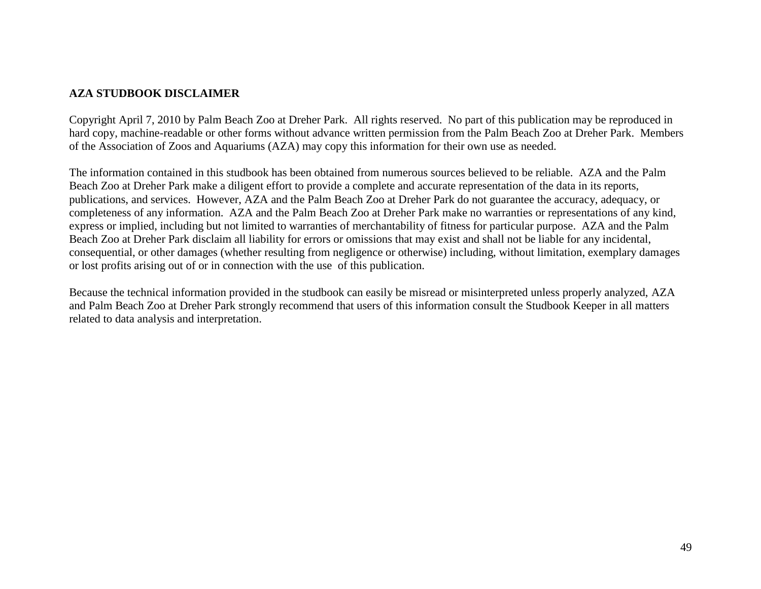**AZA STUDBOOK DISCLAIMER**

Copyright April 7, 2010 by Palm Beach Zoo at Dreher Park. All rights reserved. No part of this publication may be reproduced in hard copy, machine-readable or other forms without advance written permission from the Palm Beach Zoo at Dreher Park. Members of the Association of Zoos and Aquariums (AZA) may copy this information for their own use as needed.

The information contained in this studbook has been obtained from numerous sources believed to be reliable. AZA and the Palm Beach Zoo at Dreher Park make a diligent effort to provide a complete and accurate representation of the data in its reports, publications, and services. However, AZA and the Palm Beach Zoo at Dreher Park do not guarantee the accuracy, adequacy, or completeness of any information. AZA and the Palm Beach Zoo at Dreher Park make no warranties or representations of any kind, express or implied, including but not limited to warranties of merchantability of fitness for particular purpose. AZA and the Palm Beach Zoo at Dreher Park disclaim all liability for errors or omissions that may exist and shall not be liable for any incidental, consequential, or other damages (whether resulting from negligence or otherwise) including, without limitation, exemplary damages or lost profits arising out of or in connection with the use of this publication.

Because the technical information provided in the studbook can easily be misread or misinterpreted unless properly analyzed, AZA and Palm Beach Zoo at Dreher Park strongly recommend that users of this information consult the Studbook Keeper in all matters related to data analysis and interpretation.